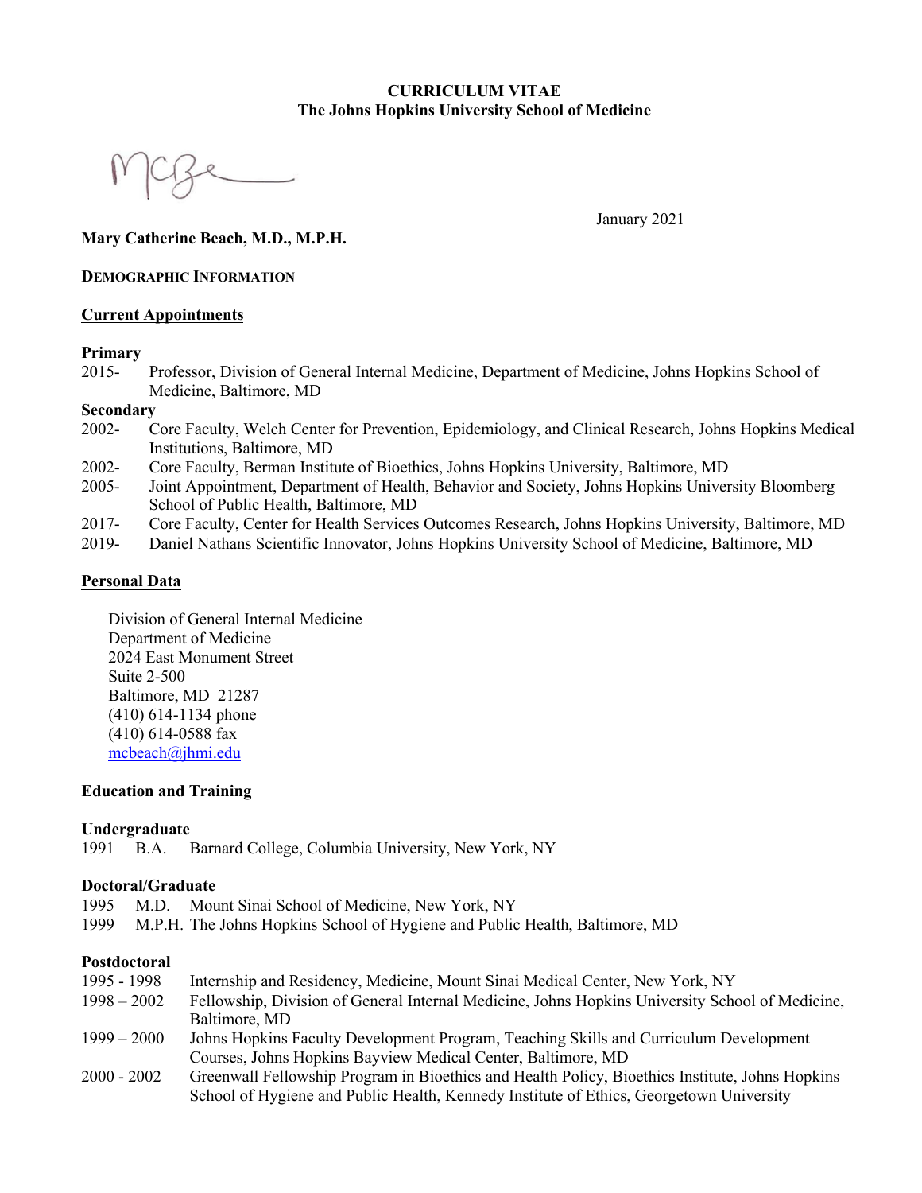**CURRICULUM VITAE**
**The Johns Hopkins University School of Medicine**

January 2021

**Mary Catherine Beach, M.D., M.P.H.**

# DEMOGRAPHIC INFORMATION

## Current Appointments

### Primary

2015- Professor, Division of General Internal Medicine, Department of Medicine, Johns Hopkins School of Medicine, Baltimore, MD

### Secondary

2002- Core Faculty, Welch Center for Prevention, Epidemiology, and Clinical Research, Johns Hopkins Medical Institutions, Baltimore, MD

2002- Core Faculty, Berman Institute of Bioethics, Johns Hopkins University, Baltimore, MD

2005- Joint Appointment, Department of Health, Behavior and Society, Johns Hopkins University Bloomberg School of Public Health, Baltimore, MD

2017- Core Faculty, Center for Health Services Outcomes Research, Johns Hopkins University, Baltimore, MD

2019- Daniel Nathans Scientific Innovator, Johns Hopkins University School of Medicine, Baltimore, MD

## Personal Data

Division of General Internal Medicine
Department of Medicine
2024 East Monument Street
Suite 2-500
Baltimore, MD 21287
(410) 614-1134 phone
(410) 614-0588 fax
mcbeach@jhmi.edu

## Education and Training

### Undergraduate

1991 B.A. Barnard College, Columbia University, New York, NY

### Doctoral/Graduate

1995 M.D. Mount Sinai School of Medicine, New York, NY

1999 M.P.H. The Johns Hopkins School of Hygiene and Public Health, Baltimore, MD

### Postdoctoral

1995 - 1998 Internship and Residency, Medicine, Mount Sinai Medical Center, New York, NY

1998 – 2002 Fellowship, Division of General Internal Medicine, Johns Hopkins University School of Medicine, Baltimore, MD

1999 – 2000 Johns Hopkins Faculty Development Program, Teaching Skills and Curriculum Development Courses, Johns Hopkins Bayview Medical Center, Baltimore, MD

2000 - 2002 Greenwall Fellowship Program in Bioethics and Health Policy, Bioethics Institute, Johns Hopkins School of Hygiene and Public Health, Kennedy Institute of Ethics, Georgetown University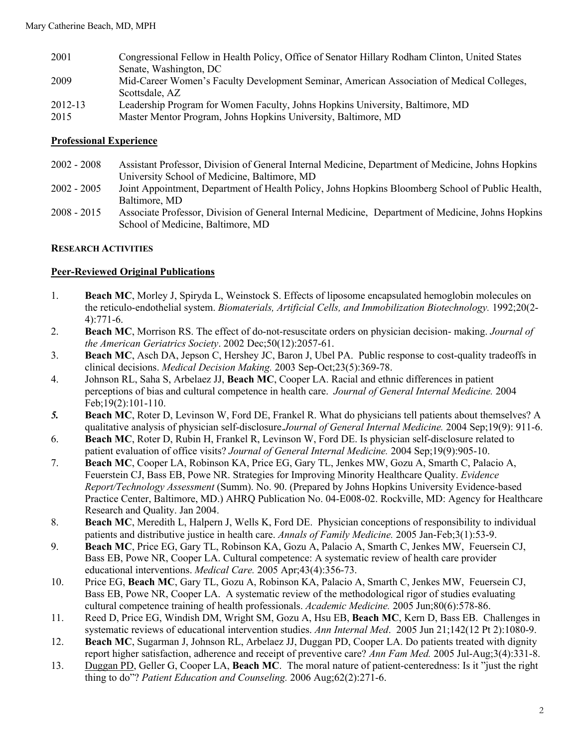| | |
|---|---|
| 2001 | Congressional Fellow in Health Policy, Office of Senator Hillary Rodham Clinton, United States Senate, Washington, DC |
| 2009 | Mid-Career Women's Faculty Development Seminar, American Association of Medical Colleges, Scottsdale, AZ |
| 2012-13 | Leadership Program for Women Faculty, Johns Hopkins University, Baltimore, MD |
| 2015 | Master Mentor Program, Johns Hopkins University, Baltimore, MD |

## Professional Experience

| | |
|---|---|
| 2002 - 2008 | Assistant Professor, Division of General Internal Medicine, Department of Medicine, Johns Hopkins University School of Medicine, Baltimore, MD |
| 2002 - 2005 | Joint Appointment, Department of Health Policy, Johns Hopkins Bloomberg School of Public Health, Baltimore, MD |
| 2008 - 2015 | Associate Professor, Division of General Internal Medicine, Department of Medicine, Johns Hopkins School of Medicine, Baltimore, MD |

## RESEARCH ACTIVITIES

### Peer-Reviewed Original Publications

1. **Beach MC**, Morley J, Spiryda L, Weinstock S. Effects of liposome encapsulated hemoglobin molecules on the reticulo-endothelial system. *Biomaterials, Artificial Cells, and Immobilization Biotechnology.* 1992;20(2-4):771-6.
2. **Beach MC**, Morrison RS. The effect of do-not-resuscitate orders on physician decision- making. *Journal of the American Geriatrics Society*. 2002 Dec;50(12):2057-61.
3. **Beach MC**, Asch DA, Jepson C, Hershey JC, Baron J, Ubel PA. Public response to cost-quality tradeoffs in clinical decisions. *Medical Decision Making.* 2003 Sep-Oct;23(5):369-78.
4. Johnson RL, Saha S, Arbelaez JJ, **Beach MC**, Cooper LA. Racial and ethnic differences in patient perceptions of bias and cultural competence in health care. *Journal of General Internal Medicine.* 2004 Feb;19(2):101-110.
5. **Beach MC**, Roter D, Levinson W, Ford DE, Frankel R. What do physicians tell patients about themselves? A qualitative analysis of physician self-disclosure.*Journal of General Internal Medicine.* 2004 Sep;19(9): 911-6.
6. **Beach MC**, Roter D, Rubin H, Frankel R, Levinson W, Ford DE. Is physician self-disclosure related to patient evaluation of office visits? *Journal of General Internal Medicine.* 2004 Sep;19(9):905-10.
7. **Beach MC**, Cooper LA, Robinson KA, Price EG, Gary TL, Jenkes MW, Gozu A, Smarth C, Palacio A, Feuerstein CJ, Bass EB, Powe NR. Strategies for Improving Minority Healthcare Quality. *Evidence Report/Technology Assessment* (Summ). No. 90. (Prepared by Johns Hopkins University Evidence-based Practice Center, Baltimore, MD.) AHRQ Publication No. 04-E008-02. Rockville, MD: Agency for Healthcare Research and Quality. Jan 2004.
8. **Beach MC**, Meredith L, Halpern J, Wells K, Ford DE. Physician conceptions of responsibility to individual patients and distributive justice in health care. *Annals of Family Medicine.* 2005 Jan-Feb;3(1):53-9.
9. **Beach MC**, Price EG, Gary TL, Robinson KA, Gozu A, Palacio A, Smarth C, Jenkes MW, Feuersein CJ, Bass EB, Powe NR, Cooper LA. Cultural competence: A systematic review of health care provider educational interventions. *Medical Care.* 2005 Apr;43(4):356-73.
10. Price EG, **Beach MC**, Gary TL, Gozu A, Robinson KA, Palacio A, Smarth C, Jenkes MW, Feuersein CJ, Bass EB, Powe NR, Cooper LA. A systematic review of the methodological rigor of studies evaluating cultural competence training of health professionals. *Academic Medicine.* 2005 Jun;80(6):578-86.
11. Reed D, Price EG, Windish DM, Wright SM, Gozu A, Hsu EB, **Beach MC**, Kern D, Bass EB. Challenges in systematic reviews of educational intervention studies. *Ann Internal Med*. 2005 Jun 21;142(12 Pt 2):1080-9.
12. **Beach MC**, Sugarman J, Johnson RL, Arbelaez JJ, Duggan PD, Cooper LA. Do patients treated with dignity report higher satisfaction, adherence and receipt of preventive care? *Ann Fam Med.* 2005 Jul-Aug;3(4):331-8.
13. Duggan PD, Geller G, Cooper LA, **Beach MC**. The moral nature of patient-centeredness: Is it "just the right thing to do"? *Patient Education and Counseling.* 2006 Aug;62(2):271-6.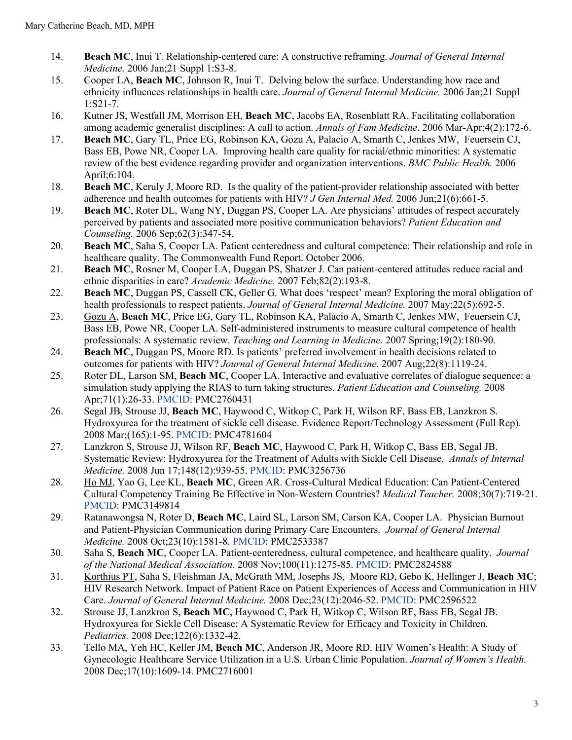14. **Beach MC**, Inui T. Relationship-centered care: A constructive reframing. *Journal of General Internal Medicine.* 2006 Jan;21 Suppl 1:S3-8.
15. Cooper LA, **Beach MC**, Johnson R, Inui T. Delving below the surface. Understanding how race and ethnicity influences relationships in health care. *Journal of General Internal Medicine.* 2006 Jan;21 Suppl 1:S21-7.
16. Kutner JS, Westfall JM, Morrison EH, **Beach MC**, Jacobs EA, Rosenblatt RA. Facilitating collaboration among academic generalist disciplines: A call to action. *Annals of Fam Medicine*. 2006 Mar-Apr;4(2):172-6.
17. **Beach MC**, Gary TL, Price EG, Robinson KA, Gozu A, Palacio A, Smarth C, Jenkes MW, Feuersein CJ, Bass EB, Powe NR, Cooper LA. Improving health care quality for racial/ethnic minorities: A systematic review of the best evidence regarding provider and organization interventions. *BMC Public Health.* 2006 April;6:104.
18. **Beach MC**, Keruly J, Moore RD. Is the quality of the patient-provider relationship associated with better adherence and health outcomes for patients with HIV? *J Gen Internal Med.* 2006 Jun;21(6):661-5.
19. **Beach MC**, Roter DL, Wang NY, Duggan PS, Cooper LA. Are physicians' attitudes of respect accurately perceived by patients and associated more positive communication behaviors? *Patient Education and Counseling.* 2006 Sep;62(3):347-54.
20. **Beach MC**, Saha S, Cooper LA. Patient centeredness and cultural competence: Their relationship and role in healthcare quality. The Commonwealth Fund Report. October 2006.
21. **Beach MC**, Rosner M, Cooper LA, Duggan PS, Shatzer J. Can patient-centered attitudes reduce racial and ethnic disparities in care? *Academic Medicine.* 2007 Feb;82(2):193-8.
22. **Beach MC**, Duggan PS, Cassell CK, Geller G. What does 'respect' mean? Exploring the moral obligation of health professionals to respect patients. *Journal of General Internal Medicine.* 2007 May;22(5):692-5.
23. Gozu A, **Beach MC**, Price EG, Gary TL, Robinson KA, Palacio A, Smarth C, Jenkes MW, Feuersein CJ, Bass EB, Powe NR, Cooper LA. Self-administered instruments to measure cultural competence of health professionals: A systematic review. *Teaching and Learning in Medicine.* 2007 Spring;19(2):180-90.
24. **Beach MC**, Duggan PS, Moore RD. Is patients' preferred involvement in health decisions related to outcomes for patients with HIV? *Journal of General Internal Medicine*. 2007 Aug;22(8):1119-24.
25. Roter DL, Larson SM, **Beach MC**, Cooper LA. Interactive and evaluative correlates of dialogue sequence: a simulation study applying the RIAS to turn taking structures. *Patient Education and Counseling.* 2008 Apr;71(1):26-33. PMCID: PMC2760431
26. Segal JB, Strouse JJ, **Beach MC**, Haywood C, Witkop C, Park H, Wilson RF, Bass EB, Lanzkron S. Hydroxyurea for the treatment of sickle cell disease. Evidence Report/Technology Assessment (Full Rep). 2008 Mar;(165):1-95. PMCID: PMC4781604
27. Lanzkron S, Strouse JJ, Wilson RF, **Beach MC**, Haywood C, Park H, Witkop C, Bass EB, Segal JB. Systematic Review: Hydroxyurea for the Treatment of Adults with Sickle Cell Disease. *Annals of Internal Medicine.* 2008 Jun 17;148(12):939-55. PMCID: PMC3256736
28. Ho MJ, Yao G, Lee KL, **Beach MC**, Green AR. Cross-Cultural Medical Education: Can Patient-Centered Cultural Competency Training Be Effective in Non-Western Countries? *Medical Teacher.* 2008;30(7):719-21. PMCID: PMC3149814
29. Ratanawongsa N, Roter D, **Beach MC**, Laird SL, Larson SM, Carson KA, Cooper LA. Physician Burnout and Patient-Physician Communication during Primary Care Encounters. *Journal of General Internal Medicine.* 2008 Oct;23(10):1581-8. PMCID: PMC2533387
30. Saha S, **Beach MC**, Cooper LA. Patient-centeredness, cultural competence, and healthcare quality. *Journal of the National Medical Association.* 2008 Nov;100(11):1275-85. PMCID: PMC2824588
31. Korthius PT, Saha S, Fleishman JA, McGrath MM, Josephs JS, Moore RD, Gebo K, Hellinger J, **Beach MC**; HIV Research Network. Impact of Patient Race on Patient Experiences of Access and Communication in HIV Care. *Journal of General Internal Medicine.* 2008 Dec;23(12):2046-52. PMCID: PMC2596522
32. Strouse JJ, Lanzkron S, **Beach MC**, Haywood C, Park H, Witkop C, Wilson RF, Bass EB, Segal JB. Hydroxyurea for Sickle Cell Disease: A Systematic Review for Efficacy and Toxicity in Children. *Pediatrics.* 2008 Dec;122(6):1332-42.
33. Tello MA, Yeh HC, Keller JM, **Beach MC**, Anderson JR, Moore RD. HIV Women's Health: A Study of Gynecologic Healthcare Service Utilization in a U.S. Urban Clinic Population. *Journal of Women's Health.* 2008 Dec;17(10):1609-14. PMC2716001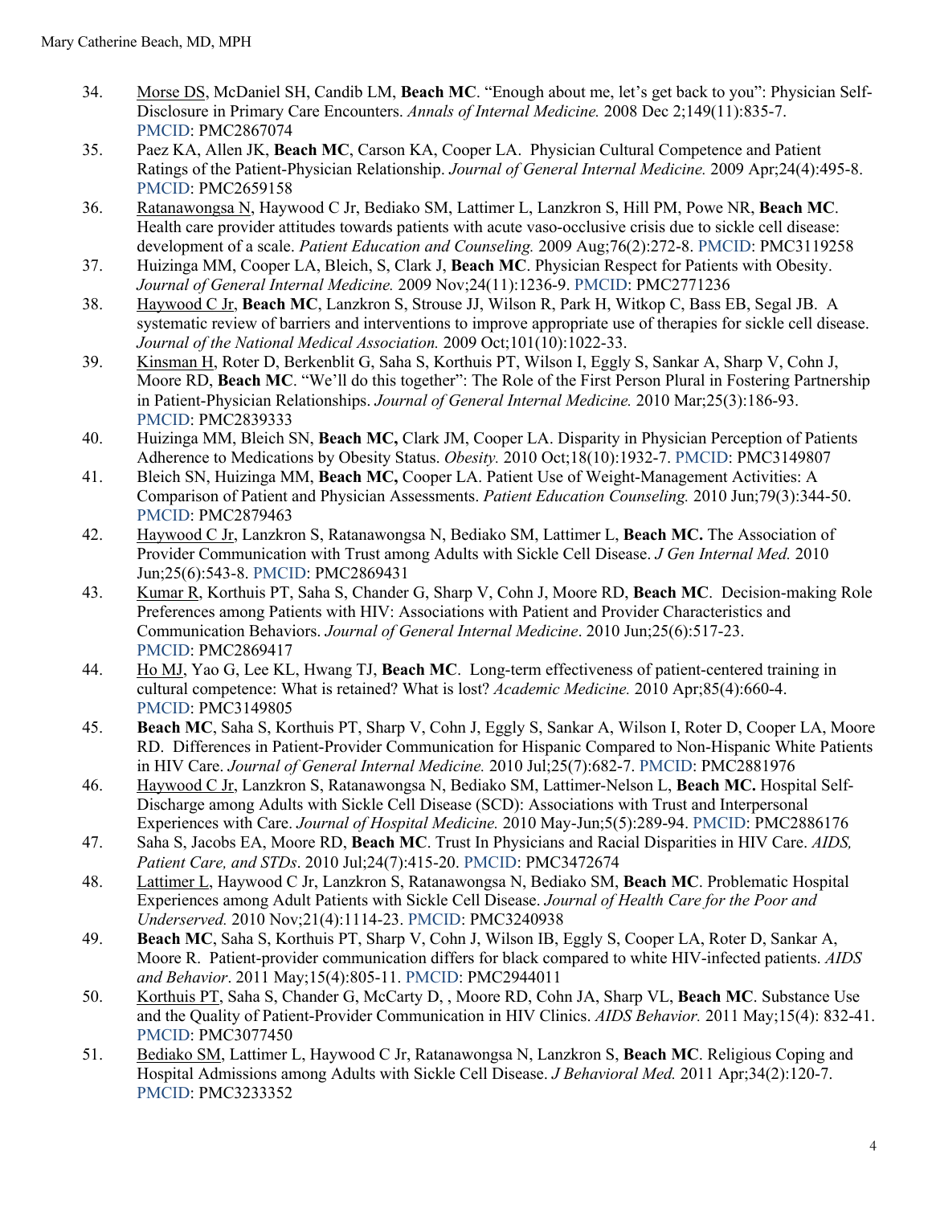34. Morse DS, McDaniel SH, Candib LM, **Beach MC**. "Enough about me, let's get back to you": Physician Self-Disclosure in Primary Care Encounters. *Annals of Internal Medicine.* 2008 Dec 2;149(11):835-7. PMCID: PMC2867074
35. Paez KA, Allen JK, **Beach MC**, Carson KA, Cooper LA. Physician Cultural Competence and Patient Ratings of the Patient-Physician Relationship. *Journal of General Internal Medicine.* 2009 Apr;24(4):495-8. PMCID: PMC2659158
36. Ratanawongsa N, Haywood C Jr, Bediako SM, Lattimer L, Lanzkron S, Hill PM, Powe NR, **Beach MC**. Health care provider attitudes towards patients with acute vaso-occlusive crisis due to sickle cell disease: development of a scale. *Patient Education and Counseling.* 2009 Aug;76(2):272-8. PMCID: PMC3119258
37. Huizinga MM, Cooper LA, Bleich, S, Clark J, **Beach MC**. Physician Respect for Patients with Obesity. *Journal of General Internal Medicine.* 2009 Nov;24(11):1236-9. PMCID: PMC2771236
38. Haywood C Jr, **Beach MC**, Lanzkron S, Strouse JJ, Wilson R, Park H, Witkop C, Bass EB, Segal JB. A systematic review of barriers and interventions to improve appropriate use of therapies for sickle cell disease. *Journal of the National Medical Association.* 2009 Oct;101(10):1022-33.
39. Kinsman H, Roter D, Berkenblit G, Saha S, Korthuis PT, Wilson I, Eggly S, Sankar A, Sharp V, Cohn J, Moore RD, **Beach MC**. "We'll do this together": The Role of the First Person Plural in Fostering Partnership in Patient-Physician Relationships. *Journal of General Internal Medicine.* 2010 Mar;25(3):186-93. PMCID: PMC2839333
40. Huizinga MM, Bleich SN, **Beach MC,** Clark JM, Cooper LA. Disparity in Physician Perception of Patients Adherence to Medications by Obesity Status. *Obesity.* 2010 Oct;18(10):1932-7. PMCID: PMC3149807
41. Bleich SN, Huizinga MM, **Beach MC,** Cooper LA. Patient Use of Weight-Management Activities: A Comparison of Patient and Physician Assessments. *Patient Education Counseling.* 2010 Jun;79(3):344-50. PMCID: PMC2879463
42. Haywood C Jr, Lanzkron S, Ratanawongsa N, Bediako SM, Lattimer L, **Beach MC.** The Association of Provider Communication with Trust among Adults with Sickle Cell Disease. *J Gen Internal Med.* 2010 Jun;25(6):543-8. PMCID: PMC2869431
43. Kumar R, Korthuis PT, Saha S, Chander G, Sharp V, Cohn J, Moore RD, **Beach MC**. Decision-making Role Preferences among Patients with HIV: Associations with Patient and Provider Characteristics and Communication Behaviors. *Journal of General Internal Medicine*. 2010 Jun;25(6):517-23. PMCID: PMC2869417
44. Ho MJ, Yao G, Lee KL, Hwang TJ, **Beach MC**. Long-term effectiveness of patient-centered training in cultural competence: What is retained? What is lost? *Academic Medicine.* 2010 Apr;85(4):660-4. PMCID: PMC3149805
45. **Beach MC**, Saha S, Korthuis PT, Sharp V, Cohn J, Eggly S, Sankar A, Wilson I, Roter D, Cooper LA, Moore RD. Differences in Patient-Provider Communication for Hispanic Compared to Non-Hispanic White Patients in HIV Care. *Journal of General Internal Medicine.* 2010 Jul;25(7):682-7. PMCID: PMC2881976
46. Haywood C Jr, Lanzkron S, Ratanawongsa N, Bediako SM, Lattimer-Nelson L, **Beach MC.** Hospital Self-Discharge among Adults with Sickle Cell Disease (SCD): Associations with Trust and Interpersonal Experiences with Care. *Journal of Hospital Medicine.* 2010 May-Jun;5(5):289-94. PMCID: PMC2886176
47. Saha S, Jacobs EA, Moore RD, **Beach MC**. Trust In Physicians and Racial Disparities in HIV Care. *AIDS, Patient Care, and STDs*. 2010 Jul;24(7):415-20. PMCID: PMC3472674
48. Lattimer L, Haywood C Jr, Lanzkron S, Ratanawongsa N, Bediako SM, **Beach MC**. Problematic Hospital Experiences among Adult Patients with Sickle Cell Disease. *Journal of Health Care for the Poor and Underserved.* 2010 Nov;21(4):1114-23. PMCID: PMC3240938
49. **Beach MC**, Saha S, Korthuis PT, Sharp V, Cohn J, Wilson IB, Eggly S, Cooper LA, Roter D, Sankar A, Moore R. Patient-provider communication differs for black compared to white HIV-infected patients. *AIDS and Behavior*. 2011 May;15(4):805-11. PMCID: PMC2944011
50. Korthuis PT, Saha S, Chander G, McCarty D, , Moore RD, Cohn JA, Sharp VL, **Beach MC**. Substance Use and the Quality of Patient-Provider Communication in HIV Clinics. *AIDS Behavior.* 2011 May;15(4): 832-41. PMCID: PMC3077450
51. Bediako SM, Lattimer L, Haywood C Jr, Ratanawongsa N, Lanzkron S, **Beach MC**. Religious Coping and Hospital Admissions among Adults with Sickle Cell Disease. *J Behavioral Med.* 2011 Apr;34(2):120-7. PMCID: PMC3233352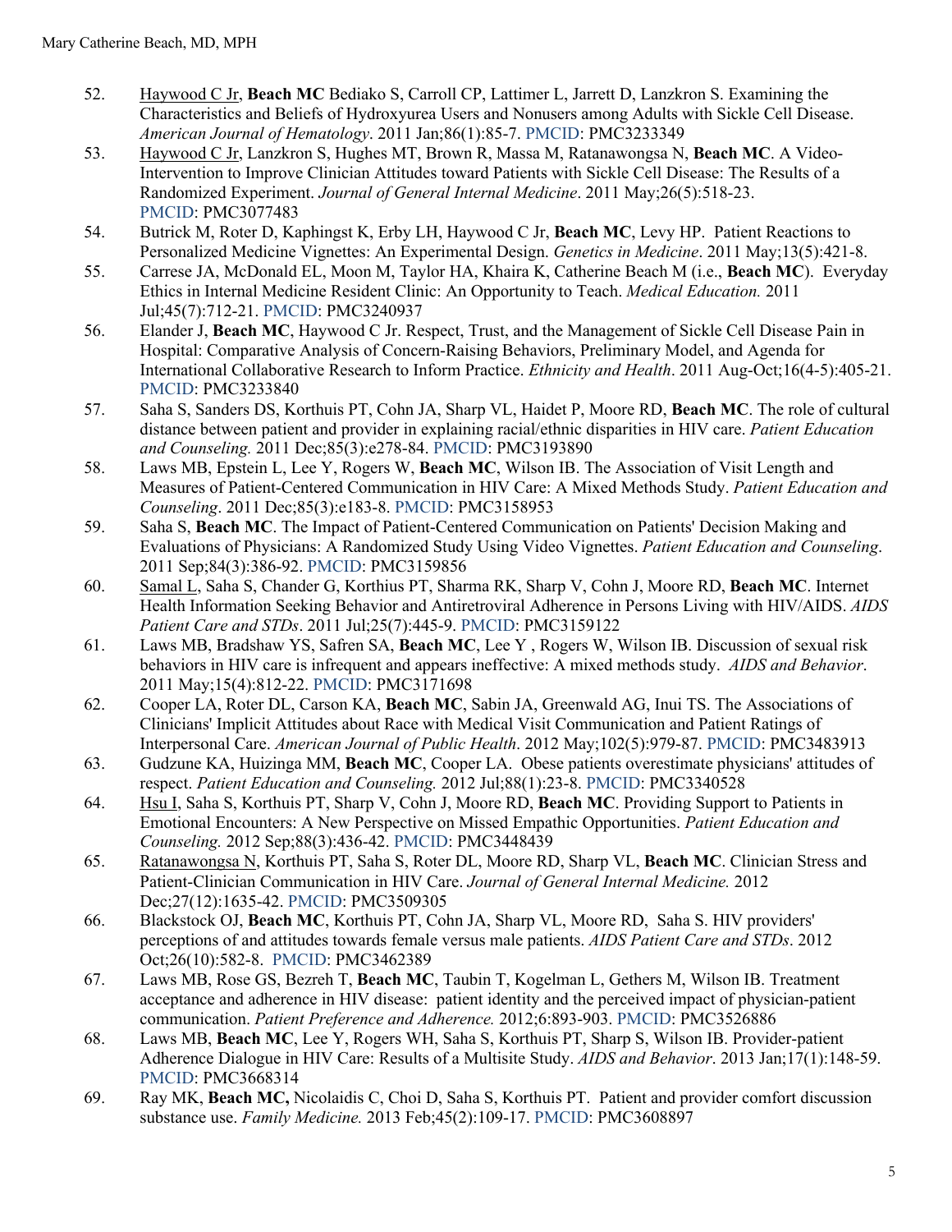52. <u>Haywood C Jr</u>, **Beach MC** Bediako S, Carroll CP, Lattimer L, Jarrett D, Lanzkron S. Examining the Characteristics and Beliefs of Hydroxyurea Users and Nonusers among Adults with Sickle Cell Disease. *American Journal of Hematology*. 2011 Jan;86(1):85-7. PMCID: PMC3233349
53. <u>Haywood C Jr</u>, Lanzkron S, Hughes MT, Brown R, Massa M, Ratanawongsa N, **Beach MC**. A Video-Intervention to Improve Clinician Attitudes toward Patients with Sickle Cell Disease: The Results of a Randomized Experiment. *Journal of General Internal Medicine*. 2011 May;26(5):518-23. PMCID: PMC3077483
54. Butrick M, Roter D, Kaphingst K, Erby LH, Haywood C Jr, **Beach MC**, Levy HP. Patient Reactions to Personalized Medicine Vignettes: An Experimental Design. *Genetics in Medicine*. 2011 May;13(5):421-8.
55. Carrese JA, McDonald EL, Moon M, Taylor HA, Khaira K, Catherine Beach M (i.e., **Beach MC**). Everyday Ethics in Internal Medicine Resident Clinic: An Opportunity to Teach. *Medical Education.* 2011 Jul;45(7):712-21. PMCID: PMC3240937
56. Elander J, **Beach MC**, Haywood C Jr. Respect, Trust, and the Management of Sickle Cell Disease Pain in Hospital: Comparative Analysis of Concern-Raising Behaviors, Preliminary Model, and Agenda for International Collaborative Research to Inform Practice. *Ethnicity and Health*. 2011 Aug-Oct;16(4-5):405-21. PMCID: PMC3233840
57. Saha S, Sanders DS, Korthuis PT, Cohn JA, Sharp VL, Haidet P, Moore RD, **Beach MC**. The role of cultural distance between patient and provider in explaining racial/ethnic disparities in HIV care. *Patient Education and Counseling.* 2011 Dec;85(3):e278-84. PMCID: PMC3193890
58. Laws MB, Epstein L, Lee Y, Rogers W, **Beach MC**, Wilson IB. The Association of Visit Length and Measures of Patient-Centered Communication in HIV Care: A Mixed Methods Study. *Patient Education and Counseling*. 2011 Dec;85(3):e183-8. PMCID: PMC3158953
59. Saha S, **Beach MC**. The Impact of Patient-Centered Communication on Patients' Decision Making and Evaluations of Physicians: A Randomized Study Using Video Vignettes. *Patient Education and Counseling*. 2011 Sep;84(3):386-92. PMCID: PMC3159856
60. <u>Samal L</u>, Saha S, Chander G, Korthius PT, Sharma RK, Sharp V, Cohn J, Moore RD, **Beach MC**. Internet Health Information Seeking Behavior and Antiretroviral Adherence in Persons Living with HIV/AIDS. *AIDS Patient Care and STDs*. 2011 Jul;25(7):445-9. PMCID: PMC3159122
61. Laws MB, Bradshaw YS, Safren SA, **Beach MC**, Lee Y , Rogers W, Wilson IB. Discussion of sexual risk behaviors in HIV care is infrequent and appears ineffective: A mixed methods study. *AIDS and Behavior*. 2011 May;15(4):812-22. PMCID: PMC3171698
62. Cooper LA, Roter DL, Carson KA, **Beach MC**, Sabin JA, Greenwald AG, Inui TS. The Associations of Clinicians' Implicit Attitudes about Race with Medical Visit Communication and Patient Ratings of Interpersonal Care. *American Journal of Public Health*. 2012 May;102(5):979-87. PMCID: PMC3483913
63. Gudzune KA, Huizinga MM, **Beach MC**, Cooper LA. Obese patients overestimate physicians' attitudes of respect. *Patient Education and Counseling.* 2012 Jul;88(1):23-8. PMCID: PMC3340528
64. <u>Hsu I</u>, Saha S, Korthuis PT, Sharp V, Cohn J, Moore RD, **Beach MC**. Providing Support to Patients in Emotional Encounters: A New Perspective on Missed Empathic Opportunities. *Patient Education and Counseling.* 2012 Sep;88(3):436-42. PMCID: PMC3448439
65. <u>Ratanawongsa N</u>, Korthuis PT, Saha S, Roter DL, Moore RD, Sharp VL, **Beach MC**. Clinician Stress and Patient-Clinician Communication in HIV Care. *Journal of General Internal Medicine.* 2012 Dec;27(12):1635-42. PMCID: PMC3509305
66. Blackstock OJ, **Beach MC**, Korthuis PT, Cohn JA, Sharp VL, Moore RD, Saha S. HIV providers' perceptions of and attitudes towards female versus male patients. *AIDS Patient Care and STDs*. 2012 Oct;26(10):582-8. PMCID: PMC3462389
67. Laws MB, Rose GS, Bezreh T, **Beach MC**, Taubin T, Kogelman L, Gethers M, Wilson IB. Treatment acceptance and adherence in HIV disease: patient identity and the perceived impact of physician-patient communication. *Patient Preference and Adherence.* 2012;6:893-903. PMCID: PMC3526886
68. Laws MB, **Beach MC**, Lee Y, Rogers WH, Saha S, Korthuis PT, Sharp S, Wilson IB. Provider-patient Adherence Dialogue in HIV Care: Results of a Multisite Study. *AIDS and Behavior*. 2013 Jan;17(1):148-59. PMCID: PMC3668314
69. Ray MK, **Beach MC,** Nicolaidis C, Choi D, Saha S, Korthuis PT. Patient and provider comfort discussion substance use. *Family Medicine.* 2013 Feb;45(2):109-17. PMCID: PMC3608897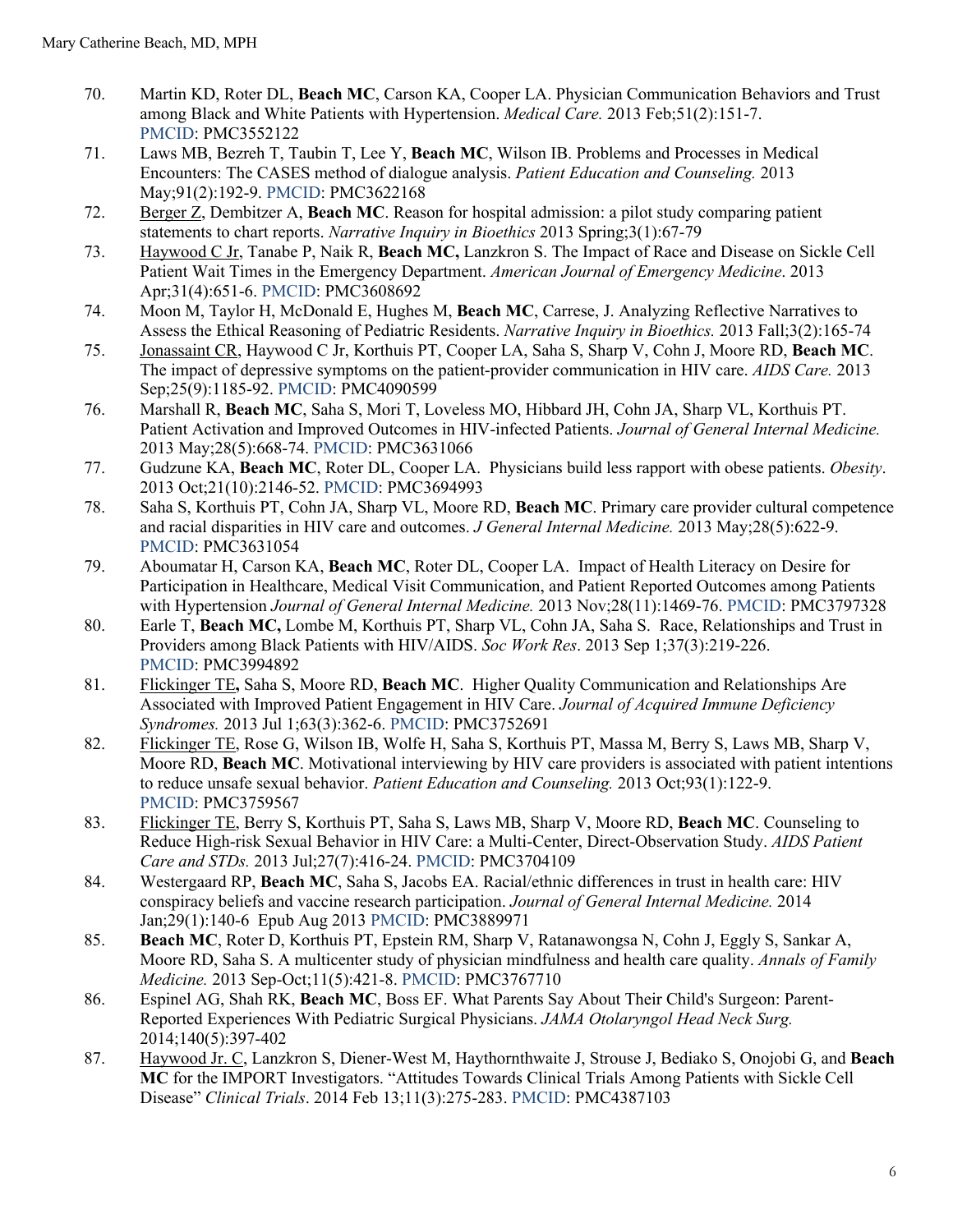70. Martin KD, Roter DL, **Beach MC**, Carson KA, Cooper LA. Physician Communication Behaviors and Trust among Black and White Patients with Hypertension. *Medical Care.* 2013 Feb;51(2):151-7. PMCID: PMC3552122
71. Laws MB, Bezreh T, Taubin T, Lee Y, **Beach MC**, Wilson IB. Problems and Processes in Medical Encounters: The CASES method of dialogue analysis. *Patient Education and Counseling.* 2013 May;91(2):192-9. PMCID: PMC3622168
72. Berger Z, Dembitzer A, **Beach MC**. Reason for hospital admission: a pilot study comparing patient statements to chart reports. *Narrative Inquiry in Bioethics* 2013 Spring;3(1):67-79
73. Haywood C Jr, Tanabe P, Naik R, **Beach MC,** Lanzkron S. The Impact of Race and Disease on Sickle Cell Patient Wait Times in the Emergency Department. *American Journal of Emergency Medicine*. 2013 Apr;31(4):651-6. PMCID: PMC3608692
74. Moon M, Taylor H, McDonald E, Hughes M, **Beach MC**, Carrese, J. Analyzing Reflective Narratives to Assess the Ethical Reasoning of Pediatric Residents. *Narrative Inquiry in Bioethics.* 2013 Fall;3(2):165-74
75. Jonassaint CR, Haywood C Jr, Korthuis PT, Cooper LA, Saha S, Sharp V, Cohn J, Moore RD, **Beach MC**. The impact of depressive symptoms on the patient-provider communication in HIV care. *AIDS Care.* 2013 Sep;25(9):1185-92. PMCID: PMC4090599
76. Marshall R, **Beach MC**, Saha S, Mori T, Loveless MO, Hibbard JH, Cohn JA, Sharp VL, Korthuis PT. Patient Activation and Improved Outcomes in HIV-infected Patients. *Journal of General Internal Medicine.* 2013 May;28(5):668-74. PMCID: PMC3631066
77. Gudzune KA, **Beach MC**, Roter DL, Cooper LA. Physicians build less rapport with obese patients. *Obesity*. 2013 Oct;21(10):2146-52. PMCID: PMC3694993
78. Saha S, Korthuis PT, Cohn JA, Sharp VL, Moore RD, **Beach MC**. Primary care provider cultural competence and racial disparities in HIV care and outcomes. *J General Internal Medicine.* 2013 May;28(5):622-9. PMCID: PMC3631054
79. Aboumatar H, Carson KA, **Beach MC**, Roter DL, Cooper LA. Impact of Health Literacy on Desire for Participation in Healthcare, Medical Visit Communication, and Patient Reported Outcomes among Patients with Hypertension *Journal of General Internal Medicine.* 2013 Nov;28(11):1469-76. PMCID: PMC3797328
80. Earle T, **Beach MC,** Lombe M, Korthuis PT, Sharp VL, Cohn JA, Saha S. Race, Relationships and Trust in Providers among Black Patients with HIV/AIDS. *Soc Work Res*. 2013 Sep 1;37(3):219-226. PMCID: PMC3994892
81. Flickinger TE**,** Saha S, Moore RD, **Beach MC**. Higher Quality Communication and Relationships Are Associated with Improved Patient Engagement in HIV Care. *Journal of Acquired Immune Deficiency Syndromes.* 2013 Jul 1;63(3):362-6. PMCID: PMC3752691
82. Flickinger TE, Rose G, Wilson IB, Wolfe H, Saha S, Korthuis PT, Massa M, Berry S, Laws MB, Sharp V, Moore RD, **Beach MC**. Motivational interviewing by HIV care providers is associated with patient intentions to reduce unsafe sexual behavior. *Patient Education and Counseling.* 2013 Oct;93(1):122-9. PMCID: PMC3759567
83. Flickinger TE, Berry S, Korthuis PT, Saha S, Laws MB, Sharp V, Moore RD, **Beach MC**. Counseling to Reduce High-risk Sexual Behavior in HIV Care: a Multi-Center, Direct-Observation Study. *AIDS Patient Care and STDs.* 2013 Jul;27(7):416-24. PMCID: PMC3704109
84. Westergaard RP, **Beach MC**, Saha S, Jacobs EA. Racial/ethnic differences in trust in health care: HIV conspiracy beliefs and vaccine research participation. *Journal of General Internal Medicine.* 2014 Jan;29(1):140-6 Epub Aug 2013 PMCID: PMC3889971
85. **Beach MC**, Roter D, Korthuis PT, Epstein RM, Sharp V, Ratanawongsa N, Cohn J, Eggly S, Sankar A, Moore RD, Saha S. A multicenter study of physician mindfulness and health care quality. *Annals of Family Medicine.* 2013 Sep-Oct;11(5):421-8. PMCID: PMC3767710
86. Espinel AG, Shah RK, **Beach MC**, Boss EF. What Parents Say About Their Child's Surgeon: Parent-Reported Experiences With Pediatric Surgical Physicians. *JAMA Otolaryngol Head Neck Surg.* 2014;140(5):397-402
87. Haywood Jr. C, Lanzkron S, Diener-West M, Haythornthwaite J, Strouse J, Bediako S, Onojobi G, and **Beach MC** for the IMPORT Investigators. "Attitudes Towards Clinical Trials Among Patients with Sickle Cell Disease" *Clinical Trials*. 2014 Feb 13;11(3):275-283. PMCID: PMC4387103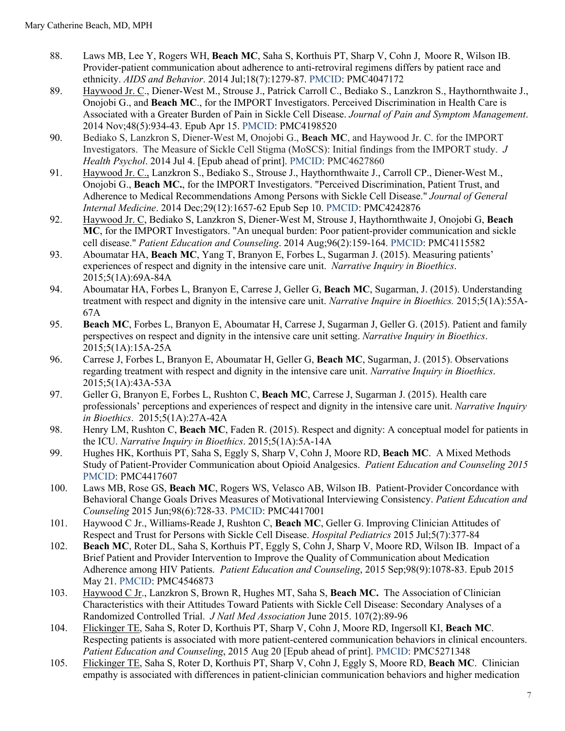88. Laws MB, Lee Y, Rogers WH, **Beach MC**, Saha S, Korthuis PT, Sharp V, Cohn J, Moore R, Wilson IB. Provider-patient communication about adherence to anti-retroviral regimens differs by patient race and ethnicity. *AIDS and Behavior*. 2014 Jul;18(7):1279-87. PMCID: PMC4047172
89. Haywood Jr. C., Diener-West M., Strouse J., Patrick Carroll C., Bediako S., Lanzkron S., Haythornthwaite J., Onojobi G., and **Beach MC**., for the IMPORT Investigators. Perceived Discrimination in Health Care is Associated with a Greater Burden of Pain in Sickle Cell Disease. *Journal of Pain and Symptom Management*. 2014 Nov;48(5):934-43. Epub Apr 15. PMCID: PMC4198520
90. Bediako S, Lanzkron S, Diener-West M, Onojobi G., **Beach MC**, and Haywood Jr. C. for the IMPORT Investigators. The Measure of Sickle Cell Stigma (MoSCS): Initial findings from the IMPORT study. *J Health Psychol*. 2014 Jul 4. [Epub ahead of print]. PMCID: PMC4627860
91. Haywood Jr. C., Lanzkron S., Bediako S., Strouse J., Haythornthwaite J., Carroll CP., Diener-West M., Onojobi G., **Beach MC.**, for the IMPORT Investigators. "Perceived Discrimination, Patient Trust, and Adherence to Medical Recommendations Among Persons with Sickle Cell Disease." *Journal of General Internal Medicine*. 2014 Dec;29(12):1657-62 Epub Sep 10. PMCID: PMC4242876
92. Haywood Jr. C, Bediako S, Lanzkron S, Diener-West M, Strouse J, Haythornthwaite J, Onojobi G, **Beach MC**, for the IMPORT Investigators. "An unequal burden: Poor patient-provider communication and sickle cell disease." *Patient Education and Counseling*. 2014 Aug;96(2):159-164. PMCID: PMC4115582
93. Aboumatar HA, **Beach MC**, Yang T, Branyon E, Forbes L, Sugarman J. (2015). Measuring patients' experiences of respect and dignity in the intensive care unit. *Narrative Inquiry in Bioethics*. 2015;5(1A):69A-84A
94. Aboumatar HA, Forbes L, Branyon E, Carrese J, Geller G, **Beach MC**, Sugarman, J. (2015). Understanding treatment with respect and dignity in the intensive care unit. *Narrative Inquire in Bioethics.* 2015;5(1A):55A-67A
95. **Beach MC**, Forbes L, Branyon E, Aboumatar H, Carrese J, Sugarman J, Geller G. (2015). Patient and family perspectives on respect and dignity in the intensive care unit setting. *Narrative Inquiry in Bioethics*. 2015;5(1A):15A-25A
96. Carrese J, Forbes L, Branyon E, Aboumatar H, Geller G, **Beach MC**, Sugarman, J. (2015). Observations regarding treatment with respect and dignity in the intensive care unit. *Narrative Inquiry in Bioethics*. 2015;5(1A):43A-53A
97. Geller G, Branyon E, Forbes L, Rushton C, **Beach MC**, Carrese J, Sugarman J. (2015). Health care professionals' perceptions and experiences of respect and dignity in the intensive care unit. *Narrative Inquiry in Bioethics*. 2015;5(1A):27A-42A
98. Henry LM, Rushton C, **Beach MC**, Faden R. (2015). Respect and dignity: A conceptual model for patients in the ICU. *Narrative Inquiry in Bioethics*. 2015;5(1A):5A-14A
99. Hughes HK, Korthuis PT, Saha S, Eggly S, Sharp V, Cohn J, Moore RD, **Beach MC**. A Mixed Methods Study of Patient-Provider Communication about Opioid Analgesics. *Patient Education and Counseling 2015* PMCID: PMC4417607
100. Laws MB, Rose GS, **Beach MC**, Rogers WS, Velasco AB, Wilson IB. Patient-Provider Concordance with Behavioral Change Goals Drives Measures of Motivational Interviewing Consistency. *Patient Education and Counseling* 2015 Jun;98(6):728-33. PMCID: PMC4417001
101. Haywood C Jr., Williams-Reade J, Rushton C, **Beach MC**, Geller G. Improving Clinician Attitudes of Respect and Trust for Persons with Sickle Cell Disease. *Hospital Pediatrics* 2015 Jul;5(7):377-84
102. **Beach MC**, Roter DL, Saha S, Korthuis PT, Eggly S, Cohn J, Sharp V, Moore RD, Wilson IB. Impact of a Brief Patient and Provider Intervention to Improve the Quality of Communication about Medication Adherence among HIV Patients. *Patient Education and Counseling*, 2015 Sep;98(9):1078-83. Epub 2015 May 21. PMCID: PMC4546873
103. Haywood C Jr., Lanzkron S, Brown R, Hughes MT, Saha S, **Beach MC.** The Association of Clinician Characteristics with their Attitudes Toward Patients with Sickle Cell Disease: Secondary Analyses of a Randomized Controlled Trial. *J Natl Med Association* June 2015. 107(2):89-96
104. Flickinger TE, Saha S, Roter D, Korthuis PT, Sharp V, Cohn J, Moore RD, Ingersoll KI, **Beach MC**. Respecting patients is associated with more patient-centered communication behaviors in clinical encounters. *Patient Education and Counseling*, 2015 Aug 20 [Epub ahead of print]. PMCID: PMC5271348
105. Flickinger TE, Saha S, Roter D, Korthuis PT, Sharp V, Cohn J, Eggly S, Moore RD, **Beach MC**. Clinician empathy is associated with differences in patient-clinician communication behaviors and higher medication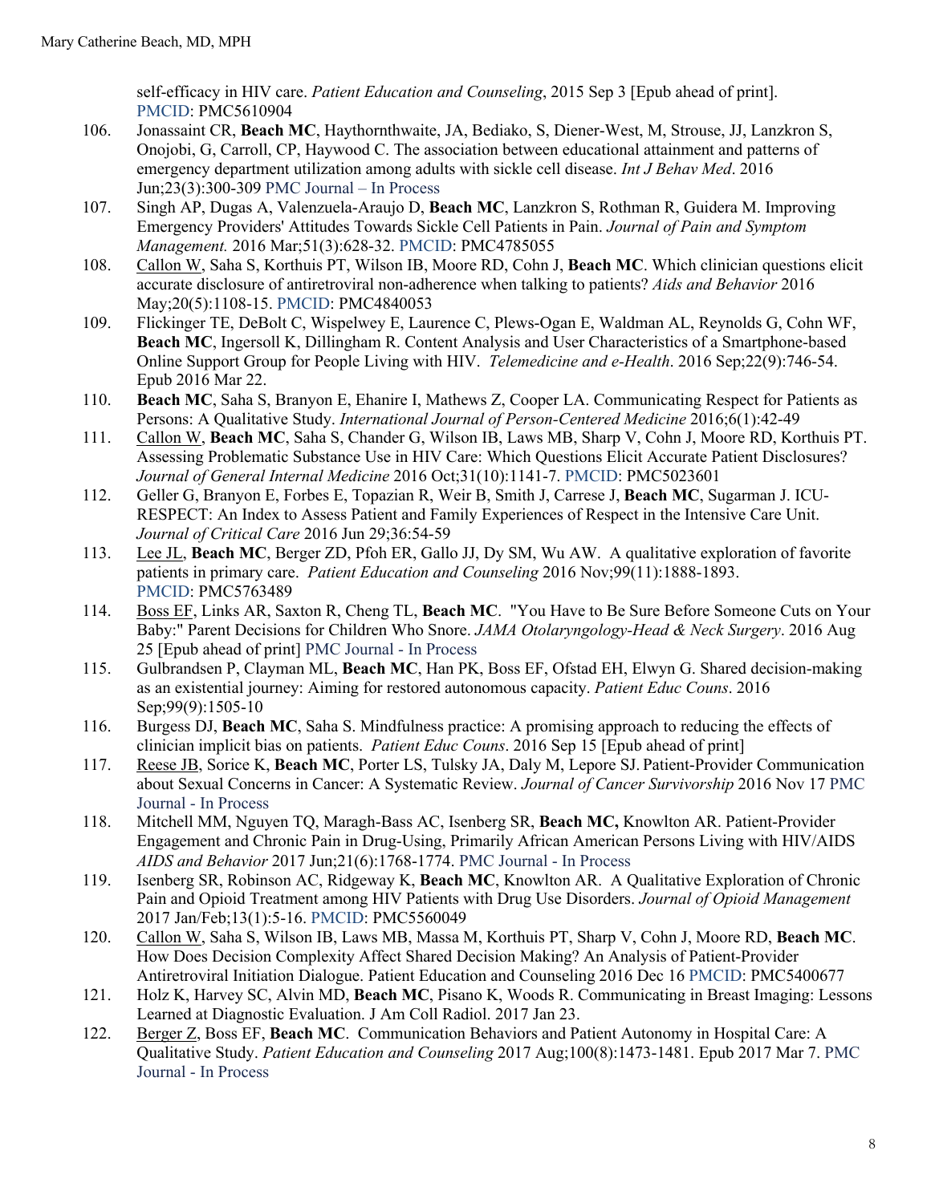self-efficacy in HIV care. *Patient Education and Counseling*, 2015 Sep 3 [Epub ahead of print]. PMCID: PMC5610904

106. Jonassaint CR, **Beach MC**, Haythornthwaite, JA, Bediako, S, Diener-West, M, Strouse, JJ, Lanzkron S, Onojobi, G, Carroll, CP, Haywood C. The association between educational attainment and patterns of emergency department utilization among adults with sickle cell disease. *Int J Behav Med*. 2016 Jun;23(3):300-309 PMC Journal – In Process
107. Singh AP, Dugas A, Valenzuela-Araujo D, **Beach MC**, Lanzkron S, Rothman R, Guidera M. Improving Emergency Providers' Attitudes Towards Sickle Cell Patients in Pain. *Journal of Pain and Symptom Management.* 2016 Mar;51(3):628-32. PMCID: PMC4785055
108. Callon W, Saha S, Korthuis PT, Wilson IB, Moore RD, Cohn J, **Beach MC**. Which clinician questions elicit accurate disclosure of antiretroviral non-adherence when talking to patients? *Aids and Behavior* 2016 May;20(5):1108-15. PMCID: PMC4840053
109. Flickinger TE, DeBolt C, Wispelwey E, Laurence C, Plews-Ogan E, Waldman AL, Reynolds G, Cohn WF, **Beach MC**, Ingersoll K, Dillingham R. Content Analysis and User Characteristics of a Smartphone-based Online Support Group for People Living with HIV. *Telemedicine and e-Health*. 2016 Sep;22(9):746-54. Epub 2016 Mar 22.
110. **Beach MC**, Saha S, Branyon E, Ehanire I, Mathews Z, Cooper LA. Communicating Respect for Patients as Persons: A Qualitative Study. *International Journal of Person-Centered Medicine* 2016;6(1):42-49
111. Callon W, **Beach MC**, Saha S, Chander G, Wilson IB, Laws MB, Sharp V, Cohn J, Moore RD, Korthuis PT. Assessing Problematic Substance Use in HIV Care: Which Questions Elicit Accurate Patient Disclosures? *Journal of General Internal Medicine* 2016 Oct;31(10):1141-7. PMCID: PMC5023601
112. Geller G, Branyon E, Forbes E, Topazian R, Weir B, Smith J, Carrese J, **Beach MC**, Sugarman J. ICU-RESPECT: An Index to Assess Patient and Family Experiences of Respect in the Intensive Care Unit. *Journal of Critical Care* 2016 Jun 29;36:54-59
113. Lee JL, **Beach MC**, Berger ZD, Pfoh ER, Gallo JJ, Dy SM, Wu AW. A qualitative exploration of favorite patients in primary care. *Patient Education and Counseling* 2016 Nov;99(11):1888-1893. PMCID: PMC5763489
114. Boss EF, Links AR, Saxton R, Cheng TL, **Beach MC**. "You Have to Be Sure Before Someone Cuts on Your Baby:" Parent Decisions for Children Who Snore. *JAMA Otolaryngology-Head & Neck Surgery*. 2016 Aug 25 [Epub ahead of print] PMC Journal - In Process
115. Gulbrandsen P, Clayman ML, **Beach MC**, Han PK, Boss EF, Ofstad EH, Elwyn G. Shared decision-making as an existential journey: Aiming for restored autonomous capacity. *Patient Educ Couns*. 2016 Sep;99(9):1505-10
116. Burgess DJ, **Beach MC**, Saha S. Mindfulness practice: A promising approach to reducing the effects of clinician implicit bias on patients. *Patient Educ Couns*. 2016 Sep 15 [Epub ahead of print]
117. Reese JB, Sorice K, **Beach MC**, Porter LS, Tulsky JA, Daly M, Lepore SJ. Patient-Provider Communication about Sexual Concerns in Cancer: A Systematic Review. *Journal of Cancer Survivorship* 2016 Nov 17 PMC Journal - In Process
118. Mitchell MM, Nguyen TQ, Maragh-Bass AC, Isenberg SR, **Beach MC,** Knowlton AR. Patient-Provider Engagement and Chronic Pain in Drug-Using, Primarily African American Persons Living with HIV/AIDS *AIDS and Behavior* 2017 Jun;21(6):1768-1774. PMC Journal - In Process
119. Isenberg SR, Robinson AC, Ridgeway K, **Beach MC**, Knowlton AR. A Qualitative Exploration of Chronic Pain and Opioid Treatment among HIV Patients with Drug Use Disorders. *Journal of Opioid Management* 2017 Jan/Feb;13(1):5-16. PMCID: PMC5560049
120. Callon W, Saha S, Wilson IB, Laws MB, Massa M, Korthuis PT, Sharp V, Cohn J, Moore RD, **Beach MC**. How Does Decision Complexity Affect Shared Decision Making? An Analysis of Patient-Provider Antiretroviral Initiation Dialogue. Patient Education and Counseling 2016 Dec 16 PMCID: PMC5400677
121. Holz K, Harvey SC, Alvin MD, **Beach MC**, Pisano K, Woods R. Communicating in Breast Imaging: Lessons Learned at Diagnostic Evaluation. J Am Coll Radiol. 2017 Jan 23.
122. Berger Z, Boss EF, **Beach MC**. Communication Behaviors and Patient Autonomy in Hospital Care: A Qualitative Study. *Patient Education and Counseling* 2017 Aug;100(8):1473-1481. Epub 2017 Mar 7. PMC Journal - In Process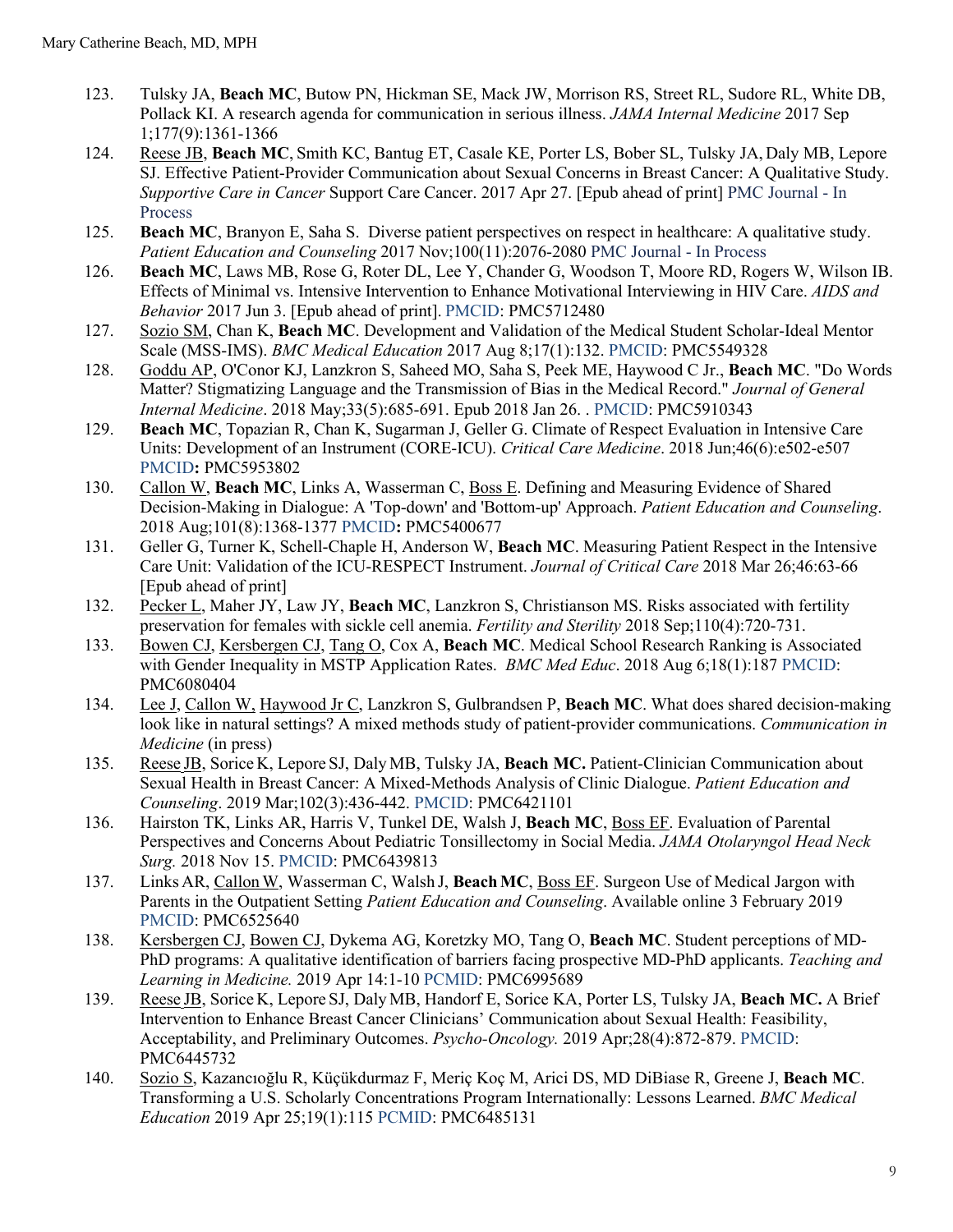123. Tulsky JA, **Beach MC**, Butow PN, Hickman SE, Mack JW, Morrison RS, Street RL, Sudore RL, White DB, Pollack KI. A research agenda for communication in serious illness. *JAMA Internal Medicine* 2017 Sep 1;177(9):1361-1366

124. Reese JB, **Beach MC**, Smith KC, Bantug ET, Casale KE, Porter LS, Bober SL, Tulsky JA, Daly MB, Lepore SJ. Effective Patient-Provider Communication about Sexual Concerns in Breast Cancer: A Qualitative Study. *Supportive Care in Cancer* Support Care Cancer. 2017 Apr 27. [Epub ahead of print] PMC Journal - In Process

125. **Beach MC**, Branyon E, Saha S. Diverse patient perspectives on respect in healthcare: A qualitative study. *Patient Education and Counseling* 2017 Nov;100(11):2076-2080 PMC Journal - In Process

126. **Beach MC**, Laws MB, Rose G, Roter DL, Lee Y, Chander G, Woodson T, Moore RD, Rogers W, Wilson IB. Effects of Minimal vs. Intensive Intervention to Enhance Motivational Interviewing in HIV Care. *AIDS and Behavior* 2017 Jun 3. [Epub ahead of print]. PMCID: PMC5712480

127. Sozio SM, Chan K, **Beach MC**. Development and Validation of the Medical Student Scholar-Ideal Mentor Scale (MSS-IMS). *BMC Medical Education* 2017 Aug 8;17(1):132. PMCID: PMC5549328

128. Goddu AP, O'Conor KJ, Lanzkron S, Saheed MO, Saha S, Peek ME, Haywood C Jr., **Beach MC**. "Do Words Matter? Stigmatizing Language and the Transmission of Bias in the Medical Record." *Journal of General Internal Medicine*. 2018 May;33(5):685-691. Epub 2018 Jan 26. . PMCID: PMC5910343

129. **Beach MC**, Topazian R, Chan K, Sugarman J, Geller G. Climate of Respect Evaluation in Intensive Care Units: Development of an Instrument (CORE-ICU). *Critical Care Medicine*. 2018 Jun;46(6):e502-e507 **PMCID:** PMC5953802

130. Callon W, **Beach MC**, Links A, Wasserman C, Boss E. Defining and Measuring Evidence of Shared Decision-Making in Dialogue: A 'Top-down' and 'Bottom-up' Approach. *Patient Education and Counseling*. 2018 Aug;101(8):1368-1377 **PMCID:** PMC5400677

131. Geller G, Turner K, Schell-Chaple H, Anderson W, **Beach MC**. Measuring Patient Respect in the Intensive Care Unit: Validation of the ICU-RESPECT Instrument. *Journal of Critical Care* 2018 Mar 26;46:63-66 [Epub ahead of print]

132. Pecker L, Maher JY, Law JY, **Beach MC**, Lanzkron S, Christianson MS. Risks associated with fertility preservation for females with sickle cell anemia. *Fertility and Sterility* 2018 Sep;110(4):720-731.

133. Bowen CJ, Kersbergen CJ, Tang O, Cox A, **Beach MC**. Medical School Research Ranking is Associated with Gender Inequality in MSTP Application Rates. *BMC Med Educ*. 2018 Aug 6;18(1):187 PMCID: PMC6080404

134. Lee J, Callon W, Haywood Jr C, Lanzkron S, Gulbrandsen P, **Beach MC**. What does shared decision-making look like in natural settings? A mixed methods study of patient-provider communications. *Communication in Medicine* (in press)

135. Reese JB, Sorice K, Lepore SJ, Daly MB, Tulsky JA, **Beach MC.** Patient-Clinician Communication about Sexual Health in Breast Cancer: A Mixed-Methods Analysis of Clinic Dialogue. *Patient Education and Counseling*. 2019 Mar;102(3):436-442. PMCID: PMC6421101

136. Hairston TK, Links AR, Harris V, Tunkel DE, Walsh J, **Beach MC**, Boss EF. Evaluation of Parental Perspectives and Concerns About Pediatric Tonsillectomy in Social Media. *JAMA Otolaryngol Head Neck Surg.* 2018 Nov 15. PMCID: PMC6439813

137. Links AR, Callon W, Wasserman C, Walsh J, **Beach MC**, Boss EF. Surgeon Use of Medical Jargon with Parents in the Outpatient Setting *Patient Education and Counseling*. Available online 3 February 2019 PMCID: PMC6525640

138. Kersbergen CJ, Bowen CJ, Dykema AG, Koretzky MO, Tang O, **Beach MC**. Student perceptions of MD-PhD programs: A qualitative identification of barriers facing prospective MD-PhD applicants. *Teaching and Learning in Medicine.* 2019 Apr 14:1-10 PCMID: PMC6995689

139. Reese JB, Sorice K, Lepore SJ, Daly MB, Handorf E, Sorice KA, Porter LS, Tulsky JA, **Beach MC.** A Brief Intervention to Enhance Breast Cancer Clinicians' Communication about Sexual Health: Feasibility, Acceptability, and Preliminary Outcomes. *Psycho-Oncology.* 2019 Apr;28(4):872-879. PMCID: PMC6445732

140. Sozio S, Kazancıoğlu R, Küçükdurmaz F, Meriç Koç M, Arici DS, MD DiBiase R, Greene J, **Beach MC**. Transforming a U.S. Scholarly Concentrations Program Internationally: Lessons Learned. *BMC Medical Education* 2019 Apr 25;19(1):115 PCMID: PMC6485131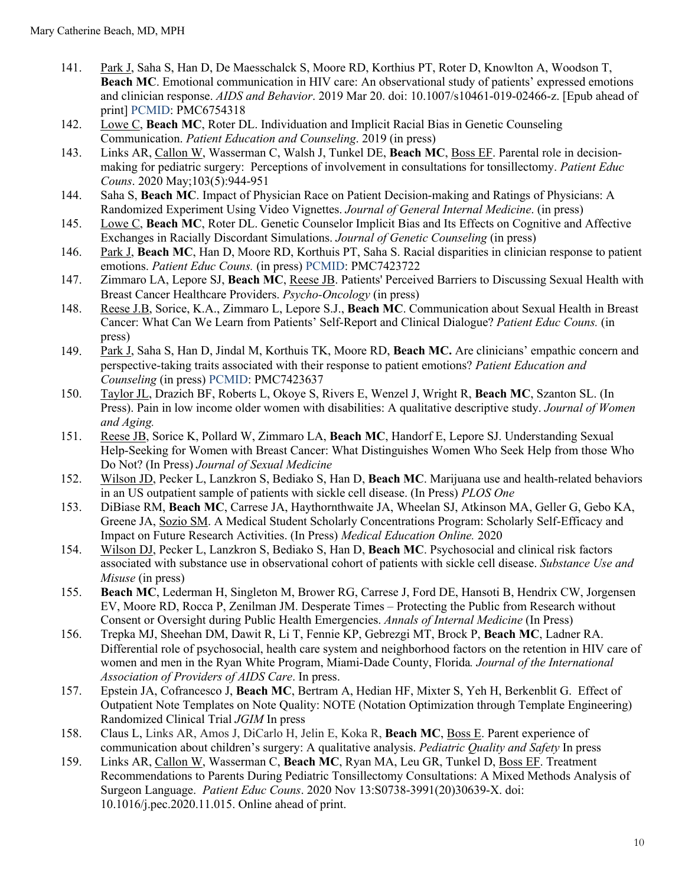141. Park J, Saha S, Han D, De Maesschalck S, Moore RD, Korthius PT, Roter D, Knowlton A, Woodson T, **Beach MC**. Emotional communication in HIV care: An observational study of patients' expressed emotions and clinician response. *AIDS and Behavior*. 2019 Mar 20. doi: 10.1007/s10461-019-02466-z. [Epub ahead of print] PCMID: PMC6754318
142. Lowe C, **Beach MC**, Roter DL. Individuation and Implicit Racial Bias in Genetic Counseling Communication. *Patient Education and Counseling*. 2019 (in press)
143. Links AR, Callon W, Wasserman C, Walsh J, Tunkel DE, **Beach MC**, Boss EF. Parental role in decision-making for pediatric surgery: Perceptions of involvement in consultations for tonsillectomy. *Patient Educ Couns*. 2020 May;103(5):944-951
144. Saha S, **Beach MC**. Impact of Physician Race on Patient Decision-making and Ratings of Physicians: A Randomized Experiment Using Video Vignettes. *Journal of General Internal Medicine*. (in press)
145. Lowe C, **Beach MC**, Roter DL. Genetic Counselor Implicit Bias and Its Effects on Cognitive and Affective Exchanges in Racially Discordant Simulations. *Journal of Genetic Counseling* (in press)
146. Park J, **Beach MC**, Han D, Moore RD, Korthuis PT, Saha S. Racial disparities in clinician response to patient emotions. *Patient Educ Couns.* (in press) PCMID: PMC7423722
147. Zimmaro LA, Lepore SJ, **Beach MC**, Reese JB. Patients' Perceived Barriers to Discussing Sexual Health with Breast Cancer Healthcare Providers. *Psycho-Oncology* (in press)
148. Reese J.B, Sorice, K.A., Zimmaro L, Lepore S.J., **Beach MC**. Communication about Sexual Health in Breast Cancer: What Can We Learn from Patients' Self-Report and Clinical Dialogue? *Patient Educ Couns.* (in press)
149. Park J, Saha S, Han D, Jindal M, Korthuis TK, Moore RD, **Beach MC.** Are clinicians' empathic concern and perspective-taking traits associated with their response to patient emotions? *Patient Education and Counseling* (in press) PCMID: PMC7423637
150. Taylor JL, Drazich BF, Roberts L, Okoye S, Rivers E, Wenzel J, Wright R, **Beach MC**, Szanton SL. (In Press). Pain in low income older women with disabilities: A qualitative descriptive study. *Journal of Women and Aging.*
151. Reese JB, Sorice K, Pollard W, Zimmaro LA, **Beach MC**, Handorf E, Lepore SJ. Understanding Sexual Help-Seeking for Women with Breast Cancer: What Distinguishes Women Who Seek Help from those Who Do Not? (In Press) *Journal of Sexual Medicine*
152. Wilson JD, Pecker L, Lanzkron S, Bediako S, Han D, **Beach MC**. Marijuana use and health-related behaviors in an US outpatient sample of patients with sickle cell disease. (In Press) *PLOS One*
153. DiBiase RM, **Beach MC**, Carrese JA, Haythornthwaite JA, Wheelan SJ, Atkinson MA, Geller G, Gebo KA, Greene JA, Sozio SM. A Medical Student Scholarly Concentrations Program: Scholarly Self-Efficacy and Impact on Future Research Activities. (In Press) *Medical Education Online.* 2020
154. Wilson DJ, Pecker L, Lanzkron S, Bediako S, Han D, **Beach MC**. Psychosocial and clinical risk factors associated with substance use in observational cohort of patients with sickle cell disease. *Substance Use and Misuse* (in press)
155. **Beach MC**, Lederman H, Singleton M, Brower RG, Carrese J, Ford DE, Hansoti B, Hendrix CW, Jorgensen EV, Moore RD, Rocca P, Zenilman JM. Desperate Times – Protecting the Public from Research without Consent or Oversight during Public Health Emergencies. *Annals of Internal Medicine* (In Press)
156. Trepka MJ, Sheehan DM, Dawit R, Li T, Fennie KP, Gebrezgi MT, Brock P, **Beach MC**, Ladner RA. Differential role of psychosocial, health care system and neighborhood factors on the retention in HIV care of women and men in the Ryan White Program, Miami-Dade County, Florida*. Journal of the International Association of Providers of AIDS Care*. In press.
157. Epstein JA, Cofrancesco J, **Beach MC**, Bertram A, Hedian HF, Mixter S, Yeh H, Berkenblit G. Effect of Outpatient Note Templates on Note Quality: NOTE (Notation Optimization through Template Engineering) Randomized Clinical Trial *JGIM* In press
158. Claus L, Links AR, Amos J, DiCarlo H, Jelin E, Koka R, **Beach MC**, Boss E. Parent experience of communication about children's surgery: A qualitative analysis. *Pediatric Quality and Safety* In press
159. Links AR, Callon W, Wasserman C, **Beach MC**, Ryan MA, Leu GR, Tunkel D, Boss EF. Treatment Recommendations to Parents During Pediatric Tonsillectomy Consultations: A Mixed Methods Analysis of Surgeon Language. *Patient Educ Couns*. 2020 Nov 13:S0738-3991(20)30639-X. doi: 10.1016/j.pec.2020.11.015. Online ahead of print.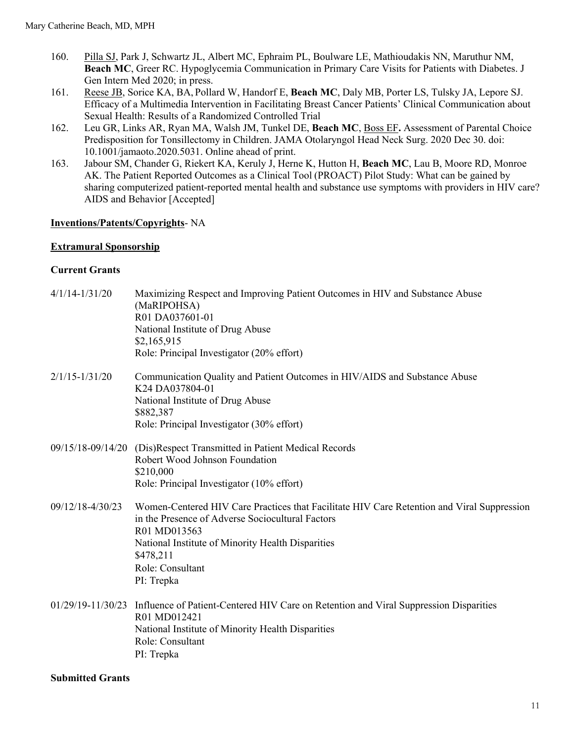160. <u>Pilla SJ</u>, Park J, Schwartz JL, Albert MC, Ephraim PL, Boulware LE, Mathioudakis NN, Maruthur NM, **Beach MC**, Greer RC. Hypoglycemia Communication in Primary Care Visits for Patients with Diabetes. J Gen Intern Med 2020; in press.
161. <u>Reese JB</u>, Sorice KA, BA, Pollard W, Handorf E, **Beach MC**, Daly MB, Porter LS, Tulsky JA, Lepore SJ. Efficacy of a Multimedia Intervention in Facilitating Breast Cancer Patients' Clinical Communication about Sexual Health: Results of a Randomized Controlled Trial
162. Leu GR, Links AR, Ryan MA, Walsh JM, Tunkel DE, **Beach MC**, <u>Boss EF</u>**.** Assessment of Parental Choice Predisposition for Tonsillectomy in Children. JAMA Otolaryngol Head Neck Surg. 2020 Dec 30. doi: 10.1001/jamaoto.2020.5031. Online ahead of print.
163. Jabour SM, Chander G, Riekert KA, Keruly J, Herne K, Hutton H, **Beach MC**, Lau B, Moore RD, Monroe AK. The Patient Reported Outcomes as a Clinical Tool (PROACT) Pilot Study: What can be gained by sharing computerized patient-reported mental health and substance use symptoms with providers in HIV care? AIDS and Behavior [Accepted]

**<u>Inventions/Patents/Copyrights</u>**- NA

**<u>Extramural Sponsorship</u>**

**Current Grants**

4/1/14-1/31/20 — Maximizing Respect and Improving Patient Outcomes in HIV and Substance Abuse (MaRIPOHSA)
R01 DA037601-01
National Institute of Drug Abuse
\$2,165,915
Role: Principal Investigator (20% effort)

2/1/15-1/31/20 — Communication Quality and Patient Outcomes in HIV/AIDS and Substance Abuse
K24 DA037804-01
National Institute of Drug Abuse
\$882,387
Role: Principal Investigator (30% effort)

09/15/18-09/14/20 — (Dis)Respect Transmitted in Patient Medical Records
Robert Wood Johnson Foundation
\$210,000
Role: Principal Investigator (10% effort)

09/12/18-4/30/23 — Women-Centered HIV Care Practices that Facilitate HIV Care Retention and Viral Suppression in the Presence of Adverse Sociocultural Factors
R01 MD013563
National Institute of Minority Health Disparities
\$478,211
Role: Consultant
PI: Trepka

01/29/19-11/30/23 — Influence of Patient-Centered HIV Care on Retention and Viral Suppression Disparities
R01 MD012421
National Institute of Minority Health Disparities
Role: Consultant
PI: Trepka

**Submitted Grants**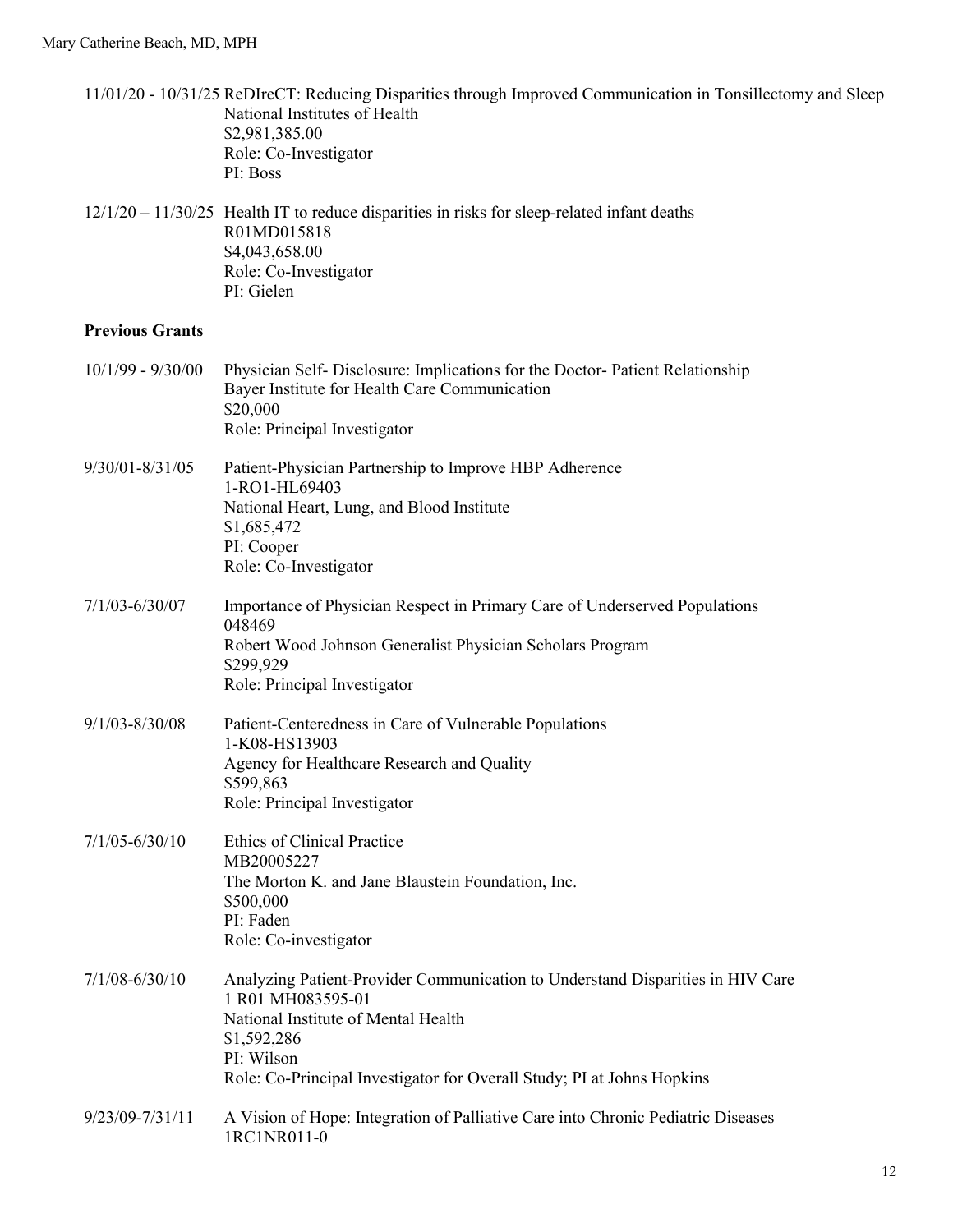11/01/20 - 10/31/25 ReDIreCT: Reducing Disparities through Improved Communication in Tonsillectomy and Sleep
National Institutes of Health
$2,981,385.00
Role: Co-Investigator
PI: Boss

12/1/20 – 11/30/25 Health IT to reduce disparities in risks for sleep-related infant deaths
R01MD015818
$4,043,658.00
Role: Co-Investigator
PI: Gielen

**Previous Grants**

10/1/99 - 9/30/00 Physician Self- Disclosure: Implications for the Doctor- Patient Relationship
Bayer Institute for Health Care Communication
$20,000
Role: Principal Investigator

9/30/01-8/31/05 Patient-Physician Partnership to Improve HBP Adherence
1-RO1-HL69403
National Heart, Lung, and Blood Institute
$1,685,472
PI: Cooper
Role: Co-Investigator

7/1/03-6/30/07 Importance of Physician Respect in Primary Care of Underserved Populations
048469
Robert Wood Johnson Generalist Physician Scholars Program
$299,929
Role: Principal Investigator

9/1/03-8/30/08 Patient-Centeredness in Care of Vulnerable Populations
1-K08-HS13903
Agency for Healthcare Research and Quality
$599,863
Role: Principal Investigator

7/1/05-6/30/10 Ethics of Clinical Practice
MB20005227
The Morton K. and Jane Blaustein Foundation, Inc.
$500,000
PI: Faden
Role: Co-investigator

7/1/08-6/30/10 Analyzing Patient-Provider Communication to Understand Disparities in HIV Care
1 R01 MH083595-01
National Institute of Mental Health
$1,592,286
PI: Wilson
Role: Co-Principal Investigator for Overall Study; PI at Johns Hopkins

9/23/09-7/31/11 A Vision of Hope: Integration of Palliative Care into Chronic Pediatric Diseases
1RC1NR011-0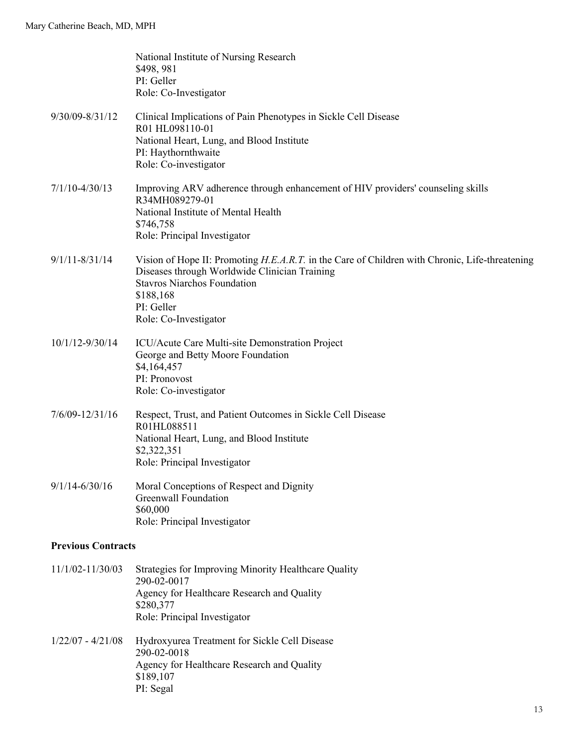National Institute of Nursing Research
$498, 981
PI: Geller
Role: Co-Investigator

9/30/09-8/31/12 Clinical Implications of Pain Phenotypes in Sickle Cell Disease
R01 HL098110-01
National Heart, Lung, and Blood Institute
PI: Haythornthwaite
Role: Co-investigator

7/1/10-4/30/13 Improving ARV adherence through enhancement of HIV providers' counseling skills
R34MH089279-01
National Institute of Mental Health
$746,758
Role: Principal Investigator

9/1/11-8/31/14 Vision of Hope II: Promoting *H.E.A.R.T.* in the Care of Children with Chronic, Life-threatening Diseases through Worldwide Clinician Training
Stavros Niarchos Foundation
$188,168
PI: Geller
Role: Co-Investigator

10/1/12-9/30/14 ICU/Acute Care Multi-site Demonstration Project
George and Betty Moore Foundation
$4,164,457
PI: Pronovost
Role: Co-investigator

7/6/09-12/31/16 Respect, Trust, and Patient Outcomes in Sickle Cell Disease
R01HL088511
National Heart, Lung, and Blood Institute
$2,322,351
Role: Principal Investigator

9/1/14-6/30/16 Moral Conceptions of Respect and Dignity
Greenwall Foundation
$60,000
Role: Principal Investigator

**Previous Contracts**

11/1/02-11/30/03 Strategies for Improving Minority Healthcare Quality
290-02-0017
Agency for Healthcare Research and Quality
$280,377
Role: Principal Investigator

1/22/07 - 4/21/08 Hydroxyurea Treatment for Sickle Cell Disease
290-02-0018
Agency for Healthcare Research and Quality
$189,107
PI: Segal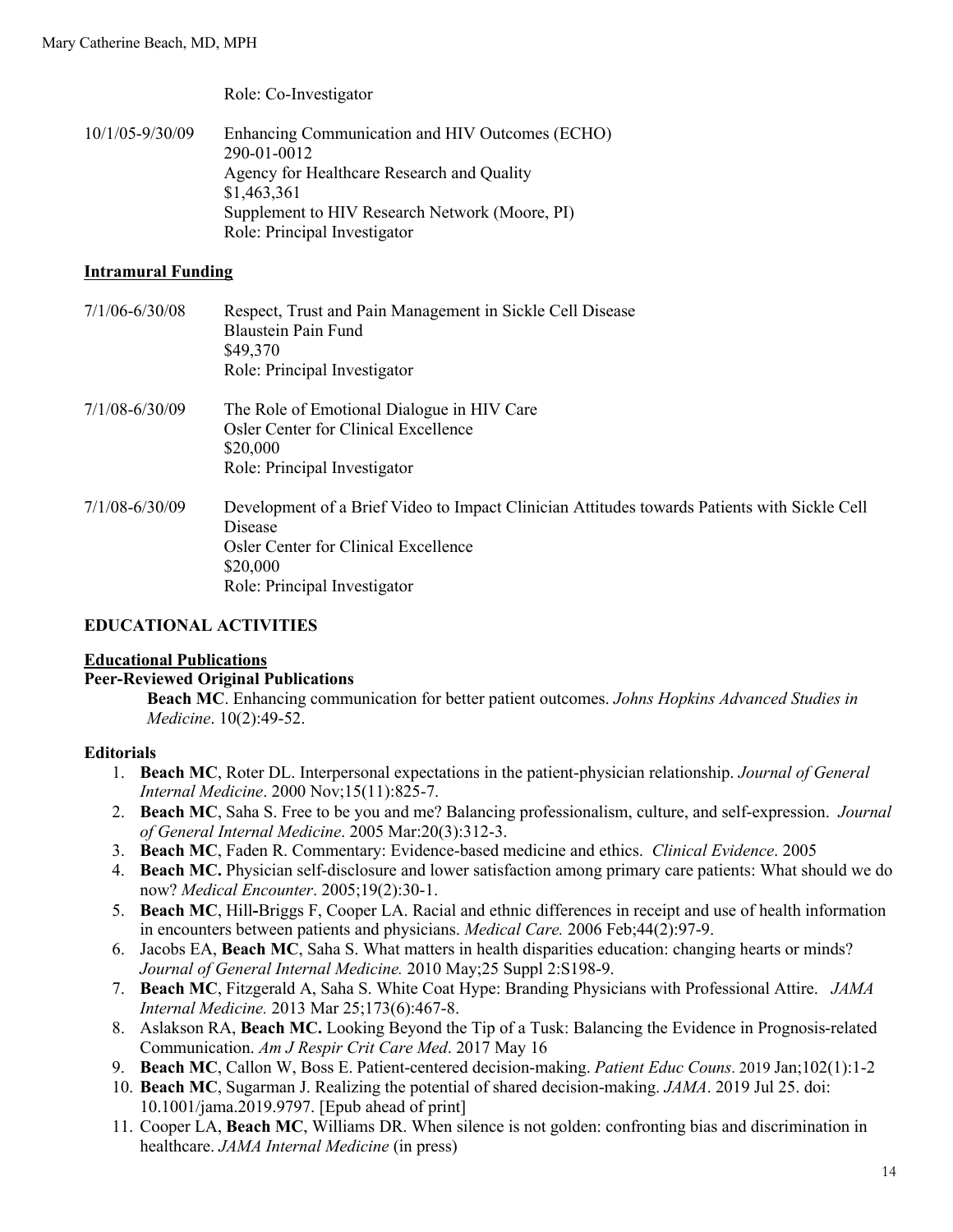Role: Co-Investigator

10/1/05-9/30/09 Enhancing Communication and HIV Outcomes (ECHO)
290-01-0012
Agency for Healthcare Research and Quality
$1,463,361
Supplement to HIV Research Network (Moore, PI)
Role: Principal Investigator

**Intramural Funding**

7/1/06-6/30/08 Respect, Trust and Pain Management in Sickle Cell Disease
Blaustein Pain Fund
$49,370
Role: Principal Investigator

7/1/08-6/30/09 The Role of Emotional Dialogue in HIV Care
Osler Center for Clinical Excellence
$20,000
Role: Principal Investigator

7/1/08-6/30/09 Development of a Brief Video to Impact Clinician Attitudes towards Patients with Sickle Cell Disease
Osler Center for Clinical Excellence
$20,000
Role: Principal Investigator

## EDUCATIONAL ACTIVITIES

**Educational Publications**

**Peer-Reviewed Original Publications**

**Beach MC**. Enhancing communication for better patient outcomes. *Johns Hopkins Advanced Studies in Medicine*. 10(2):49-52.

**Editorials**

1. **Beach MC**, Roter DL. Interpersonal expectations in the patient-physician relationship. *Journal of General Internal Medicine*. 2000 Nov;15(11):825-7.
2. **Beach MC**, Saha S. Free to be you and me? Balancing professionalism, culture, and self-expression. *Journal of General Internal Medicine*. 2005 Mar:20(3):312-3.
3. **Beach MC**, Faden R. Commentary: Evidence-based medicine and ethics. *Clinical Evidence*. 2005
4. **Beach MC.** Physician self-disclosure and lower satisfaction among primary care patients: What should we do now? *Medical Encounter*. 2005;19(2):30-1.
5. **Beach MC**, Hill-Briggs F, Cooper LA. Racial and ethnic differences in receipt and use of health information in encounters between patients and physicians. *Medical Care.* 2006 Feb;44(2):97-9.
6. Jacobs EA, **Beach MC**, Saha S. What matters in health disparities education: changing hearts or minds? *Journal of General Internal Medicine.* 2010 May;25 Suppl 2:S198-9.
7. **Beach MC**, Fitzgerald A, Saha S. White Coat Hype: Branding Physicians with Professional Attire. *JAMA Internal Medicine.* 2013 Mar 25;173(6):467-8.
8. Aslakson RA, **Beach MC.** Looking Beyond the Tip of a Tusk: Balancing the Evidence in Prognosis-related Communication. *Am J Respir Crit Care Med*. 2017 May 16
9. **Beach MC**, Callon W, Boss E. Patient-centered decision-making. *Patient Educ Couns*. 2019 Jan;102(1):1-2
10. **Beach MC**, Sugarman J. Realizing the potential of shared decision-making. *JAMA*. 2019 Jul 25. doi: 10.1001/jama.2019.9797. [Epub ahead of print]
11. Cooper LA, **Beach MC**, Williams DR. When silence is not golden: confronting bias and discrimination in healthcare. *JAMA Internal Medicine* (in press)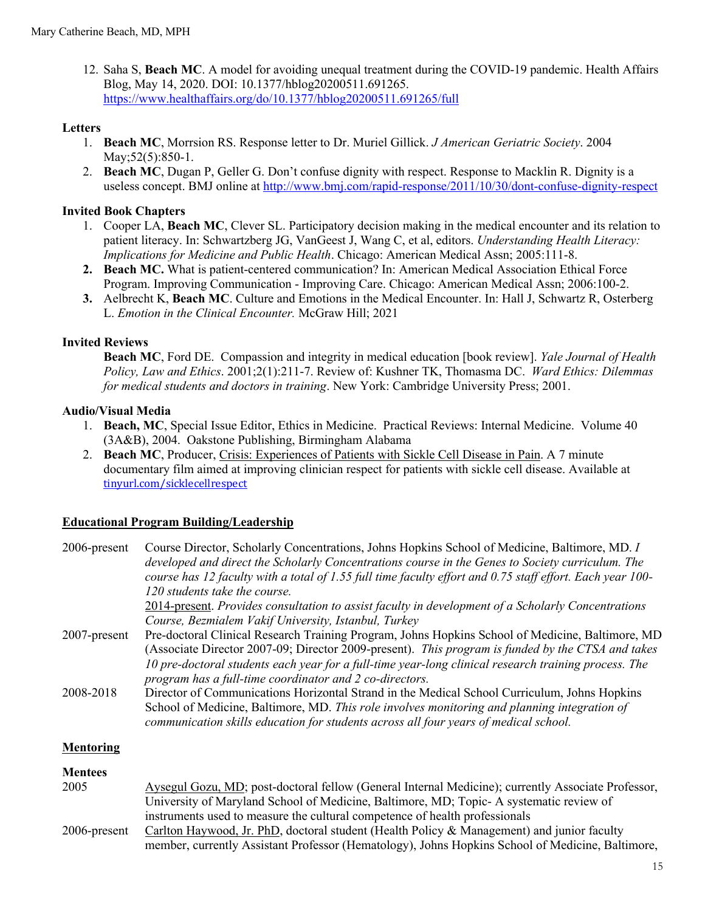12. Saha S, **Beach MC**. A model for avoiding unequal treatment during the COVID-19 pandemic. Health Affairs Blog, May 14, 2020. DOI: 10.1377/hblog20200511.691265. https://www.healthaffairs.org/do/10.1377/hblog20200511.691265/full

### Letters

1. **Beach MC**, Morrsion RS. Response letter to Dr. Muriel Gillick. *J American Geriatric Society*. 2004 May;52(5):850-1.
2. **Beach MC**, Dugan P, Geller G. Don't confuse dignity with respect. Response to Macklin R. Dignity is a useless concept. BMJ online at http://www.bmj.com/rapid-response/2011/10/30/dont-confuse-dignity-respect

### Invited Book Chapters

1. Cooper LA, **Beach MC**, Clever SL. Participatory decision making in the medical encounter and its relation to patient literacy. In: Schwartzberg JG, VanGeest J, Wang C, et al, editors. *Understanding Health Literacy: Implications for Medicine and Public Health*. Chicago: American Medical Assn; 2005:111-8.
2. **Beach MC.** What is patient-centered communication? In: American Medical Association Ethical Force Program. Improving Communication - Improving Care. Chicago: American Medical Assn; 2006:100-2.
3. Aelbrecht K, **Beach MC**. Culture and Emotions in the Medical Encounter. In: Hall J, Schwartz R, Osterberg L. *Emotion in the Clinical Encounter.* McGraw Hill; 2021

### Invited Reviews

**Beach MC**, Ford DE. Compassion and integrity in medical education [book review]. *Yale Journal of Health Policy, Law and Ethics*. 2001;2(1):211-7. Review of: Kushner TK, Thomasma DC. *Ward Ethics: Dilemmas for medical students and doctors in training*. New York: Cambridge University Press; 2001.

### Audio/Visual Media

1. **Beach, MC**, Special Issue Editor, Ethics in Medicine. Practical Reviews: Internal Medicine. Volume 40 (3A&B), 2004. Oakstone Publishing, Birmingham Alabama
2. **Beach MC**, Producer, Crisis: Experiences of Patients with Sickle Cell Disease in Pain. A 7 minute documentary film aimed at improving clinician respect for patients with sickle cell disease. Available at tinyurl.com/sicklecellrespect

## Educational Program Building/Leadership

2006-present Course Director, Scholarly Concentrations, Johns Hopkins School of Medicine, Baltimore, MD. *I developed and direct the Scholarly Concentrations course in the Genes to Society curriculum. The course has 12 faculty with a total of 1.55 full time faculty effort and 0.75 staff effort. Each year 100-120 students take the course.*
2014-present. *Provides consultation to assist faculty in development of a Scholarly Concentrations Course, Bezmialem Vakif University, Istanbul, Turkey*

2007-present Pre-doctoral Clinical Research Training Program, Johns Hopkins School of Medicine, Baltimore, MD (Associate Director 2007-09; Director 2009-present). *This program is funded by the CTSA and takes 10 pre-doctoral students each year for a full-time year-long clinical research training process. The program has a full-time coordinator and 2 co-directors.*

2008-2018 Director of Communications Horizontal Strand in the Medical School Curriculum, Johns Hopkins School of Medicine, Baltimore, MD. *This role involves monitoring and planning integration of communication skills education for students across all four years of medical school.*

## Mentoring

### Mentees

2005 Aysegul Gozu, MD; post-doctoral fellow (General Internal Medicine); currently Associate Professor, University of Maryland School of Medicine, Baltimore, MD; Topic- A systematic review of instruments used to measure the cultural competence of health professionals

2006-present Carlton Haywood, Jr. PhD, doctoral student (Health Policy & Management) and junior faculty member, currently Assistant Professor (Hematology), Johns Hopkins School of Medicine, Baltimore,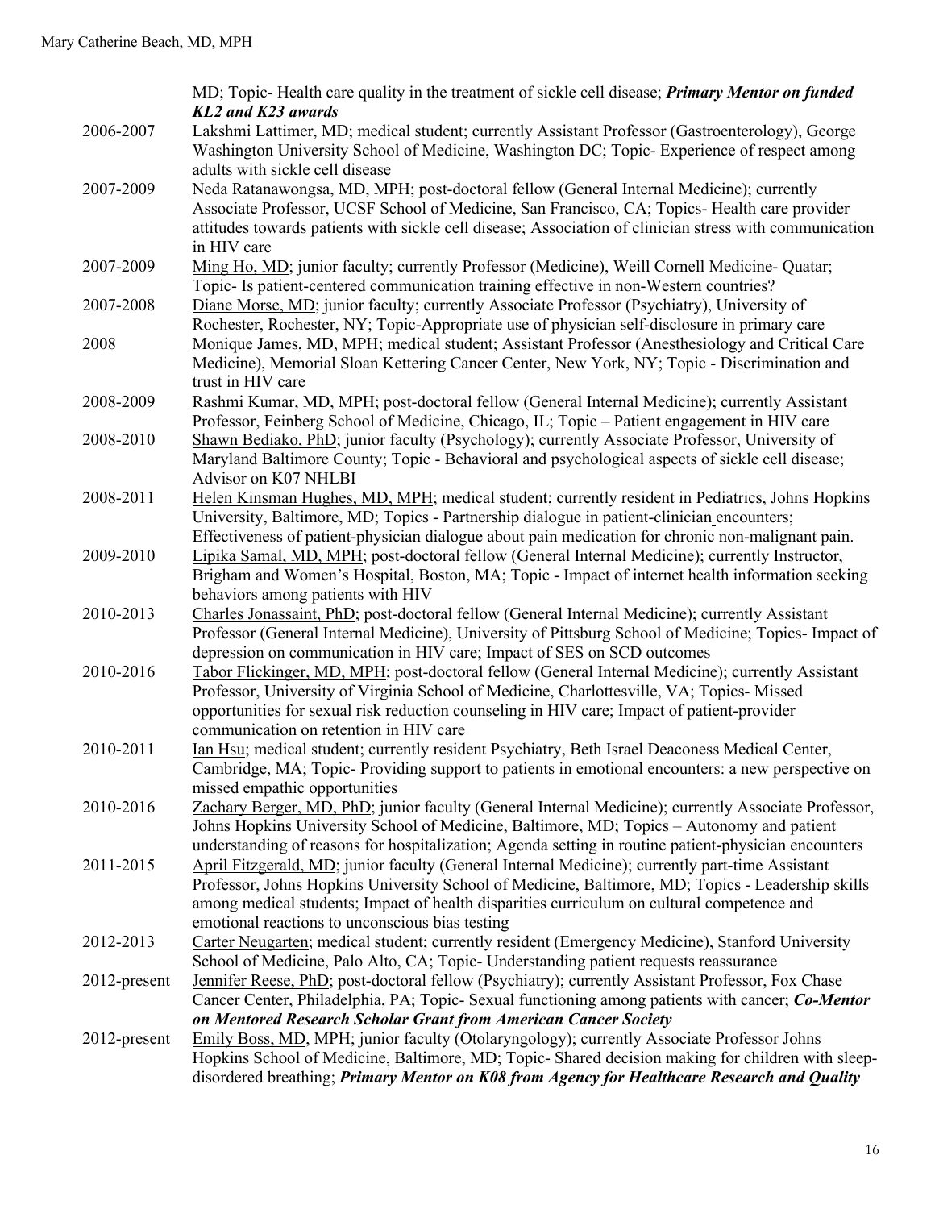MD; Topic- Health care quality in the treatment of sickle cell disease; ***Primary Mentor on funded KL2 and K23 awards***

| | |
|---|---|
| 2006-2007 | Lakshmi Lattimer, MD; medical student; currently Assistant Professor (Gastroenterology), George Washington University School of Medicine, Washington DC; Topic- Experience of respect among adults with sickle cell disease |
| 2007-2009 | Neda Ratanawongsa, MD, MPH; post-doctoral fellow (General Internal Medicine); currently Associate Professor, UCSF School of Medicine, San Francisco, CA; Topics- Health care provider attitudes towards patients with sickle cell disease; Association of clinician stress with communication in HIV care |
| 2007-2009 | Ming Ho, MD; junior faculty; currently Professor (Medicine), Weill Cornell Medicine- Quatar; Topic- Is patient-centered communication training effective in non-Western countries? |
| 2007-2008 | Diane Morse, MD; junior faculty; currently Associate Professor (Psychiatry), University of Rochester, Rochester, NY; Topic-Appropriate use of physician self-disclosure in primary care |
| 2008 | Monique James, MD, MPH; medical student; Assistant Professor (Anesthesiology and Critical Care Medicine), Memorial Sloan Kettering Cancer Center, New York, NY; Topic - Discrimination and trust in HIV care |
| 2008-2009 | Rashmi Kumar, MD, MPH; post-doctoral fellow (General Internal Medicine); currently Assistant Professor, Feinberg School of Medicine, Chicago, IL; Topic – Patient engagement in HIV care |
| 2008-2010 | Shawn Bediako, PhD; junior faculty (Psychology); currently Associate Professor, University of Maryland Baltimore County; Topic - Behavioral and psychological aspects of sickle cell disease; Advisor on K07 NHLBI |
| 2008-2011 | Helen Kinsman Hughes, MD, MPH; medical student; currently resident in Pediatrics, Johns Hopkins University, Baltimore, MD; Topics - Partnership dialogue in patient-clinician encounters; Effectiveness of patient-physician dialogue about pain medication for chronic non-malignant pain. |
| 2009-2010 | Lipika Samal, MD, MPH; post-doctoral fellow (General Internal Medicine); currently Instructor, Brigham and Women's Hospital, Boston, MA; Topic - Impact of internet health information seeking behaviors among patients with HIV |
| 2010-2013 | Charles Jonassaint, PhD; post-doctoral fellow (General Internal Medicine); currently Assistant Professor (General Internal Medicine), University of Pittsburg School of Medicine; Topics- Impact of depression on communication in HIV care; Impact of SES on SCD outcomes |
| 2010-2016 | Tabor Flickinger, MD, MPH; post-doctoral fellow (General Internal Medicine); currently Assistant Professor, University of Virginia School of Medicine, Charlottesville, VA; Topics- Missed opportunities for sexual risk reduction counseling in HIV care; Impact of patient-provider communication on retention in HIV care |
| 2010-2011 | Ian Hsu; medical student; currently resident Psychiatry, Beth Israel Deaconess Medical Center, Cambridge, MA; Topic- Providing support to patients in emotional encounters: a new perspective on missed empathic opportunities |
| 2010-2016 | Zachary Berger, MD, PhD; junior faculty (General Internal Medicine); currently Associate Professor, Johns Hopkins University School of Medicine, Baltimore, MD; Topics – Autonomy and patient understanding of reasons for hospitalization; Agenda setting in routine patient-physician encounters |
| 2011-2015 | April Fitzgerald, MD; junior faculty (General Internal Medicine); currently part-time Assistant Professor, Johns Hopkins University School of Medicine, Baltimore, MD; Topics - Leadership skills among medical students; Impact of health disparities curriculum on cultural competence and emotional reactions to unconscious bias testing |
| 2012-2013 | Carter Neugarten; medical student; currently resident (Emergency Medicine), Stanford University School of Medicine, Palo Alto, CA; Topic- Understanding patient requests reassurance |
| 2012-present | Jennifer Reese, PhD; post-doctoral fellow (Psychiatry); currently Assistant Professor, Fox Chase Cancer Center, Philadelphia, PA; Topic- Sexual functioning among patients with cancer; ***Co-Mentor on Mentored Research Scholar Grant from American Cancer Society*** |
| 2012-present | Emily Boss, MD, MPH; junior faculty (Otolaryngology); currently Associate Professor Johns Hopkins School of Medicine, Baltimore, MD; Topic- Shared decision making for children with sleep-disordered breathing; ***Primary Mentor on K08 from Agency for Healthcare Research and Quality*** |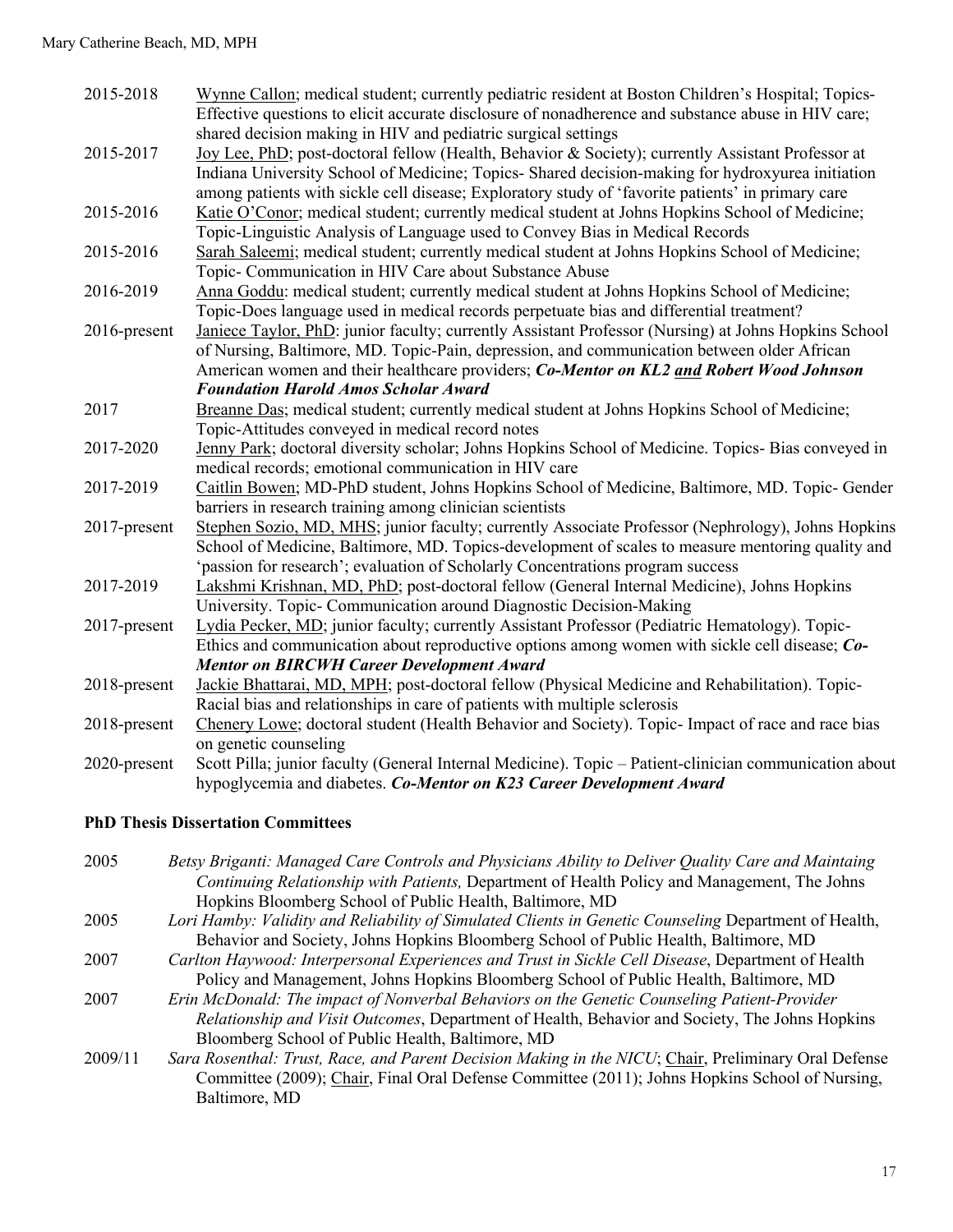| | |
|---|---|
| 2015-2018 | Wynne Callon; medical student; currently pediatric resident at Boston Children's Hospital; Topics-Effective questions to elicit accurate disclosure of nonadherence and substance abuse in HIV care; shared decision making in HIV and pediatric surgical settings |
| 2015-2017 | Joy Lee, PhD; post-doctoral fellow (Health, Behavior & Society); currently Assistant Professor at Indiana University School of Medicine; Topics- Shared decision-making for hydroxyurea initiation among patients with sickle cell disease; Exploratory study of 'favorite patients' in primary care |
| 2015-2016 | Katie O'Conor; medical student; currently medical student at Johns Hopkins School of Medicine; Topic-Linguistic Analysis of Language used to Convey Bias in Medical Records |
| 2015-2016 | Sarah Saleemi; medical student; currently medical student at Johns Hopkins School of Medicine; Topic- Communication in HIV Care about Substance Abuse |
| 2016-2019 | Anna Goddu: medical student; currently medical student at Johns Hopkins School of Medicine; Topic-Does language used in medical records perpetuate bias and differential treatment? |
| 2016-present | Janiece Taylor, PhD: junior faculty; currently Assistant Professor (Nursing) at Johns Hopkins School of Nursing, Baltimore, MD. Topic-Pain, depression, and communication between older African American women and their healthcare providers; ***Co-Mentor on KL2 and Robert Wood Johnson Foundation Harold Amos Scholar Award*** |
| 2017 | Breanne Das; medical student; currently medical student at Johns Hopkins School of Medicine; Topic-Attitudes conveyed in medical record notes |
| 2017-2020 | Jenny Park; doctoral diversity scholar; Johns Hopkins School of Medicine. Topics- Bias conveyed in medical records; emotional communication in HIV care |
| 2017-2019 | Caitlin Bowen; MD-PhD student, Johns Hopkins School of Medicine, Baltimore, MD. Topic- Gender barriers in research training among clinician scientists |
| 2017-present | Stephen Sozio, MD, MHS; junior faculty; currently Associate Professor (Nephrology), Johns Hopkins School of Medicine, Baltimore, MD. Topics-development of scales to measure mentoring quality and 'passion for research'; evaluation of Scholarly Concentrations program success |
| 2017-2019 | Lakshmi Krishnan, MD, PhD; post-doctoral fellow (General Internal Medicine), Johns Hopkins University. Topic- Communication around Diagnostic Decision-Making |
| 2017-present | Lydia Pecker, MD; junior faculty; currently Assistant Professor (Pediatric Hematology). Topic-Ethics and communication about reproductive options among women with sickle cell disease; ***Co-Mentor on BIRCWH Career Development Award*** |
| 2018-present | Jackie Bhattarai, MD, MPH; post-doctoral fellow (Physical Medicine and Rehabilitation). Topic-Racial bias and relationships in care of patients with multiple sclerosis |
| 2018-present | Chenery Lowe; doctoral student (Health Behavior and Society). Topic- Impact of race and race bias on genetic counseling |
| 2020-present | Scott Pilla; junior faculty (General Internal Medicine). Topic – Patient-clinician communication about hypoglycemia and diabetes. ***Co-Mentor on K23 Career Development Award*** |

**PhD Thesis Dissertation Committees**

| | |
|---|---|
| 2005 | *Betsy Briganti: Managed Care Controls and Physicians Ability to Deliver Quality Care and Maintaing Continuing Relationship with Patients,* Department of Health Policy and Management, The Johns Hopkins Bloomberg School of Public Health, Baltimore, MD |
| 2005 | *Lori Hamby: Validity and Reliability of Simulated Clients in Genetic Counseling* Department of Health, Behavior and Society, Johns Hopkins Bloomberg School of Public Health, Baltimore, MD |
| 2007 | *Carlton Haywood: Interpersonal Experiences and Trust in Sickle Cell Disease*, Department of Health Policy and Management, Johns Hopkins Bloomberg School of Public Health, Baltimore, MD |
| 2007 | *Erin McDonald: The impact of Nonverbal Behaviors on the Genetic Counseling Patient-Provider Relationship and Visit Outcomes*, Department of Health, Behavior and Society, The Johns Hopkins Bloomberg School of Public Health, Baltimore, MD |
| 2009/11 | *Sara Rosenthal: Trust, Race, and Parent Decision Making in the NICU*; Chair, Preliminary Oral Defense Committee (2009); Chair, Final Oral Defense Committee (2011); Johns Hopkins School of Nursing, Baltimore, MD |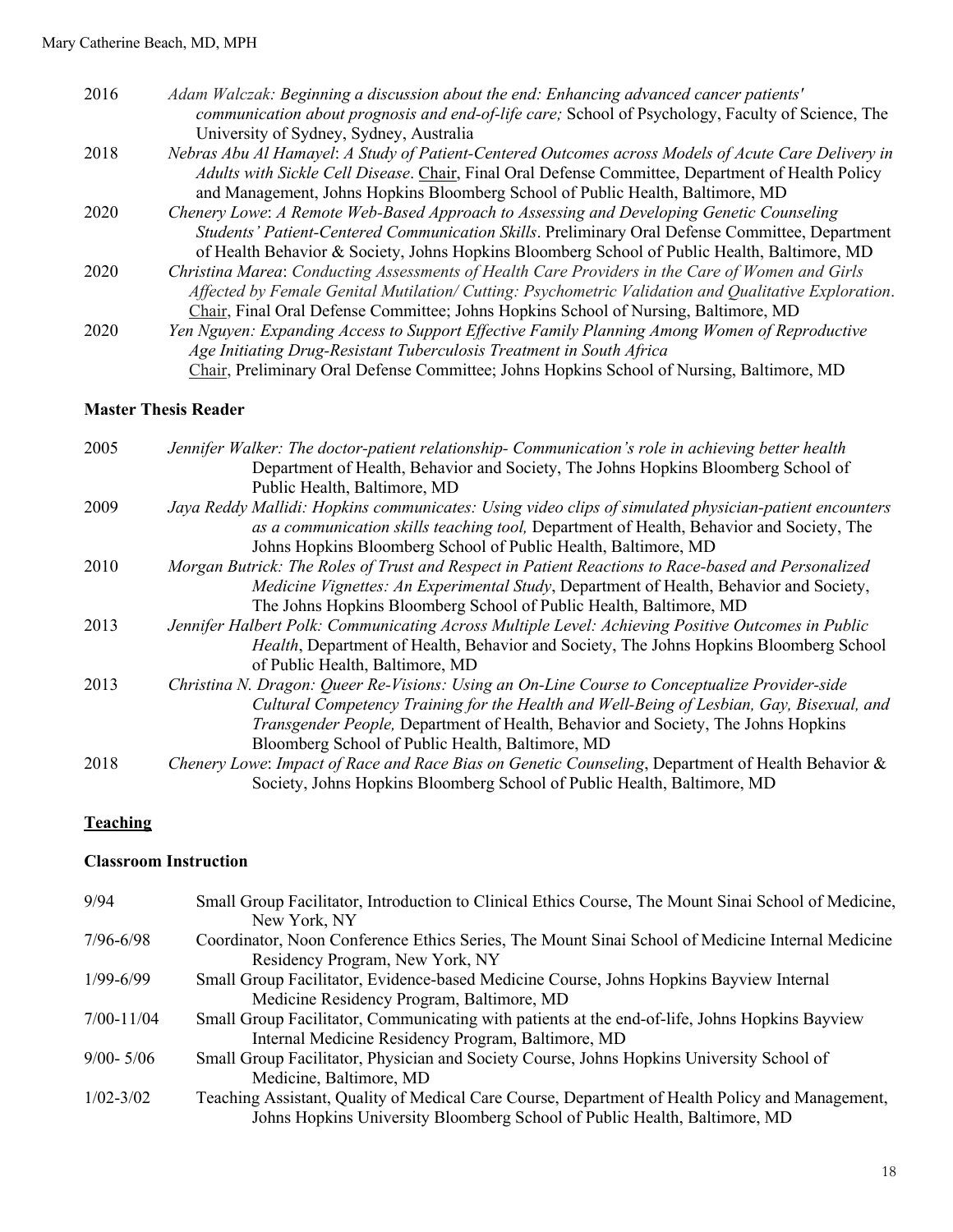2016 *Adam Walczak: Beginning a discussion about the end: Enhancing advanced cancer patients' communication about prognosis and end-of-life care;* School of Psychology, Faculty of Science, The University of Sydney, Sydney, Australia

2018 *Nebras Abu Al Hamayel*: *A Study of Patient-Centered Outcomes across Models of Acute Care Delivery in Adults with Sickle Cell Disease*. Chair, Final Oral Defense Committee, Department of Health Policy and Management, Johns Hopkins Bloomberg School of Public Health, Baltimore, MD

2020 *Chenery Lowe*: *A Remote Web-Based Approach to Assessing and Developing Genetic Counseling Students' Patient-Centered Communication Skills*. Preliminary Oral Defense Committee, Department of Health Behavior & Society, Johns Hopkins Bloomberg School of Public Health, Baltimore, MD

2020 *Christina Marea*: *Conducting Assessments of Health Care Providers in the Care of Women and Girls Affected by Female Genital Mutilation/ Cutting: Psychometric Validation and Qualitative Exploration*. Chair, Final Oral Defense Committee; Johns Hopkins School of Nursing, Baltimore, MD

2020 *Yen Nguyen: Expanding Access to Support Effective Family Planning Among Women of Reproductive Age Initiating Drug-Resistant Tuberculosis Treatment in South Africa* Chair, Preliminary Oral Defense Committee; Johns Hopkins School of Nursing, Baltimore, MD

### Master Thesis Reader

2005 *Jennifer Walker: The doctor-patient relationship- Communication's role in achieving better health* Department of Health, Behavior and Society, The Johns Hopkins Bloomberg School of Public Health, Baltimore, MD

2009 *Jaya Reddy Mallidi: Hopkins communicates: Using video clips of simulated physician-patient encounters as a communication skills teaching tool,* Department of Health, Behavior and Society, The Johns Hopkins Bloomberg School of Public Health, Baltimore, MD

2010 *Morgan Butrick: The Roles of Trust and Respect in Patient Reactions to Race-based and Personalized Medicine Vignettes: An Experimental Study*, Department of Health, Behavior and Society, The Johns Hopkins Bloomberg School of Public Health, Baltimore, MD

2013 *Jennifer Halbert Polk: Communicating Across Multiple Level: Achieving Positive Outcomes in Public Health*, Department of Health, Behavior and Society, The Johns Hopkins Bloomberg School of Public Health, Baltimore, MD

2013 *Christina N. Dragon: Queer Re-Visions: Using an On-Line Course to Conceptualize Provider-side Cultural Competency Training for the Health and Well-Being of Lesbian, Gay, Bisexual, and Transgender People,* Department of Health, Behavior and Society, The Johns Hopkins Bloomberg School of Public Health, Baltimore, MD

2018 *Chenery Lowe*: *Impact of Race and Race Bias on Genetic Counseling*, Department of Health Behavior & Society, Johns Hopkins Bloomberg School of Public Health, Baltimore, MD

## Teaching

### Classroom Instruction

9/94 Small Group Facilitator, Introduction to Clinical Ethics Course, The Mount Sinai School of Medicine, New York, NY

7/96-6/98 Coordinator, Noon Conference Ethics Series, The Mount Sinai School of Medicine Internal Medicine Residency Program, New York, NY

1/99-6/99 Small Group Facilitator, Evidence-based Medicine Course, Johns Hopkins Bayview Internal Medicine Residency Program, Baltimore, MD

7/00-11/04 Small Group Facilitator, Communicating with patients at the end-of-life, Johns Hopkins Bayview Internal Medicine Residency Program, Baltimore, MD

9/00- 5/06 Small Group Facilitator, Physician and Society Course, Johns Hopkins University School of Medicine, Baltimore, MD

1/02-3/02 Teaching Assistant, Quality of Medical Care Course, Department of Health Policy and Management, Johns Hopkins University Bloomberg School of Public Health, Baltimore, MD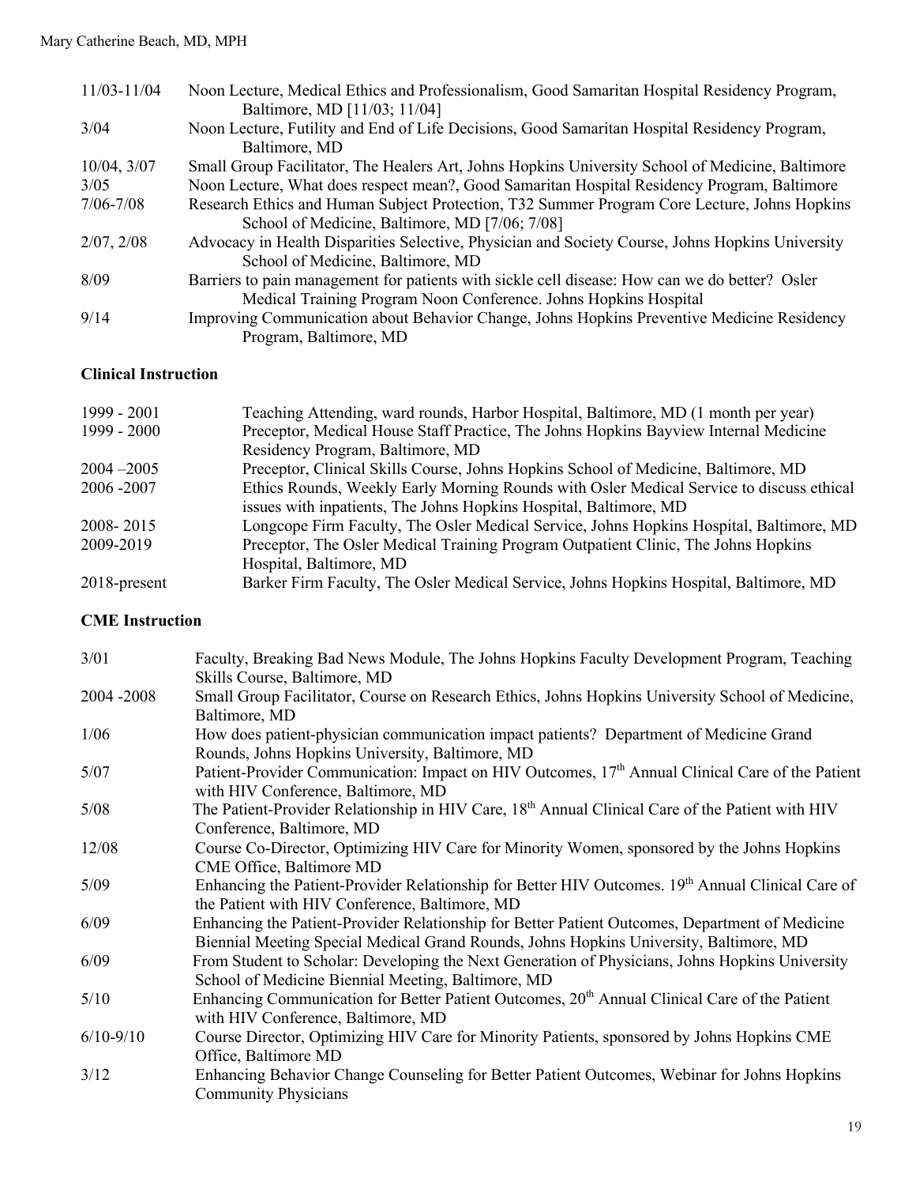| | |
|---|---|
| 11/03-11/04 | Noon Lecture, Medical Ethics and Professionalism, Good Samaritan Hospital Residency Program, Baltimore, MD [11/03; 11/04] |
| 3/04 | Noon Lecture, Futility and End of Life Decisions, Good Samaritan Hospital Residency Program, Baltimore, MD |
| 10/04, 3/07 | Small Group Facilitator, The Healers Art, Johns Hopkins University School of Medicine, Baltimore |
| 3/05 | Noon Lecture, What does respect mean?, Good Samaritan Hospital Residency Program, Baltimore |
| 7/06-7/08 | Research Ethics and Human Subject Protection, T32 Summer Program Core Lecture, Johns Hopkins School of Medicine, Baltimore, MD [7/06; 7/08] |
| 2/07, 2/08 | Advocacy in Health Disparities Selective, Physician and Society Course, Johns Hopkins University School of Medicine, Baltimore, MD |
| 8/09 | Barriers to pain management for patients with sickle cell disease: How can we do better? Osler Medical Training Program Noon Conference. Johns Hopkins Hospital |
| 9/14 | Improving Communication about Behavior Change, Johns Hopkins Preventive Medicine Residency Program, Baltimore, MD |

**Clinical Instruction**

| | |
|---|---|
| 1999 - 2001 | Teaching Attending, ward rounds, Harbor Hospital, Baltimore, MD (1 month per year) |
| 1999 - 2000 | Preceptor, Medical House Staff Practice, The Johns Hopkins Bayview Internal Medicine Residency Program, Baltimore, MD |
| 2004 –2005 | Preceptor, Clinical Skills Course, Johns Hopkins School of Medicine, Baltimore, MD |
| 2006 -2007 | Ethics Rounds, Weekly Early Morning Rounds with Osler Medical Service to discuss ethical issues with inpatients, The Johns Hopkins Hospital, Baltimore, MD |
| 2008- 2015 | Longcope Firm Faculty, The Osler Medical Service, Johns Hopkins Hospital, Baltimore, MD |
| 2009-2019 | Preceptor, The Osler Medical Training Program Outpatient Clinic, The Johns Hopkins Hospital, Baltimore, MD |
| 2018-present | Barker Firm Faculty, The Osler Medical Service, Johns Hopkins Hospital, Baltimore, MD |

**CME Instruction**

| | |
|---|---|
| 3/01 | Faculty, Breaking Bad News Module, The Johns Hopkins Faculty Development Program, Teaching Skills Course, Baltimore, MD |
| 2004 -2008 | Small Group Facilitator, Course on Research Ethics, Johns Hopkins University School of Medicine, Baltimore, MD |
| 1/06 | How does patient-physician communication impact patients? Department of Medicine Grand Rounds, Johns Hopkins University, Baltimore, MD |
| 5/07 | Patient-Provider Communication: Impact on HIV Outcomes, 17th Annual Clinical Care of the Patient with HIV Conference, Baltimore, MD |
| 5/08 | The Patient-Provider Relationship in HIV Care, 18th Annual Clinical Care of the Patient with HIV Conference, Baltimore, MD |
| 12/08 | Course Co-Director, Optimizing HIV Care for Minority Women, sponsored by the Johns Hopkins CME Office, Baltimore MD |
| 5/09 | Enhancing the Patient-Provider Relationship for Better HIV Outcomes. 19th Annual Clinical Care of the Patient with HIV Conference, Baltimore, MD |
| 6/09 | Enhancing the Patient-Provider Relationship for Better Patient Outcomes, Department of Medicine Biennial Meeting Special Medical Grand Rounds, Johns Hopkins University, Baltimore, MD |
| 6/09 | From Student to Scholar: Developing the Next Generation of Physicians, Johns Hopkins University School of Medicine Biennial Meeting, Baltimore, MD |
| 5/10 | Enhancing Communication for Better Patient Outcomes, 20th Annual Clinical Care of the Patient with HIV Conference, Baltimore, MD |
| 6/10-9/10 | Course Director, Optimizing HIV Care for Minority Patients, sponsored by Johns Hopkins CME Office, Baltimore MD |
| 3/12 | Enhancing Behavior Change Counseling for Better Patient Outcomes, Webinar for Johns Hopkins Community Physicians |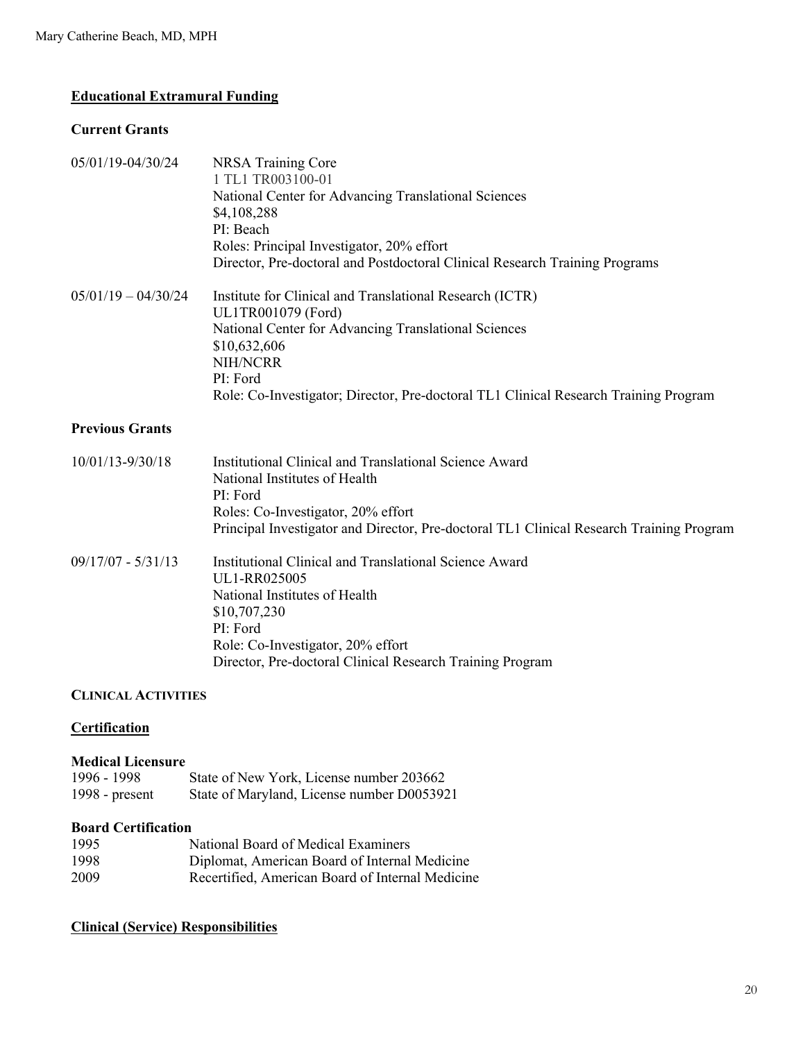## Educational Extramural Funding

### Current Grants

05/01/19-04/30/24 NRSA Training Core
1 TL1 TR003100-01
National Center for Advancing Translational Sciences
$4,108,288
PI: Beach
Roles: Principal Investigator, 20% effort
Director, Pre-doctoral and Postdoctoral Clinical Research Training Programs

05/01/19 – 04/30/24 Institute for Clinical and Translational Research (ICTR)
UL1TR001079 (Ford)
National Center for Advancing Translational Sciences
$10,632,606
NIH/NCRR
PI: Ford
Role: Co-Investigator; Director, Pre-doctoral TL1 Clinical Research Training Program

### Previous Grants

10/01/13-9/30/18 Institutional Clinical and Translational Science Award
National Institutes of Health
PI: Ford
Roles: Co-Investigator, 20% effort
Principal Investigator and Director, Pre-doctoral TL1 Clinical Research Training Program

09/17/07 - 5/31/13 Institutional Clinical and Translational Science Award
UL1-RR025005
National Institutes of Health
$10,707,230
PI: Ford
Role: Co-Investigator, 20% effort
Director, Pre-doctoral Clinical Research Training Program

## CLINICAL ACTIVITIES

## Certification

### Medical Licensure

1996 - 1998 State of New York, License number 203662
1998 - present State of Maryland, License number D0053921

### Board Certification

1995 National Board of Medical Examiners
1998 Diplomat, American Board of Internal Medicine
2009 Recertified, American Board of Internal Medicine

## Clinical (Service) Responsibilities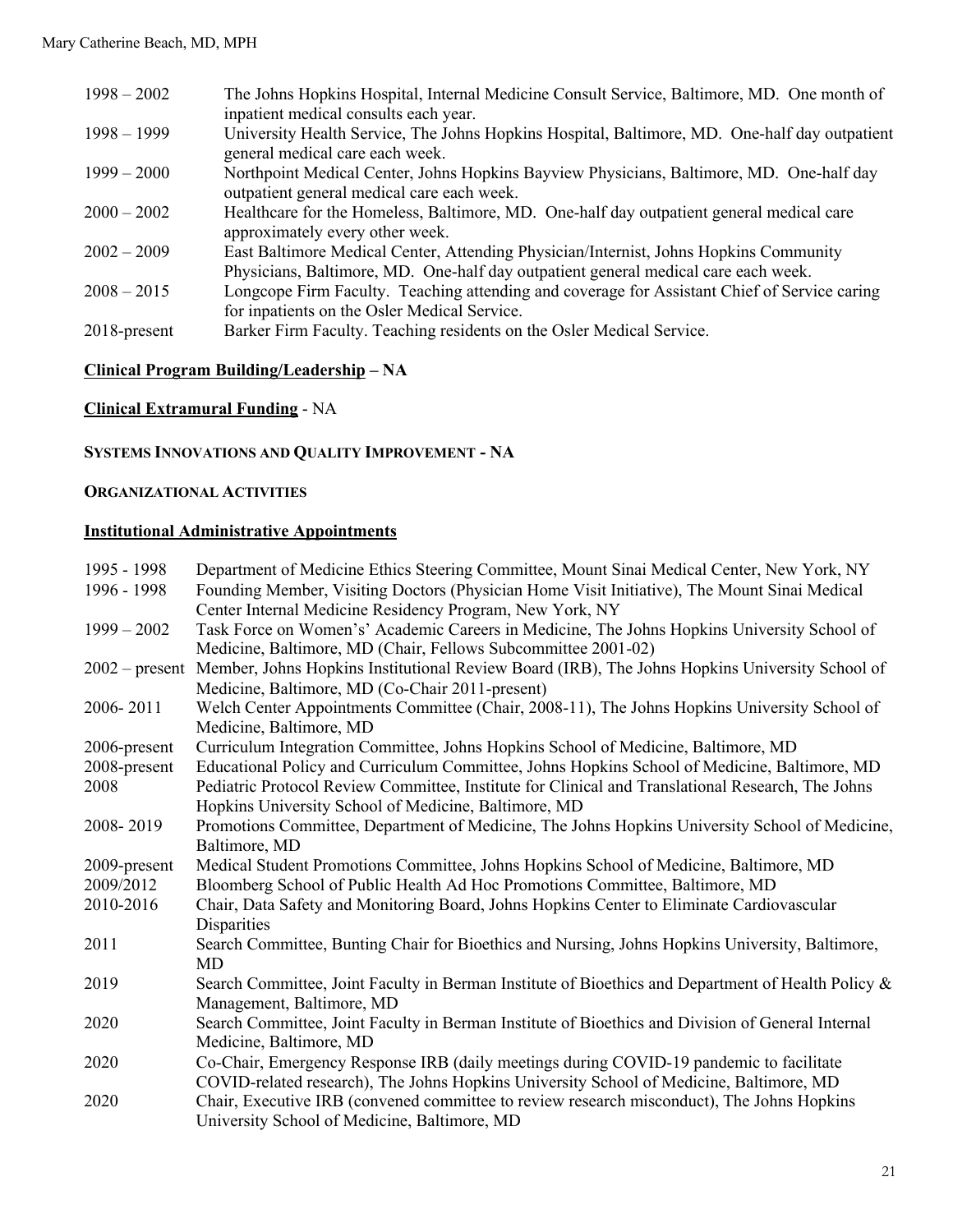1998 – 2002 The Johns Hopkins Hospital, Internal Medicine Consult Service, Baltimore, MD. One month of inpatient medical consults each year.
1998 – 1999 University Health Service, The Johns Hopkins Hospital, Baltimore, MD. One-half day outpatient general medical care each week.
1999 – 2000 Northpoint Medical Center, Johns Hopkins Bayview Physicians, Baltimore, MD. One-half day outpatient general medical care each week.
2000 – 2002 Healthcare for the Homeless, Baltimore, MD. One-half day outpatient general medical care approximately every other week.
2002 – 2009 East Baltimore Medical Center, Attending Physician/Internist, Johns Hopkins Community Physicians, Baltimore, MD. One-half day outpatient general medical care each week.
2008 – 2015 Longcope Firm Faculty. Teaching attending and coverage for Assistant Chief of Service caring for inpatients on the Osler Medical Service.
2018-present Barker Firm Faculty. Teaching residents on the Osler Medical Service.

**Clinical Program Building/Leadership – NA**

**Clinical Extramural Funding** - NA

**SYSTEMS INNOVATIONS AND QUALITY IMPROVEMENT - NA**

**ORGANIZATIONAL ACTIVITIES**

**Institutional Administrative Appointments**

1995 - 1998 Department of Medicine Ethics Steering Committee, Mount Sinai Medical Center, New York, NY
1996 - 1998 Founding Member, Visiting Doctors (Physician Home Visit Initiative), The Mount Sinai Medical Center Internal Medicine Residency Program, New York, NY
1999 – 2002 Task Force on Women's' Academic Careers in Medicine, The Johns Hopkins University School of Medicine, Baltimore, MD (Chair, Fellows Subcommittee 2001-02)
2002 – present Member, Johns Hopkins Institutional Review Board (IRB), The Johns Hopkins University School of Medicine, Baltimore, MD (Co-Chair 2011-present)
2006- 2011 Welch Center Appointments Committee (Chair, 2008-11), The Johns Hopkins University School of Medicine, Baltimore, MD
2006-present Curriculum Integration Committee, Johns Hopkins School of Medicine, Baltimore, MD
2008-present Educational Policy and Curriculum Committee, Johns Hopkins School of Medicine, Baltimore, MD
2008 Pediatric Protocol Review Committee, Institute for Clinical and Translational Research, The Johns Hopkins University School of Medicine, Baltimore, MD
2008- 2019 Promotions Committee, Department of Medicine, The Johns Hopkins University School of Medicine, Baltimore, MD
2009-present Medical Student Promotions Committee, Johns Hopkins School of Medicine, Baltimore, MD
2009/2012 Bloomberg School of Public Health Ad Hoc Promotions Committee, Baltimore, MD
2010-2016 Chair, Data Safety and Monitoring Board, Johns Hopkins Center to Eliminate Cardiovascular Disparities
2011 Search Committee, Bunting Chair for Bioethics and Nursing, Johns Hopkins University, Baltimore, MD
2019 Search Committee, Joint Faculty in Berman Institute of Bioethics and Department of Health Policy & Management, Baltimore, MD
2020 Search Committee, Joint Faculty in Berman Institute of Bioethics and Division of General Internal Medicine, Baltimore, MD
2020 Co-Chair, Emergency Response IRB (daily meetings during COVID-19 pandemic to facilitate COVID-related research), The Johns Hopkins University School of Medicine, Baltimore, MD
2020 Chair, Executive IRB (convened committee to review research misconduct), The Johns Hopkins University School of Medicine, Baltimore, MD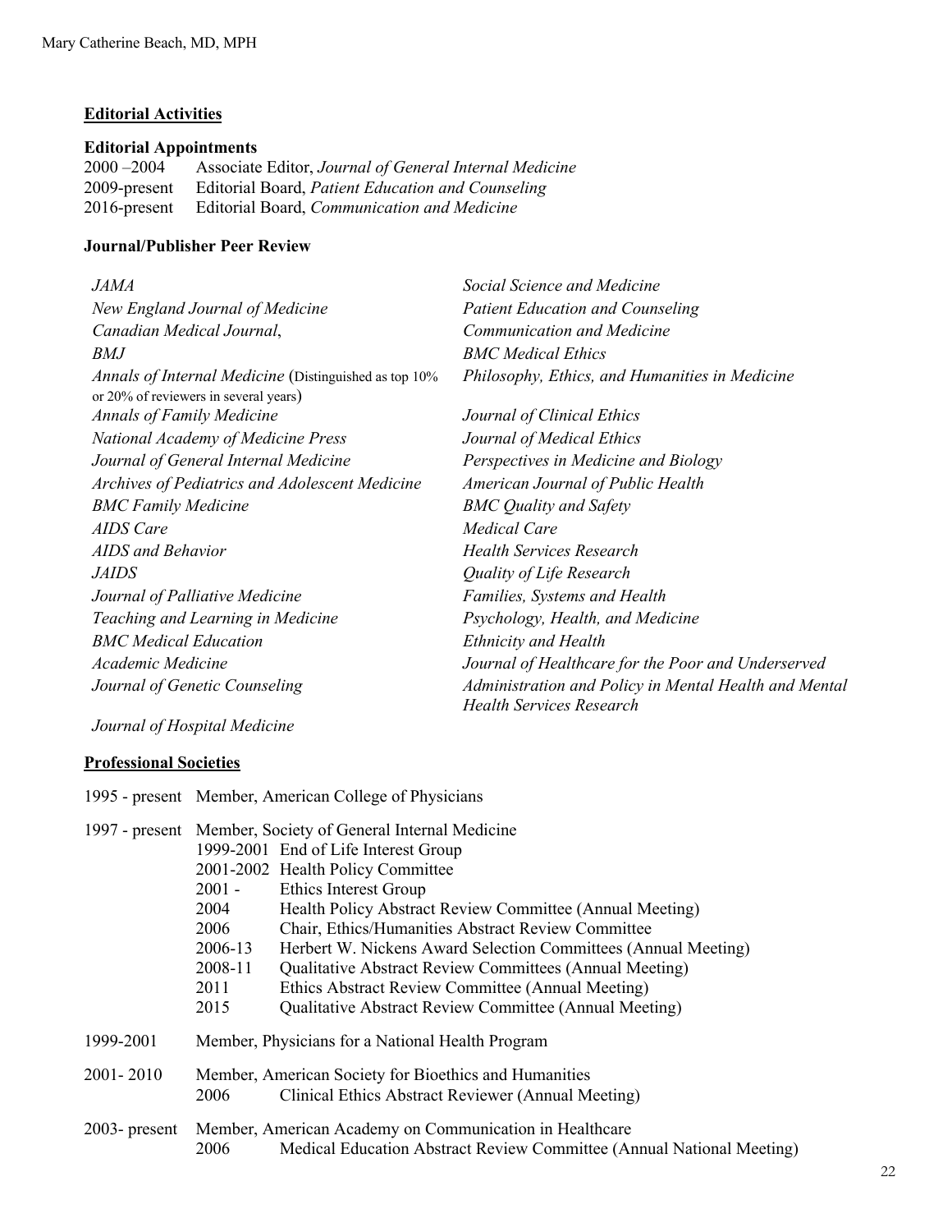## Editorial Activities

### Editorial Appointments

2000 –2004 Associate Editor, *Journal of General Internal Medicine*
2009-present Editorial Board, *Patient Education and Counseling*
2016-present Editorial Board, *Communication and Medicine*

### Journal/Publisher Peer Review

*JAMA*
*New England Journal of Medicine*
*Canadian Medical Journal*,
*BMJ*
*Annals of Internal Medicine* (Distinguished as top 10% or 20% of reviewers in several years)
*Annals of Family Medicine*
*National Academy of Medicine Press*
*Journal of General Internal Medicine*
*Archives of Pediatrics and Adolescent Medicine*
*BMC Family Medicine*
*AIDS Care*
*AIDS and Behavior*
*JAIDS*
*Journal of Palliative Medicine*
*Teaching and Learning in Medicine*
*BMC Medical Education*
*Academic Medicine*
*Journal of Genetic Counseling*
*Journal of Hospital Medicine*
*Social Science and Medicine*
*Patient Education and Counseling*
*Communication and Medicine*
*BMC Medical Ethics*
*Philosophy, Ethics, and Humanities in Medicine*
*Journal of Clinical Ethics*
*Journal of Medical Ethics*
*Perspectives in Medicine and Biology*
*American Journal of Public Health*
*BMC Quality and Safety*
*Medical Care*
*Health Services Research*
*Quality of Life Research*
*Families, Systems and Health*
*Psychology, Health, and Medicine*
*Ethnicity and Health*
*Journal of Healthcare for the Poor and Underserved*
*Administration and Policy in Mental Health and Mental Health Services Research*

## Professional Societies

1995 - present Member, American College of Physicians

1997 - present Member, Society of General Internal Medicine
- 1999-2001 End of Life Interest Group
- 2001-2002 Health Policy Committee
- 2001 - Ethics Interest Group
- 2004 Health Policy Abstract Review Committee (Annual Meeting)
- 2006 Chair, Ethics/Humanities Abstract Review Committee
- 2006-13 Herbert W. Nickens Award Selection Committees (Annual Meeting)
- 2008-11 Qualitative Abstract Review Committees (Annual Meeting)
- 2011 Ethics Abstract Review Committee (Annual Meeting)
- 2015 Qualitative Abstract Review Committee (Annual Meeting)

1999-2001 Member, Physicians for a National Health Program

2001- 2010 Member, American Society for Bioethics and Humanities
- 2006 Clinical Ethics Abstract Reviewer (Annual Meeting)

2003- present Member, American Academy on Communication in Healthcare
- 2006 Medical Education Abstract Review Committee (Annual National Meeting)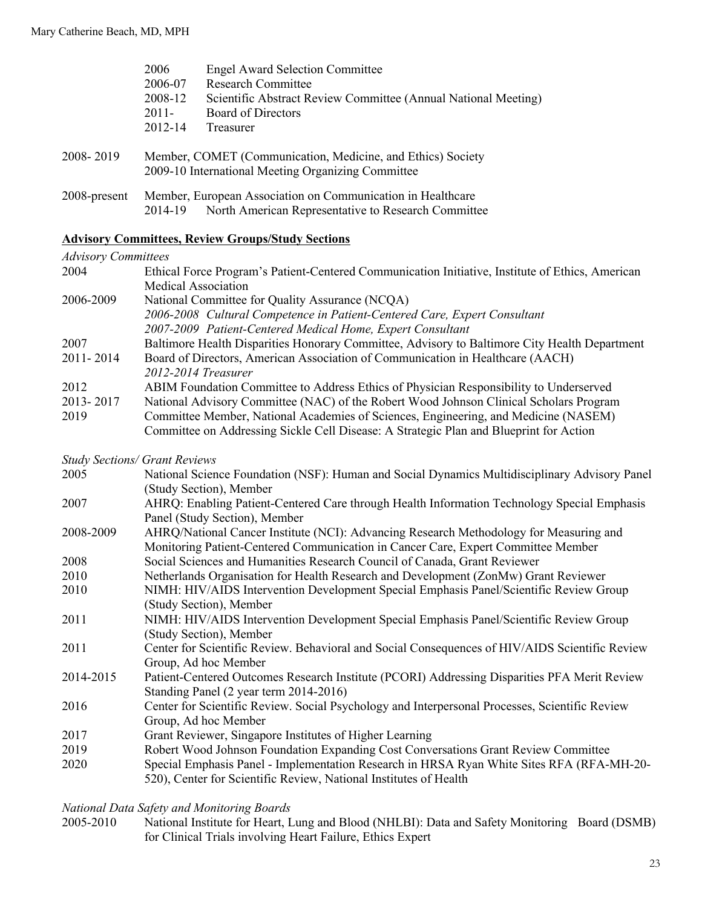2006 Engel Award Selection Committee
2006-07 Research Committee
2008-12 Scientific Abstract Review Committee (Annual National Meeting)
2011- Board of Directors
2012-14 Treasurer

2008- 2019 Member, COMET (Communication, Medicine, and Ethics) Society
2009-10 International Meeting Organizing Committee

2008-present Member, European Association on Communication in Healthcare
2014-19 North American Representative to Research Committee

**Advisory Committees, Review Groups/Study Sections**

*Advisory Committees*

2004 Ethical Force Program's Patient-Centered Communication Initiative, Institute of Ethics, American Medical Association

2006-2009 National Committee for Quality Assurance (NCQA)
*2006-2008 Cultural Competence in Patient-Centered Care, Expert Consultant*
*2007-2009 Patient-Centered Medical Home, Expert Consultant*

2007 Baltimore Health Disparities Honorary Committee, Advisory to Baltimore City Health Department

2011- 2014 Board of Directors, American Association of Communication in Healthcare (AACH)
*2012-2014 Treasurer*

2012 ABIM Foundation Committee to Address Ethics of Physician Responsibility to Underserved

2013- 2017 National Advisory Committee (NAC) of the Robert Wood Johnson Clinical Scholars Program

2019 Committee Member, National Academies of Sciences, Engineering, and Medicine (NASEM) Committee on Addressing Sickle Cell Disease: A Strategic Plan and Blueprint for Action

*Study Sections/ Grant Reviews*

2005 National Science Foundation (NSF): Human and Social Dynamics Multidisciplinary Advisory Panel (Study Section), Member

2007 AHRQ: Enabling Patient-Centered Care through Health Information Technology Special Emphasis Panel (Study Section), Member

2008-2009 AHRQ/National Cancer Institute (NCI): Advancing Research Methodology for Measuring and Monitoring Patient-Centered Communication in Cancer Care, Expert Committee Member

2008 Social Sciences and Humanities Research Council of Canada, Grant Reviewer

2010 Netherlands Organisation for Health Research and Development (ZonMw) Grant Reviewer

2010 NIMH: HIV/AIDS Intervention Development Special Emphasis Panel/Scientific Review Group (Study Section), Member

2011 NIMH: HIV/AIDS Intervention Development Special Emphasis Panel/Scientific Review Group (Study Section), Member

2011 Center for Scientific Review. Behavioral and Social Consequences of HIV/AIDS Scientific Review Group, Ad hoc Member

2014-2015 Patient-Centered Outcomes Research Institute (PCORI) Addressing Disparities PFA Merit Review Standing Panel (2 year term 2014-2016)

2016 Center for Scientific Review. Social Psychology and Interpersonal Processes, Scientific Review Group, Ad hoc Member

2017 Grant Reviewer, Singapore Institutes of Higher Learning

2019 Robert Wood Johnson Foundation Expanding Cost Conversations Grant Review Committee

2020 Special Emphasis Panel - Implementation Research in HRSA Ryan White Sites RFA (RFA-MH-20-520), Center for Scientific Review, National Institutes of Health

*National Data Safety and Monitoring Boards*

2005-2010 National Institute for Heart, Lung and Blood (NHLBI): Data and Safety Monitoring Board (DSMB) for Clinical Trials involving Heart Failure, Ethics Expert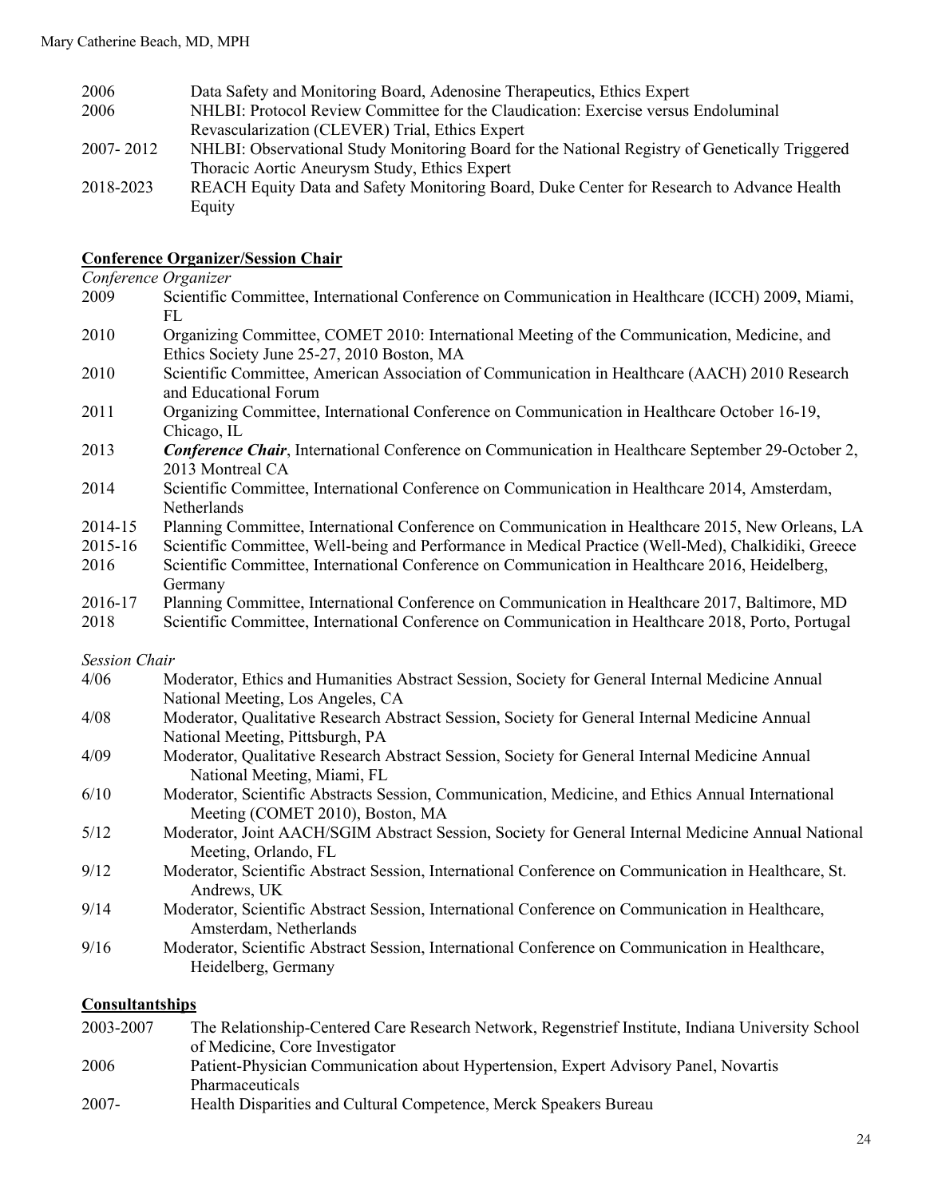2006 Data Safety and Monitoring Board, Adenosine Therapeutics, Ethics Expert

2006 NHLBI: Protocol Review Committee for the Claudication: Exercise versus Endoluminal Revascularization (CLEVER) Trial, Ethics Expert

2007- 2012 NHLBI: Observational Study Monitoring Board for the National Registry of Genetically Triggered Thoracic Aortic Aneurysm Study, Ethics Expert

2018-2023 REACH Equity Data and Safety Monitoring Board, Duke Center for Research to Advance Health Equity

**Conference Organizer/Session Chair**

*Conference Organizer*

2009 Scientific Committee, International Conference on Communication in Healthcare (ICCH) 2009, Miami, FL

2010 Organizing Committee, COMET 2010: International Meeting of the Communication, Medicine, and Ethics Society June 25-27, 2010 Boston, MA

2010 Scientific Committee, American Association of Communication in Healthcare (AACH) 2010 Research and Educational Forum

2011 Organizing Committee, International Conference on Communication in Healthcare October 16-19, Chicago, IL

2013 ***Conference Chair***, International Conference on Communication in Healthcare September 29-October 2, 2013 Montreal CA

2014 Scientific Committee, International Conference on Communication in Healthcare 2014, Amsterdam, Netherlands

2014-15 Planning Committee, International Conference on Communication in Healthcare 2015, New Orleans, LA

2015-16 Scientific Committee, Well-being and Performance in Medical Practice (Well-Med), Chalkidiki, Greece

2016 Scientific Committee, International Conference on Communication in Healthcare 2016, Heidelberg, Germany

2016-17 Planning Committee, International Conference on Communication in Healthcare 2017, Baltimore, MD

2018 Scientific Committee, International Conference on Communication in Healthcare 2018, Porto, Portugal

*Session Chair*

4/06 Moderator, Ethics and Humanities Abstract Session, Society for General Internal Medicine Annual National Meeting, Los Angeles, CA

4/08 Moderator, Qualitative Research Abstract Session, Society for General Internal Medicine Annual National Meeting, Pittsburgh, PA

4/09 Moderator, Qualitative Research Abstract Session, Society for General Internal Medicine Annual National Meeting, Miami, FL

6/10 Moderator, Scientific Abstracts Session, Communication, Medicine, and Ethics Annual International Meeting (COMET 2010), Boston, MA

5/12 Moderator, Joint AACH/SGIM Abstract Session, Society for General Internal Medicine Annual National Meeting, Orlando, FL

9/12 Moderator, Scientific Abstract Session, International Conference on Communication in Healthcare, St. Andrews, UK

9/14 Moderator, Scientific Abstract Session, International Conference on Communication in Healthcare, Amsterdam, Netherlands

9/16 Moderator, Scientific Abstract Session, International Conference on Communication in Healthcare, Heidelberg, Germany

**Consultantships**

2003-2007 The Relationship-Centered Care Research Network, Regenstrief Institute, Indiana University School of Medicine, Core Investigator

2006 Patient-Physician Communication about Hypertension, Expert Advisory Panel, Novartis Pharmaceuticals

2007- Health Disparities and Cultural Competence, Merck Speakers Bureau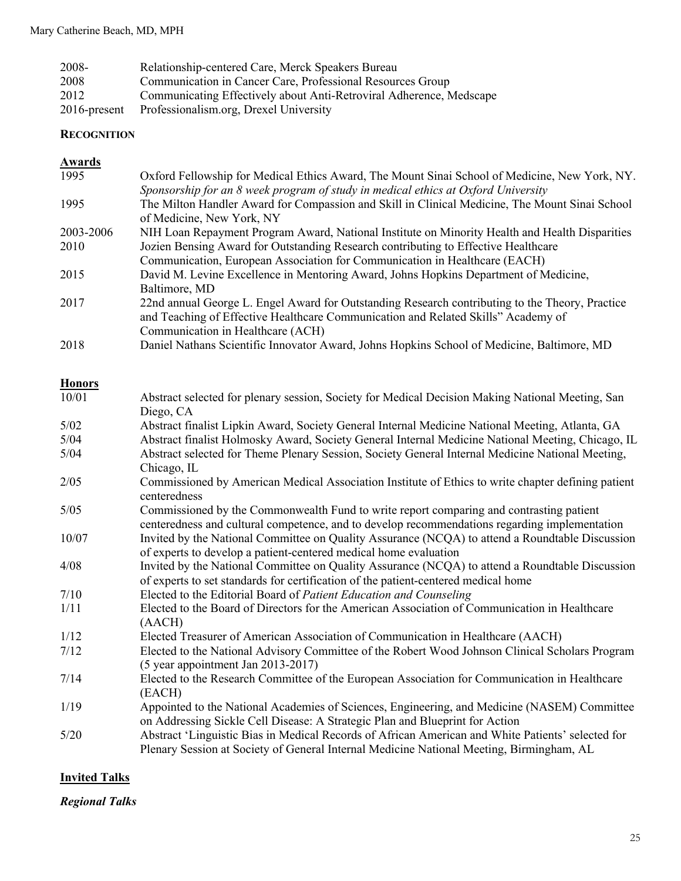| | |
|---|---|
| 2008- | Relationship-centered Care, Merck Speakers Bureau |
| 2008 | Communication in Cancer Care, Professional Resources Group |
| 2012 | Communicating Effectively about Anti-Retroviral Adherence, Medscape |
| 2016-present | Professionalism.org, Drexel University |

## RECOGNITION

### Awards

| | |
|---|---|
| 1995 | Oxford Fellowship for Medical Ethics Award, The Mount Sinai School of Medicine, New York, NY. *Sponsorship for an 8 week program of study in medical ethics at Oxford University* |
| 1995 | The Milton Handler Award for Compassion and Skill in Clinical Medicine, The Mount Sinai School of Medicine, New York, NY |
| 2003-2006 | NIH Loan Repayment Program Award, National Institute on Minority Health and Health Disparities |
| 2010 | Jozien Bensing Award for Outstanding Research contributing to Effective Healthcare Communication, European Association for Communication in Healthcare (EACH) |
| 2015 | David M. Levine Excellence in Mentoring Award, Johns Hopkins Department of Medicine, Baltimore, MD |
| 2017 | 22nd annual George L. Engel Award for Outstanding Research contributing to the Theory, Practice and Teaching of Effective Healthcare Communication and Related Skills" Academy of Communication in Healthcare (ACH) |
| 2018 | Daniel Nathans Scientific Innovator Award, Johns Hopkins School of Medicine, Baltimore, MD |

### Honors

| | |
|---|---|
| 10/01 | Abstract selected for plenary session, Society for Medical Decision Making National Meeting, San Diego, CA |
| 5/02 | Abstract finalist Lipkin Award, Society General Internal Medicine National Meeting, Atlanta, GA |
| 5/04 | Abstract finalist Holmosky Award, Society General Internal Medicine National Meeting, Chicago, IL |
| 5/04 | Abstract selected for Theme Plenary Session, Society General Internal Medicine National Meeting, Chicago, IL |
| 2/05 | Commissioned by American Medical Association Institute of Ethics to write chapter defining patient centeredness |
| 5/05 | Commissioned by the Commonwealth Fund to write report comparing and contrasting patient centeredness and cultural competence, and to develop recommendations regarding implementation |
| 10/07 | Invited by the National Committee on Quality Assurance (NCQA) to attend a Roundtable Discussion of experts to develop a patient-centered medical home evaluation |
| 4/08 | Invited by the National Committee on Quality Assurance (NCQA) to attend a Roundtable Discussion of experts to set standards for certification of the patient-centered medical home |
| 7/10 | Elected to the Editorial Board of *Patient Education and Counseling* |
| 1/11 | Elected to the Board of Directors for the American Association of Communication in Healthcare (AACH) |
| 1/12 | Elected Treasurer of American Association of Communication in Healthcare (AACH) |
| 7/12 | Elected to the National Advisory Committee of the Robert Wood Johnson Clinical Scholars Program (5 year appointment Jan 2013-2017) |
| 7/14 | Elected to the Research Committee of the European Association for Communication in Healthcare (EACH) |
| 1/19 | Appointed to the National Academies of Sciences, Engineering, and Medicine (NASEM) Committee on Addressing Sickle Cell Disease: A Strategic Plan and Blueprint for Action |
| 5/20 | Abstract 'Linguistic Bias in Medical Records of African American and White Patients' selected for Plenary Session at Society of General Internal Medicine National Meeting, Birmingham, AL |

### Invited Talks

***Regional Talks***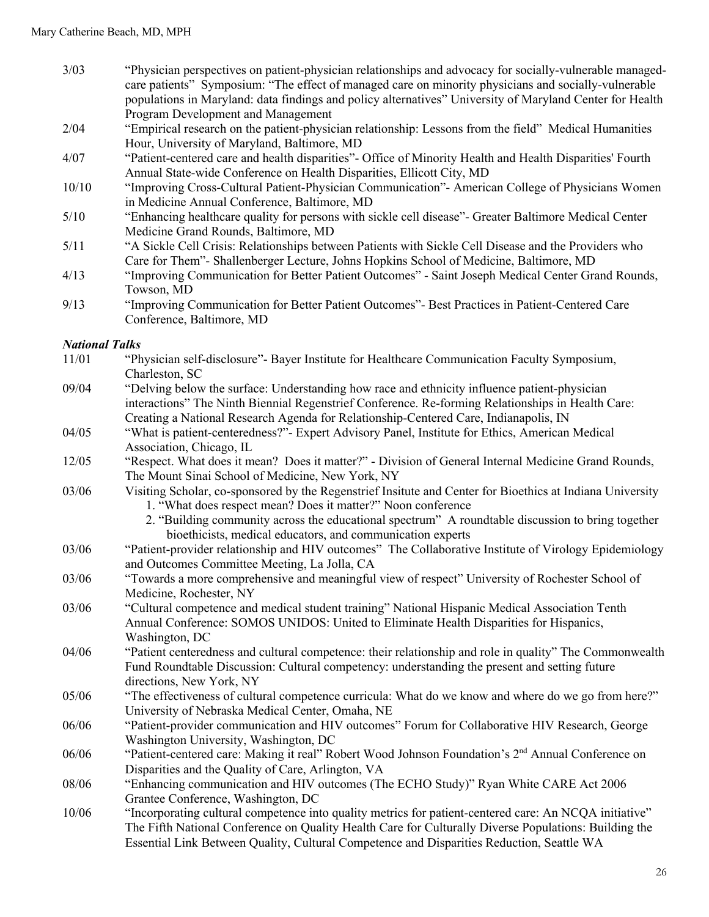3/03 "Physician perspectives on patient-physician relationships and advocacy for socially-vulnerable managed-care patients" Symposium: "The effect of managed care on minority physicians and socially-vulnerable populations in Maryland: data findings and policy alternatives" University of Maryland Center for Health Program Development and Management

2/04 "Empirical research on the patient-physician relationship: Lessons from the field" Medical Humanities Hour, University of Maryland, Baltimore, MD

4/07 "Patient-centered care and health disparities"- Office of Minority Health and Health Disparities' Fourth Annual State-wide Conference on Health Disparities, Ellicott City, MD

10/10 "Improving Cross-Cultural Patient-Physician Communication"- American College of Physicians Women in Medicine Annual Conference, Baltimore, MD

5/10 "Enhancing healthcare quality for persons with sickle cell disease"- Greater Baltimore Medical Center Medicine Grand Rounds, Baltimore, MD

5/11 "A Sickle Cell Crisis: Relationships between Patients with Sickle Cell Disease and the Providers who Care for Them"- Shallenberger Lecture, Johns Hopkins School of Medicine, Baltimore, MD

4/13 "Improving Communication for Better Patient Outcomes" - Saint Joseph Medical Center Grand Rounds, Towson, MD

9/13 "Improving Communication for Better Patient Outcomes"- Best Practices in Patient-Centered Care Conference, Baltimore, MD

***National Talks***

11/01 "Physician self-disclosure"- Bayer Institute for Healthcare Communication Faculty Symposium, Charleston, SC

09/04 "Delving below the surface: Understanding how race and ethnicity influence patient-physician interactions" The Ninth Biennial Regenstrief Conference. Re-forming Relationships in Health Care: Creating a National Research Agenda for Relationship-Centered Care, Indianapolis, IN

04/05 "What is patient-centeredness?"- Expert Advisory Panel, Institute for Ethics, American Medical Association, Chicago, IL

12/05 "Respect. What does it mean? Does it matter?" - Division of General Internal Medicine Grand Rounds, The Mount Sinai School of Medicine, New York, NY

03/06 Visiting Scholar, co-sponsored by the Regenstrief Insitute and Center for Bioethics at Indiana University
1. "What does respect mean? Does it matter?" Noon conference
2. "Building community across the educational spectrum" A roundtable discussion to bring together bioethicists, medical educators, and communication experts

03/06 "Patient-provider relationship and HIV outcomes" The Collaborative Institute of Virology Epidemiology and Outcomes Committee Meeting, La Jolla, CA

03/06 "Towards a more comprehensive and meaningful view of respect" University of Rochester School of Medicine, Rochester, NY

03/06 "Cultural competence and medical student training" National Hispanic Medical Association Tenth Annual Conference: SOMOS UNIDOS: United to Eliminate Health Disparities for Hispanics, Washington, DC

04/06 "Patient centeredness and cultural competence: their relationship and role in quality" The Commonwealth Fund Roundtable Discussion: Cultural competency: understanding the present and setting future directions, New York, NY

05/06 "The effectiveness of cultural competence curricula: What do we know and where do we go from here?" University of Nebraska Medical Center, Omaha, NE

06/06 "Patient-provider communication and HIV outcomes" Forum for Collaborative HIV Research, George Washington University, Washington, DC

06/06 "Patient-centered care: Making it real" Robert Wood Johnson Foundation's 2nd Annual Conference on Disparities and the Quality of Care, Arlington, VA

08/06 "Enhancing communication and HIV outcomes (The ECHO Study)" Ryan White CARE Act 2006 Grantee Conference, Washington, DC

10/06 "Incorporating cultural competence into quality metrics for patient-centered care: An NCQA initiative" The Fifth National Conference on Quality Health Care for Culturally Diverse Populations: Building the Essential Link Between Quality, Cultural Competence and Disparities Reduction, Seattle WA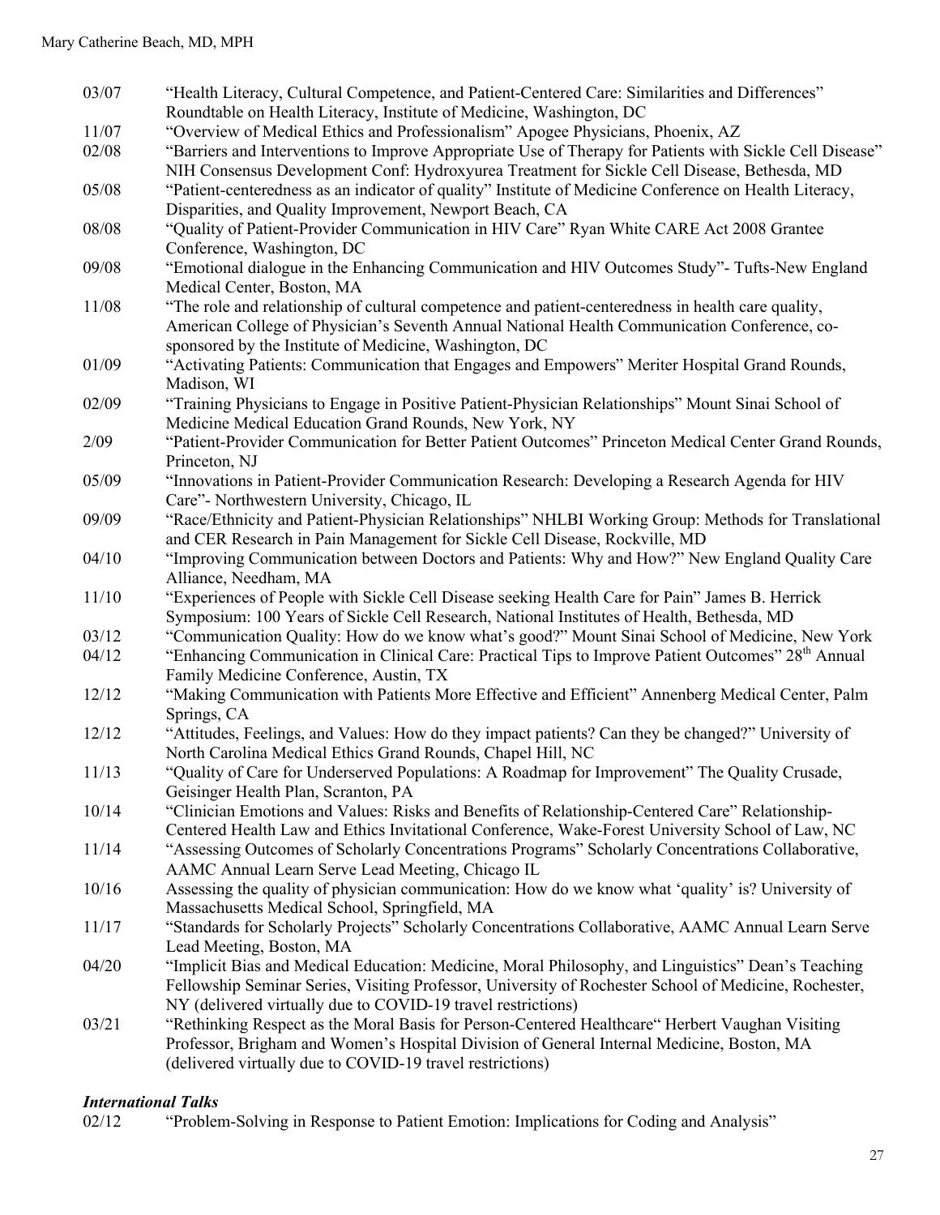03/07 "Health Literacy, Cultural Competence, and Patient-Centered Care: Similarities and Differences" Roundtable on Health Literacy, Institute of Medicine, Washington, DC

11/07 "Overview of Medical Ethics and Professionalism" Apogee Physicians, Phoenix, AZ

02/08 "Barriers and Interventions to Improve Appropriate Use of Therapy for Patients with Sickle Cell Disease" NIH Consensus Development Conf: Hydroxyurea Treatment for Sickle Cell Disease, Bethesda, MD

05/08 "Patient-centeredness as an indicator of quality" Institute of Medicine Conference on Health Literacy, Disparities, and Quality Improvement, Newport Beach, CA

08/08 "Quality of Patient-Provider Communication in HIV Care" Ryan White CARE Act 2008 Grantee Conference, Washington, DC

09/08 "Emotional dialogue in the Enhancing Communication and HIV Outcomes Study"- Tufts-New England Medical Center, Boston, MA

11/08 "The role and relationship of cultural competence and patient-centeredness in health care quality, American College of Physician's Seventh Annual National Health Communication Conference, co-sponsored by the Institute of Medicine, Washington, DC

01/09 "Activating Patients: Communication that Engages and Empowers" Meriter Hospital Grand Rounds, Madison, WI

02/09 "Training Physicians to Engage in Positive Patient-Physician Relationships" Mount Sinai School of Medicine Medical Education Grand Rounds, New York, NY

2/09 "Patient-Provider Communication for Better Patient Outcomes" Princeton Medical Center Grand Rounds, Princeton, NJ

05/09 "Innovations in Patient-Provider Communication Research: Developing a Research Agenda for HIV Care"- Northwestern University, Chicago, IL

09/09 "Race/Ethnicity and Patient-Physician Relationships" NHLBI Working Group: Methods for Translational and CER Research in Pain Management for Sickle Cell Disease, Rockville, MD

04/10 "Improving Communication between Doctors and Patients: Why and How?" New England Quality Care Alliance, Needham, MA

11/10 "Experiences of People with Sickle Cell Disease seeking Health Care for Pain" James B. Herrick Symposium: 100 Years of Sickle Cell Research, National Institutes of Health, Bethesda, MD

03/12 "Communication Quality: How do we know what's good?" Mount Sinai School of Medicine, New York

04/12 "Enhancing Communication in Clinical Care: Practical Tips to Improve Patient Outcomes" 28th Annual Family Medicine Conference, Austin, TX

12/12 "Making Communication with Patients More Effective and Efficient" Annenberg Medical Center, Palm Springs, CA

12/12 "Attitudes, Feelings, and Values: How do they impact patients? Can they be changed?" University of North Carolina Medical Ethics Grand Rounds, Chapel Hill, NC

11/13 "Quality of Care for Underserved Populations: A Roadmap for Improvement" The Quality Crusade, Geisinger Health Plan, Scranton, PA

10/14 "Clinician Emotions and Values: Risks and Benefits of Relationship-Centered Care" Relationship-Centered Health Law and Ethics Invitational Conference, Wake-Forest University School of Law, NC

11/14 "Assessing Outcomes of Scholarly Concentrations Programs" Scholarly Concentrations Collaborative, AAMC Annual Learn Serve Lead Meeting, Chicago IL

10/16 Assessing the quality of physician communication: How do we know what 'quality' is? University of Massachusetts Medical School, Springfield, MA

11/17 "Standards for Scholarly Projects" Scholarly Concentrations Collaborative, AAMC Annual Learn Serve Lead Meeting, Boston, MA

04/20 "Implicit Bias and Medical Education: Medicine, Moral Philosophy, and Linguistics" Dean's Teaching Fellowship Seminar Series, Visiting Professor, University of Rochester School of Medicine, Rochester, NY (delivered virtually due to COVID-19 travel restrictions)

03/21 "Rethinking Respect as the Moral Basis for Person-Centered Healthcare" Herbert Vaughan Visiting Professor, Brigham and Women's Hospital Division of General Internal Medicine, Boston, MA (delivered virtually due to COVID-19 travel restrictions)

***International Talks***

02/12 "Problem-Solving in Response to Patient Emotion: Implications for Coding and Analysis"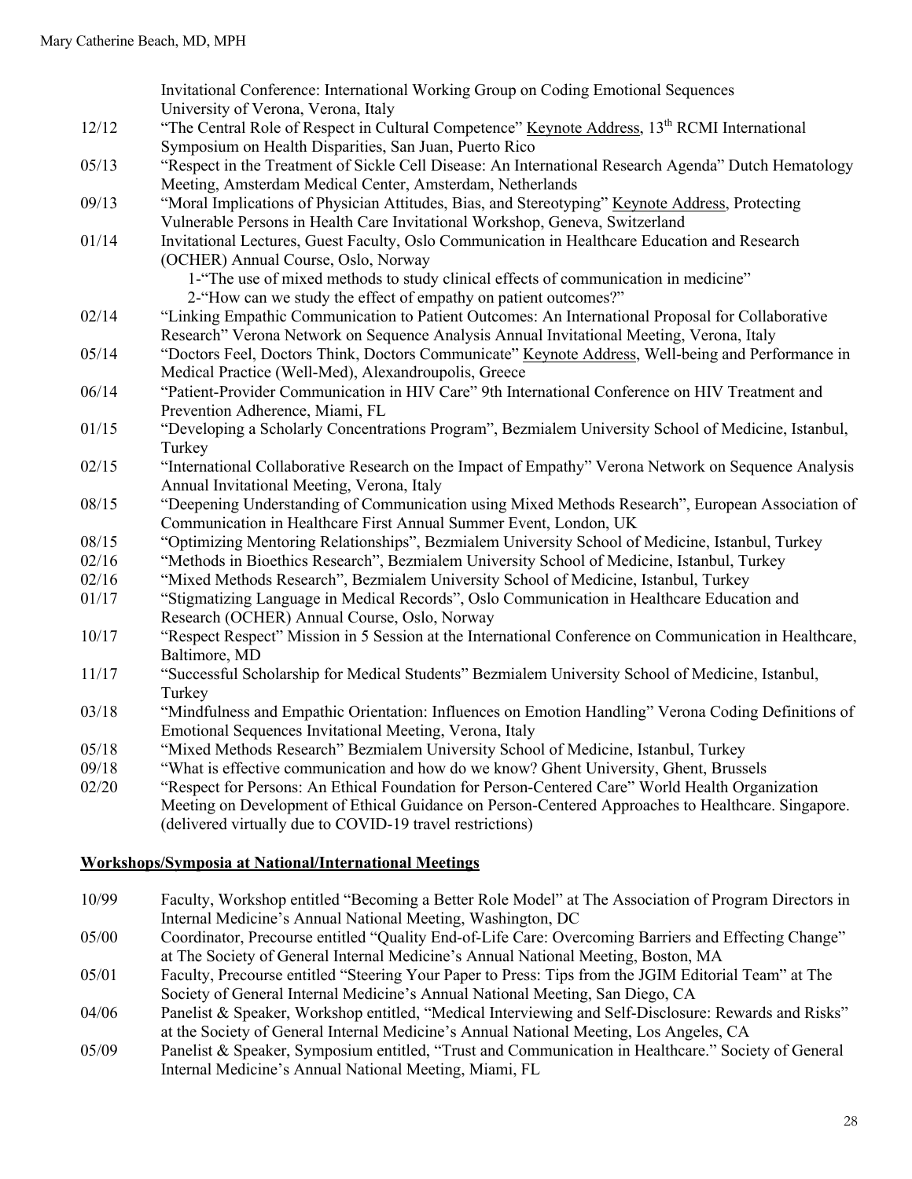Invitational Conference: International Working Group on Coding Emotional Sequences
University of Verona, Verona, Italy

12/12 "The Central Role of Respect in Cultural Competence" Keynote Address, 13th RCMI International Symposium on Health Disparities, San Juan, Puerto Rico

05/13 "Respect in the Treatment of Sickle Cell Disease: An International Research Agenda" Dutch Hematology Meeting, Amsterdam Medical Center, Amsterdam, Netherlands

09/13 "Moral Implications of Physician Attitudes, Bias, and Stereotyping" Keynote Address, Protecting Vulnerable Persons in Health Care Invitational Workshop, Geneva, Switzerland

01/14 Invitational Lectures, Guest Faculty, Oslo Communication in Healthcare Education and Research (OCHER) Annual Course, Oslo, Norway
1-"The use of mixed methods to study clinical effects of communication in medicine"
2-"How can we study the effect of empathy on patient outcomes?"

02/14 "Linking Empathic Communication to Patient Outcomes: An International Proposal for Collaborative Research" Verona Network on Sequence Analysis Annual Invitational Meeting, Verona, Italy

05/14 "Doctors Feel, Doctors Think, Doctors Communicate" Keynote Address, Well-being and Performance in Medical Practice (Well-Med), Alexandroupolis, Greece

06/14 "Patient-Provider Communication in HIV Care" 9th International Conference on HIV Treatment and Prevention Adherence, Miami, FL

01/15 "Developing a Scholarly Concentrations Program", Bezmialem University School of Medicine, Istanbul, Turkey

02/15 "International Collaborative Research on the Impact of Empathy" Verona Network on Sequence Analysis Annual Invitational Meeting, Verona, Italy

08/15 "Deepening Understanding of Communication using Mixed Methods Research", European Association of Communication in Healthcare First Annual Summer Event, London, UK

08/15 "Optimizing Mentoring Relationships", Bezmialem University School of Medicine, Istanbul, Turkey

02/16 "Methods in Bioethics Research", Bezmialem University School of Medicine, Istanbul, Turkey

02/16 "Mixed Methods Research", Bezmialem University School of Medicine, Istanbul, Turkey

01/17 "Stigmatizing Language in Medical Records", Oslo Communication in Healthcare Education and Research (OCHER) Annual Course, Oslo, Norway

10/17 "Respect Respect" Mission in 5 Session at the International Conference on Communication in Healthcare, Baltimore, MD

11/17 "Successful Scholarship for Medical Students" Bezmialem University School of Medicine, Istanbul, Turkey

03/18 "Mindfulness and Empathic Orientation: Influences on Emotion Handling" Verona Coding Definitions of Emotional Sequences Invitational Meeting, Verona, Italy

05/18 "Mixed Methods Research" Bezmialem University School of Medicine, Istanbul, Turkey

09/18 "What is effective communication and how do we know? Ghent University, Ghent, Brussels

02/20 "Respect for Persons: An Ethical Foundation for Person-Centered Care" World Health Organization Meeting on Development of Ethical Guidance on Person-Centered Approaches to Healthcare. Singapore. (delivered virtually due to COVID-19 travel restrictions)

## Workshops/Symposia at National/International Meetings

10/99 Faculty, Workshop entitled "Becoming a Better Role Model" at The Association of Program Directors in Internal Medicine's Annual National Meeting, Washington, DC

05/00 Coordinator, Precourse entitled "Quality End-of-Life Care: Overcoming Barriers and Effecting Change" at The Society of General Internal Medicine's Annual National Meeting, Boston, MA

05/01 Faculty, Precourse entitled "Steering Your Paper to Press: Tips from the JGIM Editorial Team" at The Society of General Internal Medicine's Annual National Meeting, San Diego, CA

04/06 Panelist & Speaker, Workshop entitled, "Medical Interviewing and Self-Disclosure: Rewards and Risks" at the Society of General Internal Medicine's Annual National Meeting, Los Angeles, CA

05/09 Panelist & Speaker, Symposium entitled, "Trust and Communication in Healthcare." Society of General Internal Medicine's Annual National Meeting, Miami, FL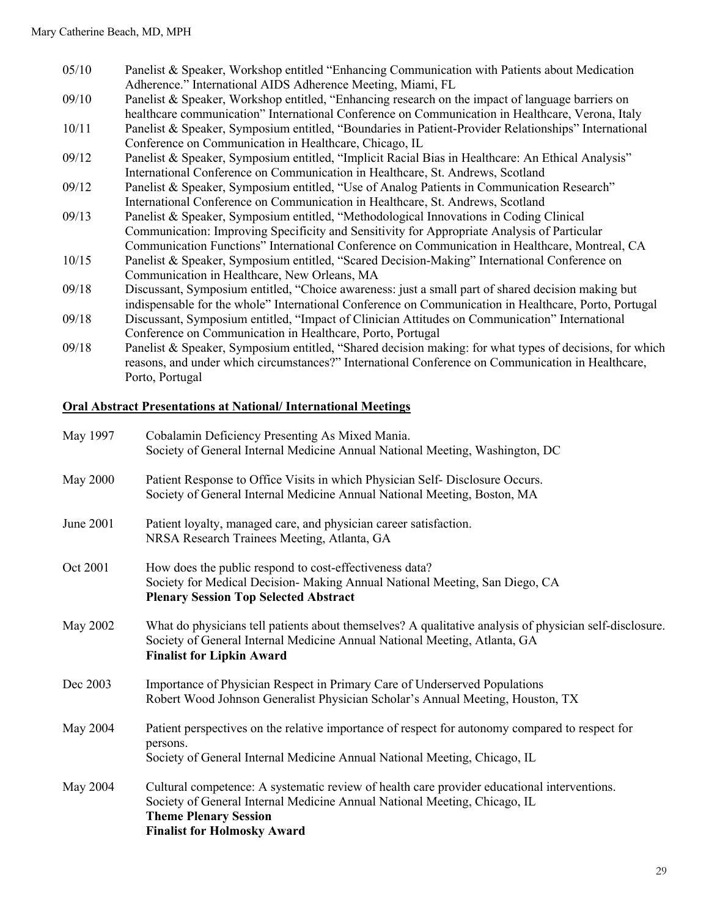| | |
|---|---|
| 05/10 | Panelist & Speaker, Workshop entitled "Enhancing Communication with Patients about Medication Adherence." International AIDS Adherence Meeting, Miami, FL |
| 09/10 | Panelist & Speaker, Workshop entitled, "Enhancing research on the impact of language barriers on healthcare communication" International Conference on Communication in Healthcare, Verona, Italy |
| 10/11 | Panelist & Speaker, Symposium entitled, "Boundaries in Patient-Provider Relationships" International Conference on Communication in Healthcare, Chicago, IL |
| 09/12 | Panelist & Speaker, Symposium entitled, "Implicit Racial Bias in Healthcare: An Ethical Analysis" International Conference on Communication in Healthcare, St. Andrews, Scotland |
| 09/12 | Panelist & Speaker, Symposium entitled, "Use of Analog Patients in Communication Research" International Conference on Communication in Healthcare, St. Andrews, Scotland |
| 09/13 | Panelist & Speaker, Symposium entitled, "Methodological Innovations in Coding Clinical Communication: Improving Specificity and Sensitivity for Appropriate Analysis of Particular Communication Functions" International Conference on Communication in Healthcare, Montreal, CA |
| 10/15 | Panelist & Speaker, Symposium entitled, "Scared Decision-Making" International Conference on Communication in Healthcare, New Orleans, MA |
| 09/18 | Discussant, Symposium entitled, "Choice awareness: just a small part of shared decision making but indispensable for the whole" International Conference on Communication in Healthcare, Porto, Portugal |
| 09/18 | Discussant, Symposium entitled, "Impact of Clinician Attitudes on Communication" International Conference on Communication in Healthcare, Porto, Portugal |
| 09/18 | Panelist & Speaker, Symposium entitled, "Shared decision making: for what types of decisions, for which reasons, and under which circumstances?" International Conference on Communication in Healthcare, Porto, Portugal |

## Oral Abstract Presentations at National/ International Meetings

| | |
|---|---|
| May 1997 | Cobalamin Deficiency Presenting As Mixed Mania.<br>Society of General Internal Medicine Annual National Meeting, Washington, DC |
| May 2000 | Patient Response to Office Visits in which Physician Self- Disclosure Occurs.<br>Society of General Internal Medicine Annual National Meeting, Boston, MA |
| June 2001 | Patient loyalty, managed care, and physician career satisfaction.<br>NRSA Research Trainees Meeting, Atlanta, GA |
| Oct 2001 | How does the public respond to cost-effectiveness data?<br>Society for Medical Decision- Making Annual National Meeting, San Diego, CA<br>**Plenary Session Top Selected Abstract** |
| May 2002 | What do physicians tell patients about themselves? A qualitative analysis of physician self-disclosure.<br>Society of General Internal Medicine Annual National Meeting, Atlanta, GA<br>**Finalist for Lipkin Award** |
| Dec 2003 | Importance of Physician Respect in Primary Care of Underserved Populations<br>Robert Wood Johnson Generalist Physician Scholar's Annual Meeting, Houston, TX |
| May 2004 | Patient perspectives on the relative importance of respect for autonomy compared to respect for persons.<br>Society of General Internal Medicine Annual National Meeting, Chicago, IL |
| May 2004 | Cultural competence: A systematic review of health care provider educational interventions.<br>Society of General Internal Medicine Annual National Meeting, Chicago, IL<br>**Theme Plenary Session**<br>**Finalist for Holmosky Award** |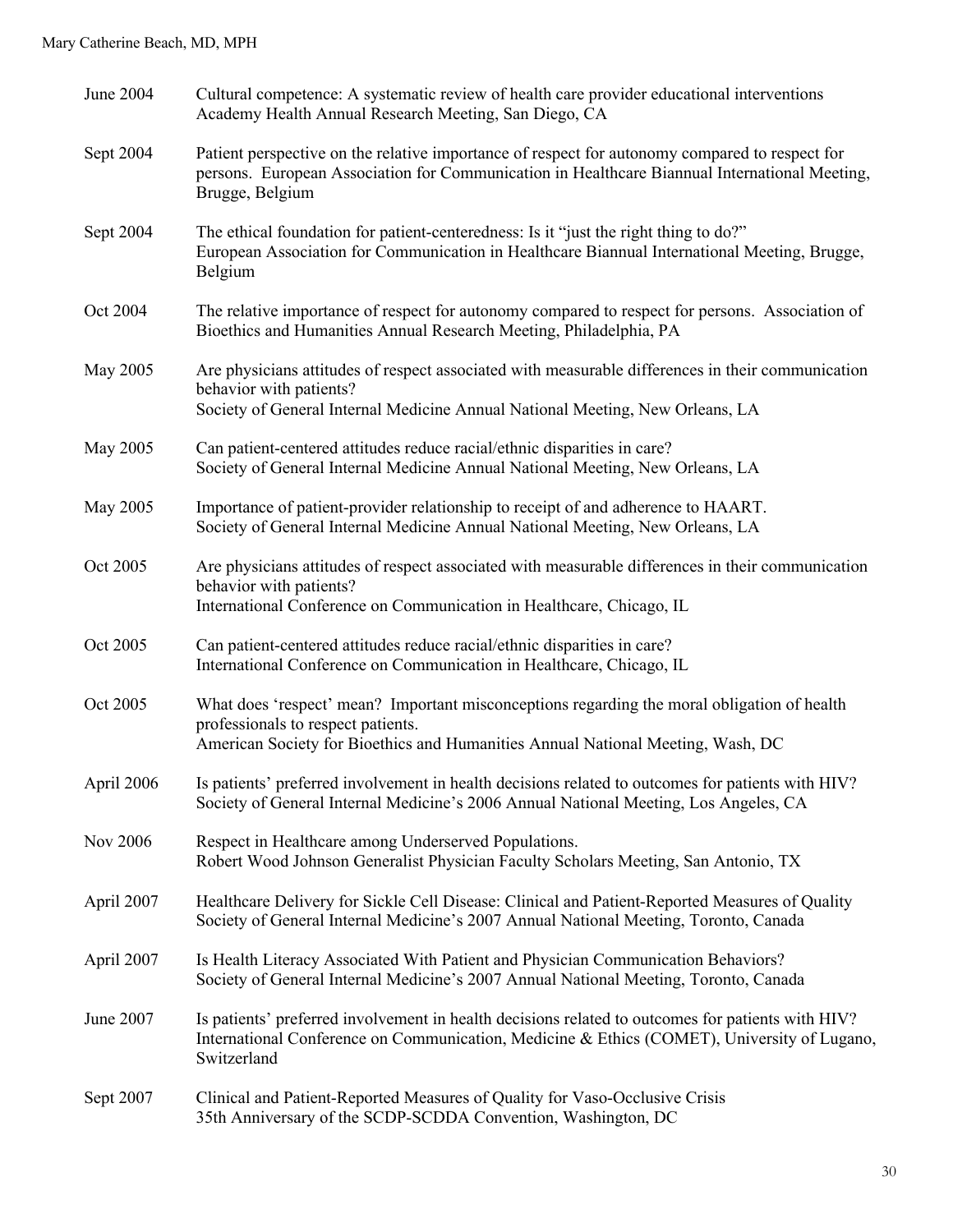| | |
|---|---|
| June 2004 | Cultural competence: A systematic review of health care provider educational interventions<br>Academy Health Annual Research Meeting, San Diego, CA |
| Sept 2004 | Patient perspective on the relative importance of respect for autonomy compared to respect for persons. European Association for Communication in Healthcare Biannual International Meeting, Brugge, Belgium |
| Sept 2004 | The ethical foundation for patient-centeredness: Is it "just the right thing to do?"<br>European Association for Communication in Healthcare Biannual International Meeting, Brugge, Belgium |
| Oct 2004 | The relative importance of respect for autonomy compared to respect for persons. Association of Bioethics and Humanities Annual Research Meeting, Philadelphia, PA |
| May 2005 | Are physicians attitudes of respect associated with measurable differences in their communication behavior with patients?<br>Society of General Internal Medicine Annual National Meeting, New Orleans, LA |
| May 2005 | Can patient-centered attitudes reduce racial/ethnic disparities in care?<br>Society of General Internal Medicine Annual National Meeting, New Orleans, LA |
| May 2005 | Importance of patient-provider relationship to receipt of and adherence to HAART.<br>Society of General Internal Medicine Annual National Meeting, New Orleans, LA |
| Oct 2005 | Are physicians attitudes of respect associated with measurable differences in their communication behavior with patients?<br>International Conference on Communication in Healthcare, Chicago, IL |
| Oct 2005 | Can patient-centered attitudes reduce racial/ethnic disparities in care?<br>International Conference on Communication in Healthcare, Chicago, IL |
| Oct 2005 | What does 'respect' mean? Important misconceptions regarding the moral obligation of health professionals to respect patients.<br>American Society for Bioethics and Humanities Annual National Meeting, Wash, DC |
| April 2006 | Is patients' preferred involvement in health decisions related to outcomes for patients with HIV?<br>Society of General Internal Medicine's 2006 Annual National Meeting, Los Angeles, CA |
| Nov 2006 | Respect in Healthcare among Underserved Populations.<br>Robert Wood Johnson Generalist Physician Faculty Scholars Meeting, San Antonio, TX |
| April 2007 | Healthcare Delivery for Sickle Cell Disease: Clinical and Patient-Reported Measures of Quality<br>Society of General Internal Medicine's 2007 Annual National Meeting, Toronto, Canada |
| April 2007 | Is Health Literacy Associated With Patient and Physician Communication Behaviors?<br>Society of General Internal Medicine's 2007 Annual National Meeting, Toronto, Canada |
| June 2007 | Is patients' preferred involvement in health decisions related to outcomes for patients with HIV?<br>International Conference on Communication, Medicine & Ethics (COMET), University of Lugano, Switzerland |
| Sept 2007 | Clinical and Patient-Reported Measures of Quality for Vaso-Occlusive Crisis<br>35th Anniversary of the SCDP-SCDDA Convention, Washington, DC |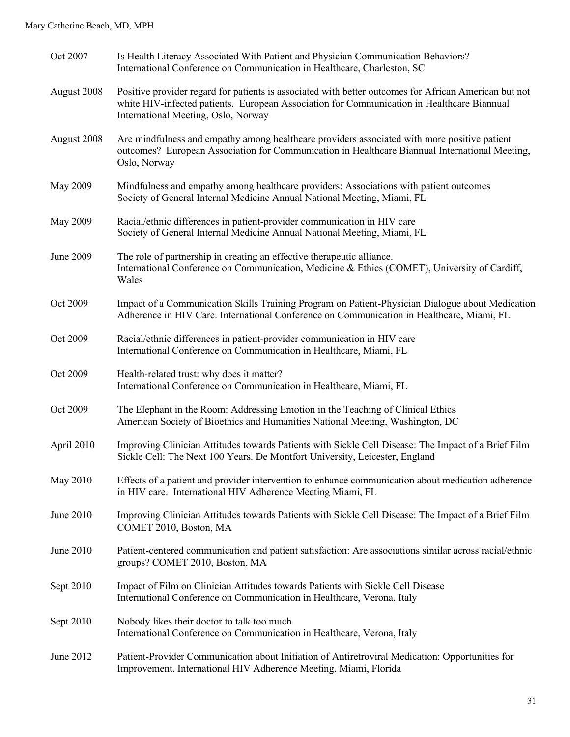| | |
|---|---|
| Oct 2007 | Is Health Literacy Associated With Patient and Physician Communication Behaviors? International Conference on Communication in Healthcare, Charleston, SC |
| August 2008 | Positive provider regard for patients is associated with better outcomes for African American but not white HIV-infected patients. European Association for Communication in Healthcare Biannual International Meeting, Oslo, Norway |
| August 2008 | Are mindfulness and empathy among healthcare providers associated with more positive patient outcomes? European Association for Communication in Healthcare Biannual International Meeting, Oslo, Norway |
| May 2009 | Mindfulness and empathy among healthcare providers: Associations with patient outcomes Society of General Internal Medicine Annual National Meeting, Miami, FL |
| May 2009 | Racial/ethnic differences in patient-provider communication in HIV care Society of General Internal Medicine Annual National Meeting, Miami, FL |
| June 2009 | The role of partnership in creating an effective therapeutic alliance. International Conference on Communication, Medicine & Ethics (COMET), University of Cardiff, Wales |
| Oct 2009 | Impact of a Communication Skills Training Program on Patient-Physician Dialogue about Medication Adherence in HIV Care. International Conference on Communication in Healthcare, Miami, FL |
| Oct 2009 | Racial/ethnic differences in patient-provider communication in HIV care International Conference on Communication in Healthcare, Miami, FL |
| Oct 2009 | Health-related trust: why does it matter? International Conference on Communication in Healthcare, Miami, FL |
| Oct 2009 | The Elephant in the Room: Addressing Emotion in the Teaching of Clinical Ethics American Society of Bioethics and Humanities National Meeting, Washington, DC |
| April 2010 | Improving Clinician Attitudes towards Patients with Sickle Cell Disease: The Impact of a Brief Film Sickle Cell: The Next 100 Years. De Montfort University, Leicester, England |
| May 2010 | Effects of a patient and provider intervention to enhance communication about medication adherence in HIV care. International HIV Adherence Meeting Miami, FL |
| June 2010 | Improving Clinician Attitudes towards Patients with Sickle Cell Disease: The Impact of a Brief Film COMET 2010, Boston, MA |
| June 2010 | Patient-centered communication and patient satisfaction: Are associations similar across racial/ethnic groups? COMET 2010, Boston, MA |
| Sept 2010 | Impact of Film on Clinician Attitudes towards Patients with Sickle Cell Disease International Conference on Communication in Healthcare, Verona, Italy |
| Sept 2010 | Nobody likes their doctor to talk too much International Conference on Communication in Healthcare, Verona, Italy |
| June 2012 | Patient-Provider Communication about Initiation of Antiretroviral Medication: Opportunities for Improvement. International HIV Adherence Meeting, Miami, Florida |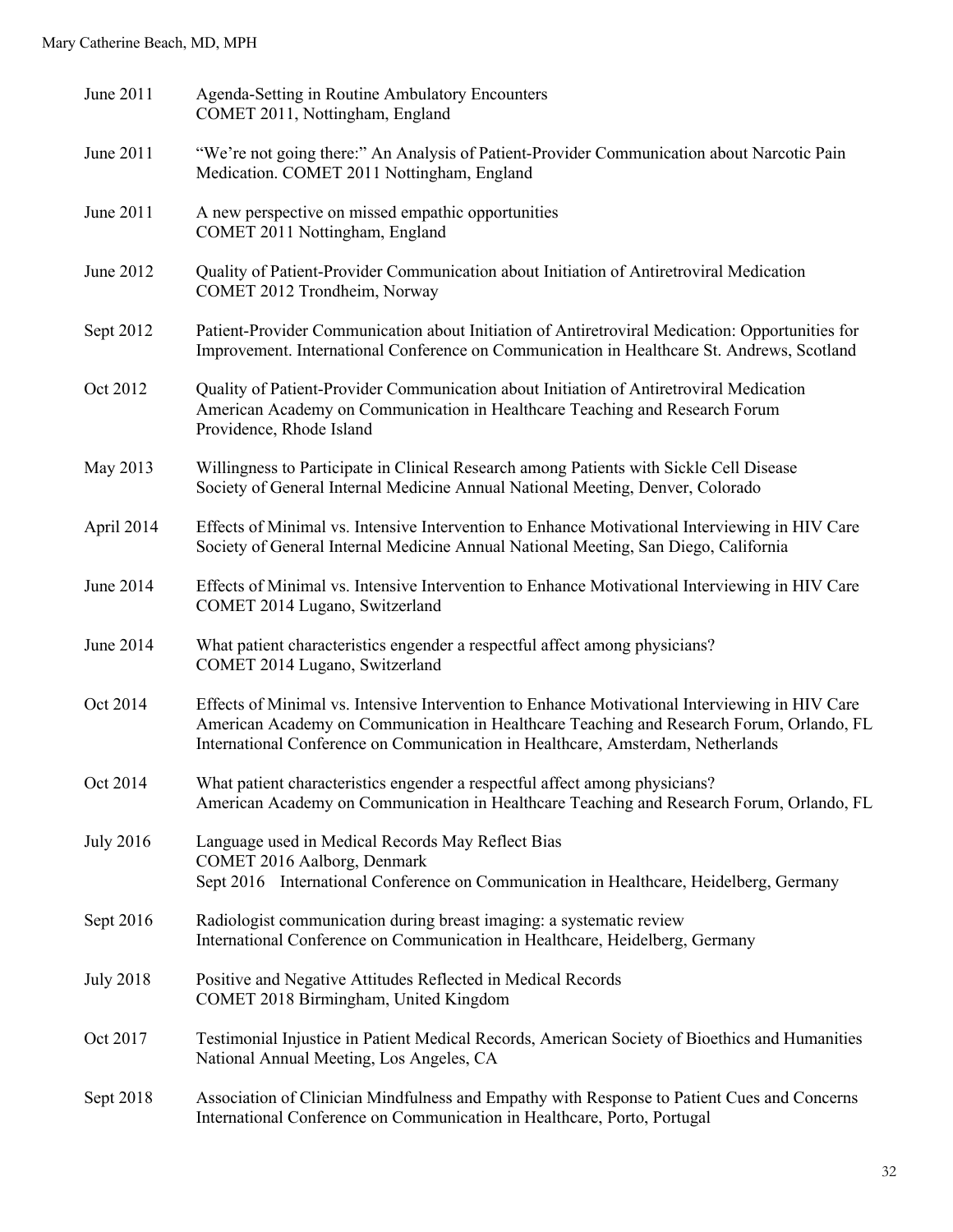June 2011 Agenda-Setting in Routine Ambulatory Encounters
COMET 2011, Nottingham, England

June 2011 "We're not going there:" An Analysis of Patient-Provider Communication about Narcotic Pain Medication. COMET 2011 Nottingham, England

June 2011 A new perspective on missed empathic opportunities
COMET 2011 Nottingham, England

June 2012 Quality of Patient-Provider Communication about Initiation of Antiretroviral Medication
COMET 2012 Trondheim, Norway

Sept 2012 Patient-Provider Communication about Initiation of Antiretroviral Medication: Opportunities for Improvement. International Conference on Communication in Healthcare St. Andrews, Scotland

Oct 2012 Quality of Patient-Provider Communication about Initiation of Antiretroviral Medication
American Academy on Communication in Healthcare Teaching and Research Forum
Providence, Rhode Island

May 2013 Willingness to Participate in Clinical Research among Patients with Sickle Cell Disease
Society of General Internal Medicine Annual National Meeting, Denver, Colorado

April 2014 Effects of Minimal vs. Intensive Intervention to Enhance Motivational Interviewing in HIV Care
Society of General Internal Medicine Annual National Meeting, San Diego, California

June 2014 Effects of Minimal vs. Intensive Intervention to Enhance Motivational Interviewing in HIV Care
COMET 2014 Lugano, Switzerland

June 2014 What patient characteristics engender a respectful affect among physicians?
COMET 2014 Lugano, Switzerland

Oct 2014 Effects of Minimal vs. Intensive Intervention to Enhance Motivational Interviewing in HIV Care
American Academy on Communication in Healthcare Teaching and Research Forum, Orlando, FL
International Conference on Communication in Healthcare, Amsterdam, Netherlands

Oct 2014 What patient characteristics engender a respectful affect among physicians?
American Academy on Communication in Healthcare Teaching and Research Forum, Orlando, FL

July 2016 Language used in Medical Records May Reflect Bias
COMET 2016 Aalborg, Denmark
Sept 2016 International Conference on Communication in Healthcare, Heidelberg, Germany

Sept 2016 Radiologist communication during breast imaging: a systematic review
International Conference on Communication in Healthcare, Heidelberg, Germany

July 2018 Positive and Negative Attitudes Reflected in Medical Records
COMET 2018 Birmingham, United Kingdom

Oct 2017 Testimonial Injustice in Patient Medical Records, American Society of Bioethics and Humanities National Annual Meeting, Los Angeles, CA

Sept 2018 Association of Clinician Mindfulness and Empathy with Response to Patient Cues and Concerns
International Conference on Communication in Healthcare, Porto, Portugal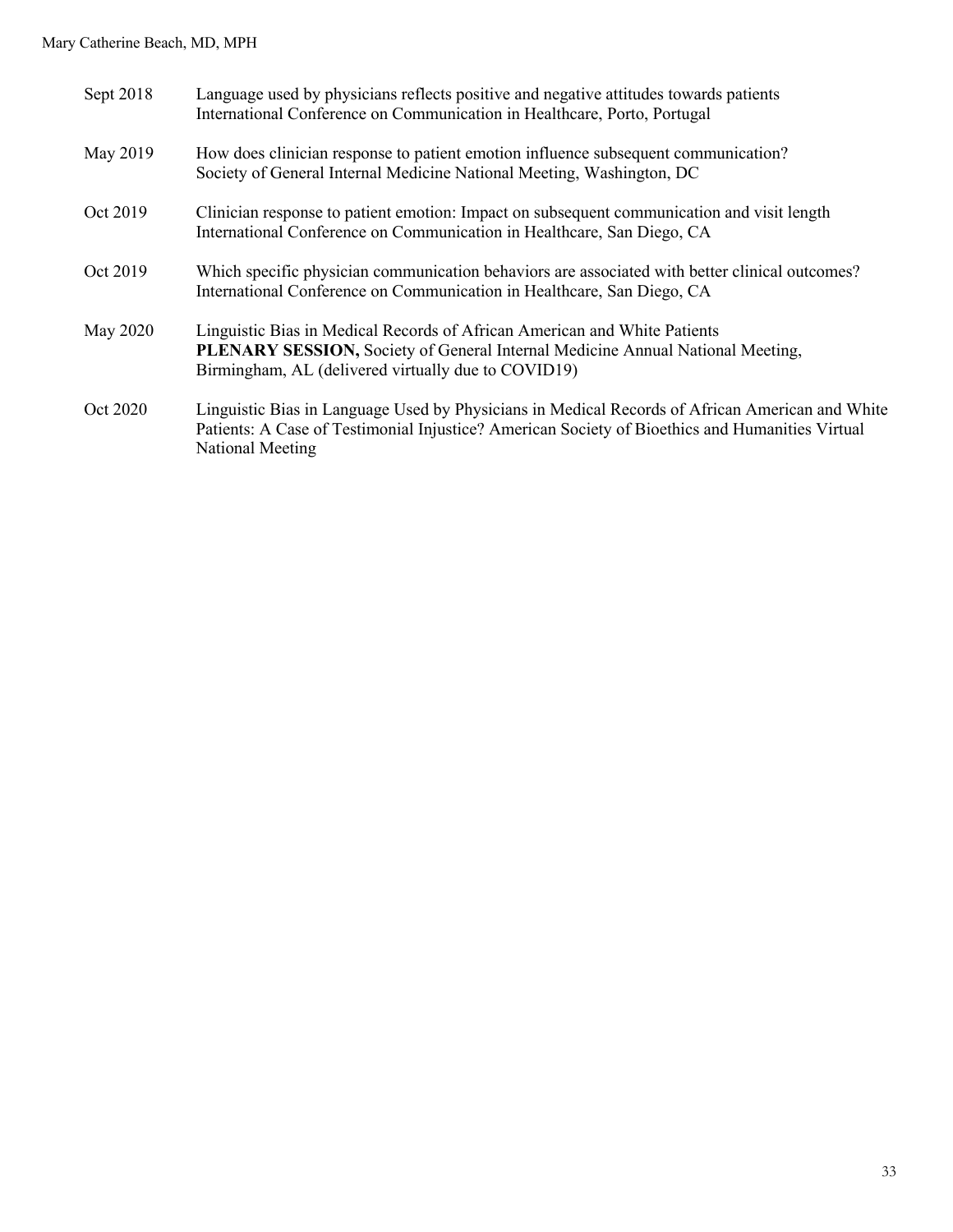Sept 2018 Language used by physicians reflects positive and negative attitudes towards patients
International Conference on Communication in Healthcare, Porto, Portugal

May 2019 How does clinician response to patient emotion influence subsequent communication?
Society of General Internal Medicine National Meeting, Washington, DC

Oct 2019 Clinician response to patient emotion: Impact on subsequent communication and visit length
International Conference on Communication in Healthcare, San Diego, CA

Oct 2019 Which specific physician communication behaviors are associated with better clinical outcomes?
International Conference on Communication in Healthcare, San Diego, CA

May 2020 Linguistic Bias in Medical Records of African American and White Patients
**PLENARY SESSION,** Society of General Internal Medicine Annual National Meeting, Birmingham, AL (delivered virtually due to COVID19)

Oct 2020 Linguistic Bias in Language Used by Physicians in Medical Records of African American and White Patients: A Case of Testimonial Injustice? American Society of Bioethics and Humanities Virtual National Meeting